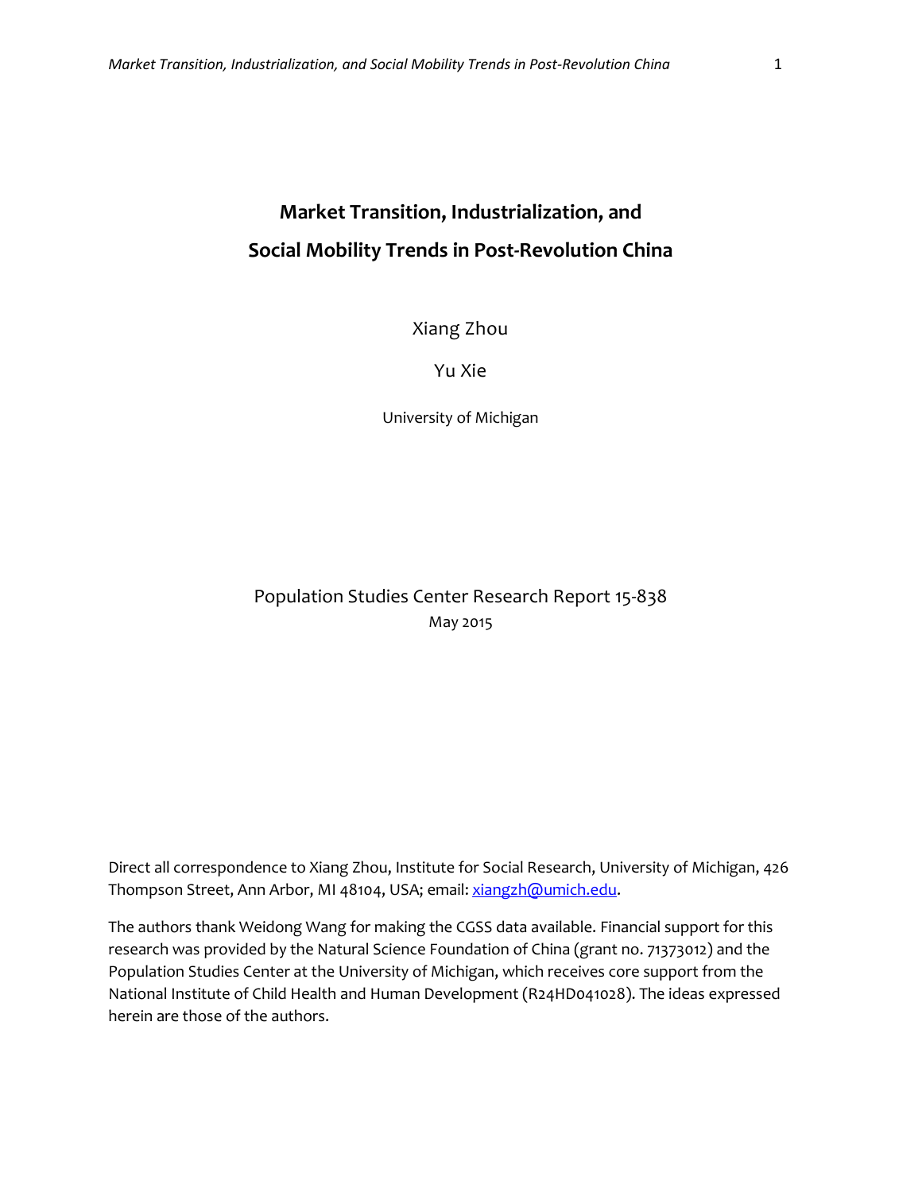# Market Transition, Industrialization, and Social Mobility Trends in Post-Revolution China

Xiang Zhou

Yu Xie

University of Michigan

Population Studies Center Research Report 15-838

May 2015

Direct all correspondence to Xiang Zhou, Institute for Social Research, University of Michigan, 426 Thompson Street, Ann Arbor, MI 48104, USA; email: xiangzh@umich.edu.

The authors thank Weidong Wang for making the CGSS data available. Financial support for this research was provided by the Natural Science Foundation of China (grant no. 71373012) and the Population Studies Center at the University of Michigan, which receives core support from the National Institute of Child Health and Human Development (R24HD041028). The ideas expressed herein are those of the authors.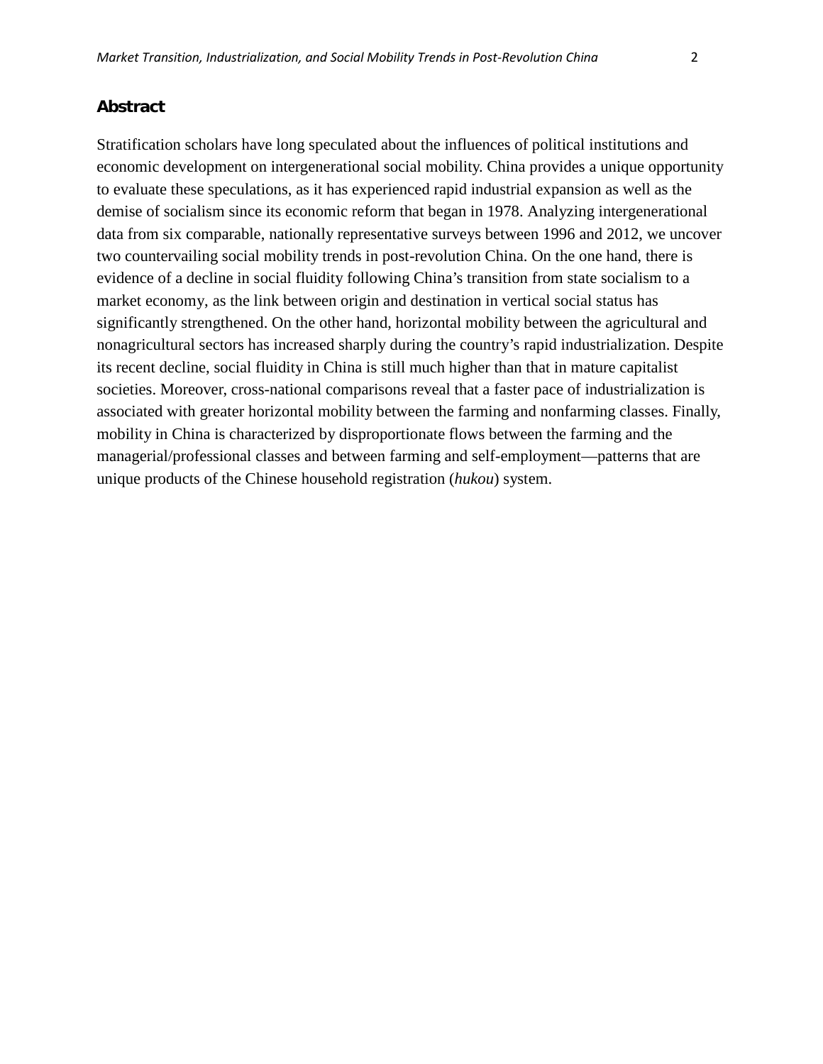## Abstract

Stratification scholars have long speculated about the influences of political institutions and economic development on intergenerational social mobility. China provides a unique opportunity to evaluate these speculations, as it has experienced rapid industrial expansion as well as the demise of socialism since its economic reform that began in 1978. Analyzing intergenerational data from six comparable, nationally representative surveys between 1996 and 2012, we uncover two countervailing social mobility trends in post-revolution China. On the one hand, there is evidence of a decline in social fluidity following China's transition from state socialism to a market economy, as the link between origin and destination in vertical social status has significantly strengthened. On the other hand, horizontal mobility between the agricultural and nonagricultural sectors has increased sharply during the country's rapid industrialization. Despite its recent decline, social fluidity in China is still much higher than that in mature capitalist societies. Moreover, cross-national comparisons reveal that a faster pace of industrialization is associated with greater horizontal mobility between the farming and nonfarming classes. Finally, mobility in China is characterized by disproportionate flows between the farming and the managerial/professional classes and between farming and self-employment—patterns that are unique products of the Chinese household registration (*hukou*) system.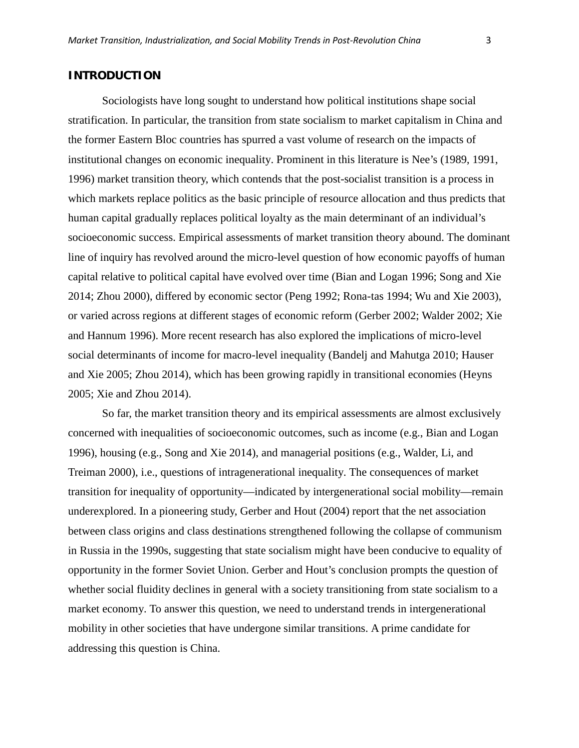# INTRODUCTION

Sociologists have long sought to understand how political institutions shape social stratification. In particular, the transition from state socialism to market capitalism in China and the former Eastern Bloc countries has spurred a vast volume of research on the impacts of institutional changes on economic inequality. Prominent in this literature is Nee's (1989, 1991, 1996) market transition theory, which contends that the post-socialist transition is a process in which markets replace politics as the basic principle of resource allocation and thus predicts that human capital gradually replaces political loyalty as the main determinant of an individual's socioeconomic success. Empirical assessments of market transition theory abound. The dominant line of inquiry has revolved around the micro-level question of how economic payoffs of human capital relative to political capital have evolved over time (Bian and Logan 1996; Song and Xie 2014; Zhou 2000), differed by economic sector (Peng 1992; Rona-tas 1994; Wu and Xie 2003), or varied across regions at different stages of economic reform (Gerber 2002; Walder 2002; Xie and Hannum 1996). More recent research has also explored the implications of micro-level social determinants of income for macro-level inequality (Bandelj and Mahutga 2010; Hauser and Xie 2005; Zhou 2014), which has been growing rapidly in transitional economies (Heyns 2005; Xie and Zhou 2014).

So far, the market transition theory and its empirical assessments are almost exclusively concerned with inequalities of socioeconomic outcomes, such as income (e.g., Bian and Logan 1996), housing (e.g., Song and Xie 2014), and managerial positions (e.g., Walder, Li, and Treiman 2000), i.e., questions of intragenerational inequality. The consequences of market transition for inequality of opportunity—indicated by intergenerational social mobility—remain underexplored. In a pioneering study, Gerber and Hout (2004) report that the net association between class origins and class destinations strengthened following the collapse of communism in Russia in the 1990s, suggesting that state socialism might have been conducive to equality of opportunity in the former Soviet Union. Gerber and Hout's conclusion prompts the question of whether social fluidity declines in general with a society transitioning from state socialism to a market economy. To answer this question, we need to understand trends in intergenerational mobility in other societies that have undergone similar transitions. A prime candidate for addressing this question is China.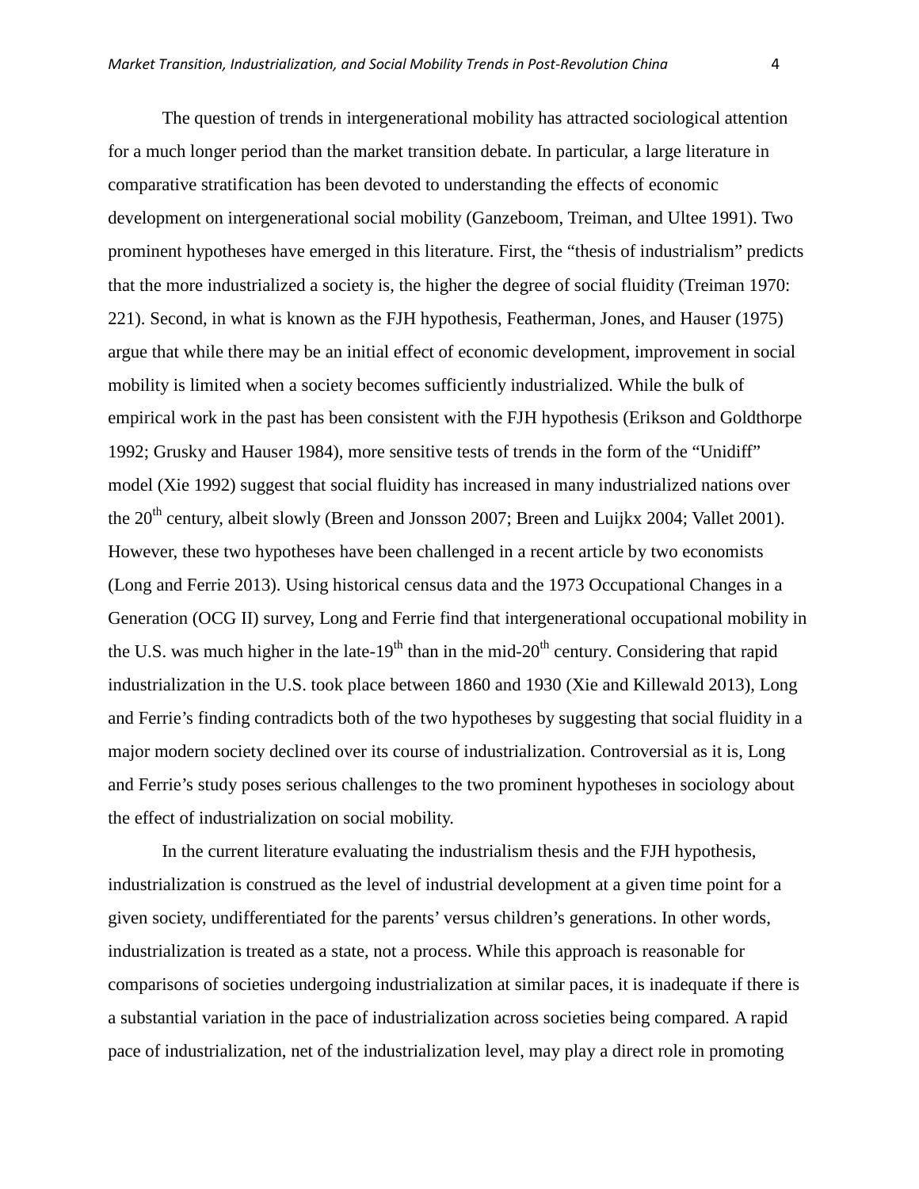The question of trends in intergenerational mobility has attracted sociological attention for a much longer period than the market transition debate. In particular, a large literature in comparative stratification has been devoted to understanding the effects of economic development on intergenerational social mobility (Ganzeboom, Treiman, and Ultee 1991). Two prominent hypotheses have emerged in this literature. First, the "thesis of industrialism" predicts that the more industrialized a society is, the higher the degree of social fluidity (Treiman 1970: 221). Second, in what is known as the FJH hypothesis, Featherman, Jones, and Hauser (1975) argue that while there may be an initial effect of economic development, improvement in social mobility is limited when a society becomes sufficiently industrialized. While the bulk of empirical work in the past has been consistent with the FJH hypothesis (Erikson and Goldthorpe 1992; Grusky and Hauser 1984), more sensitive tests of trends in the form of the "Unidiff" model (Xie 1992) suggest that social fluidity has increased in many industrialized nations over the 20th century, albeit slowly (Breen and Jonsson 2007; Breen and Luijkx 2004; Vallet 2001). However, these two hypotheses have been challenged in a recent article by two economists (Long and Ferrie 2013). Using historical census data and the 1973 Occupational Changes in a Generation (OCG II) survey, Long and Ferrie find that intergenerational occupational mobility in the U.S. was much higher in the late-19th than in the mid-20th century. Considering that rapid industrialization in the U.S. took place between 1860 and 1930 (Xie and Killewald 2013), Long and Ferrie's finding contradicts both of the two hypotheses by suggesting that social fluidity in a major modern society declined over its course of industrialization. Controversial as it is, Long and Ferrie's study poses serious challenges to the two prominent hypotheses in sociology about the effect of industrialization on social mobility.

In the current literature evaluating the industrialism thesis and the FJH hypothesis, industrialization is construed as the level of industrial development at a given time point for a given society, undifferentiated for the parents' versus children's generations. In other words, industrialization is treated as a state, not a process. While this approach is reasonable for comparisons of societies undergoing industrialization at similar paces, it is inadequate if there is a substantial variation in the pace of industrialization across societies being compared. A rapid pace of industrialization, net of the industrialization level, may play a direct role in promoting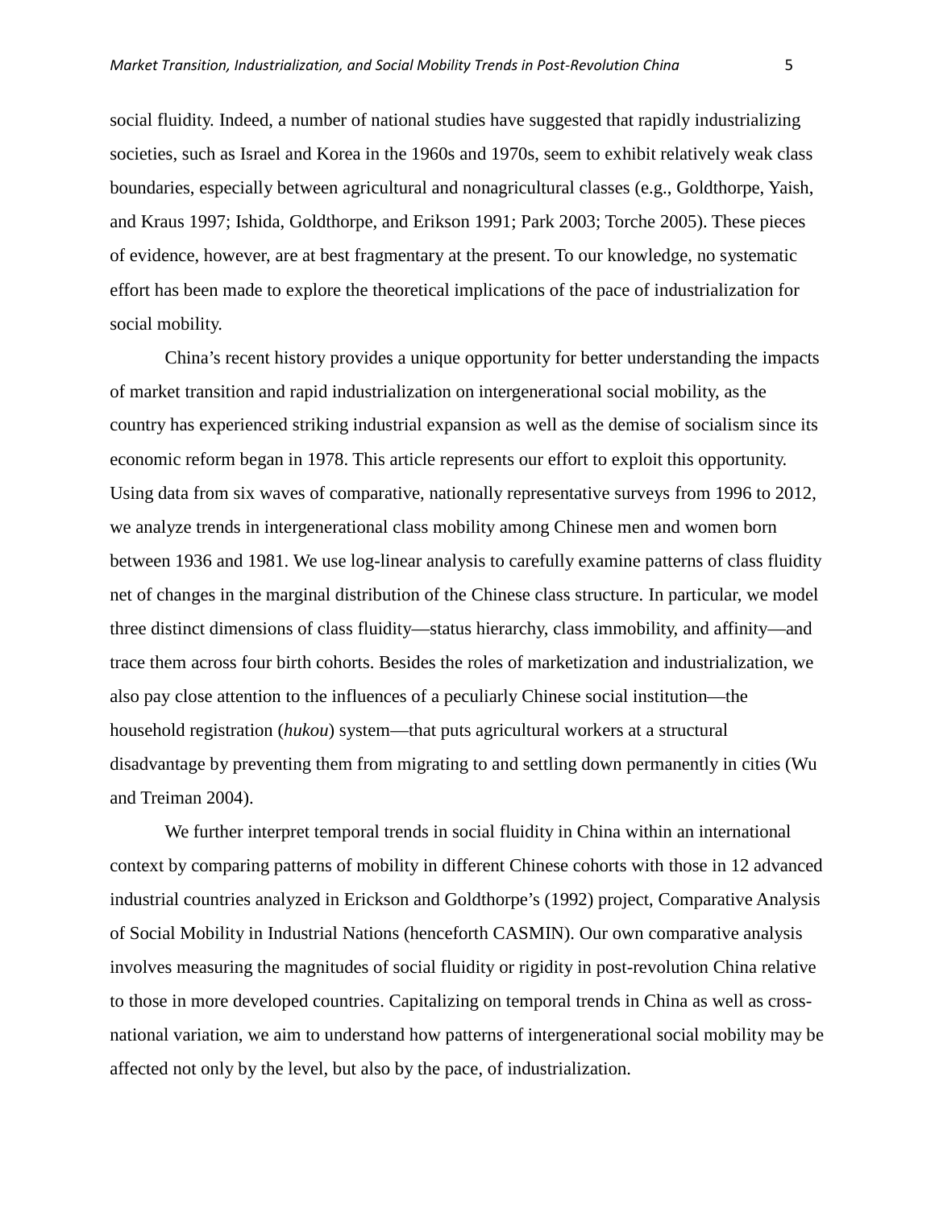social fluidity. Indeed, a number of national studies have suggested that rapidly industrializing societies, such as Israel and Korea in the 1960s and 1970s, seem to exhibit relatively weak class boundaries, especially between agricultural and nonagricultural classes (e.g., Goldthorpe, Yaish, and Kraus 1997; Ishida, Goldthorpe, and Erikson 1991; Park 2003; Torche 2005). These pieces of evidence, however, are at best fragmentary at the present. To our knowledge, no systematic effort has been made to explore the theoretical implications of the pace of industrialization for social mobility.

China's recent history provides a unique opportunity for better understanding the impacts of market transition and rapid industrialization on intergenerational social mobility, as the country has experienced striking industrial expansion as well as the demise of socialism since its economic reform began in 1978. This article represents our effort to exploit this opportunity. Using data from six waves of comparative, nationally representative surveys from 1996 to 2012, we analyze trends in intergenerational class mobility among Chinese men and women born between 1936 and 1981. We use log-linear analysis to carefully examine patterns of class fluidity net of changes in the marginal distribution of the Chinese class structure. In particular, we model three distinct dimensions of class fluidity—status hierarchy, class immobility, and affinity—and trace them across four birth cohorts. Besides the roles of marketization and industrialization, we also pay close attention to the influences of a peculiarly Chinese social institution—the household registration (*hukou*) system—that puts agricultural workers at a structural disadvantage by preventing them from migrating to and settling down permanently in cities (Wu and Treiman 2004).

We further interpret temporal trends in social fluidity in China within an international context by comparing patterns of mobility in different Chinese cohorts with those in 12 advanced industrial countries analyzed in Erickson and Goldthorpe's (1992) project, Comparative Analysis of Social Mobility in Industrial Nations (henceforth CASMIN). Our own comparative analysis involves measuring the magnitudes of social fluidity or rigidity in post-revolution China relative to those in more developed countries. Capitalizing on temporal trends in China as well as cross-national variation, we aim to understand how patterns of intergenerational social mobility may be affected not only by the level, but also by the pace, of industrialization.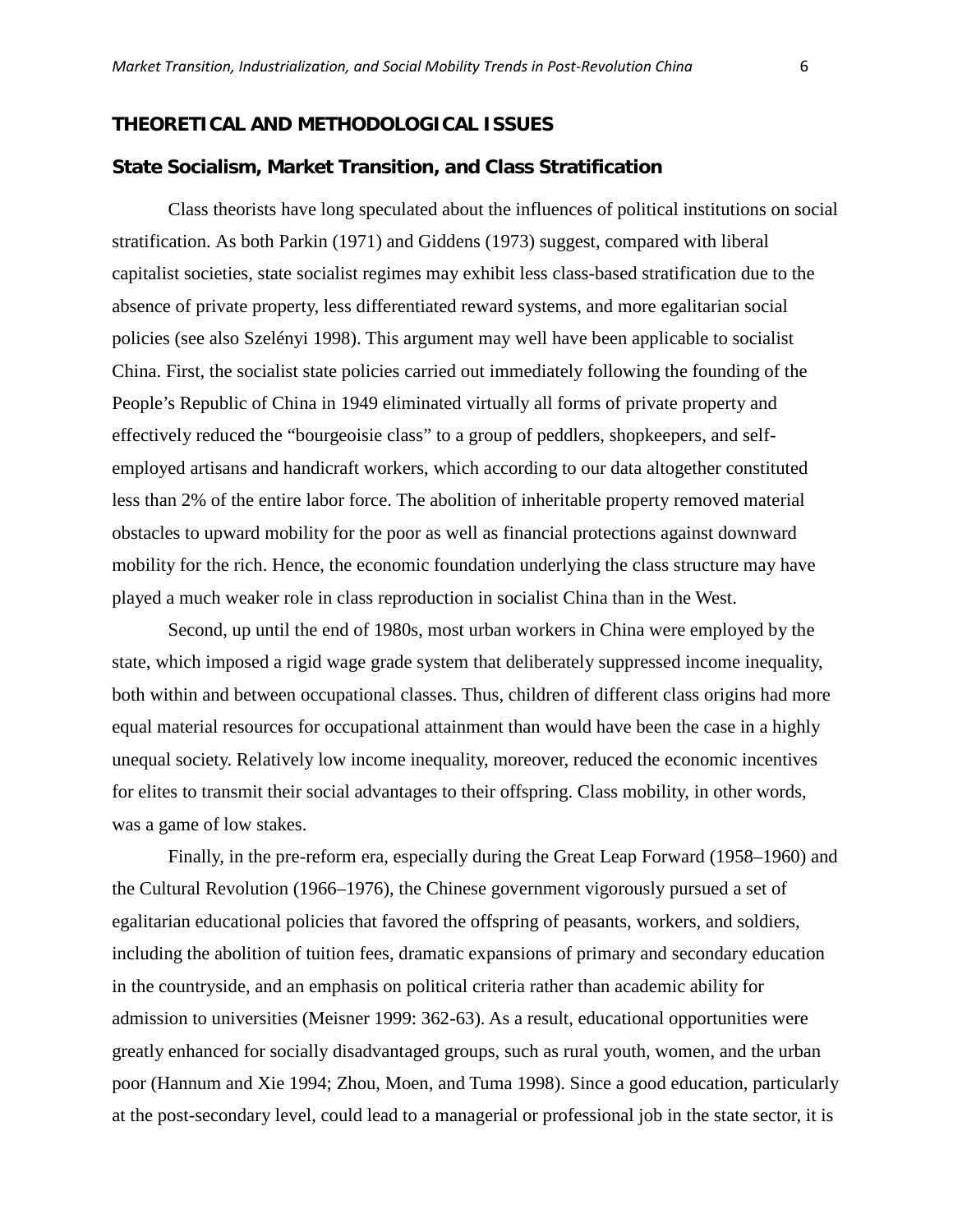## THEORETICAL AND METHODOLOGICAL ISSUES

### State Socialism, Market Transition, and Class Stratification

Class theorists have long speculated about the influences of political institutions on social stratification. As both Parkin (1971) and Giddens (1973) suggest, compared with liberal capitalist societies, state socialist regimes may exhibit less class-based stratification due to the absence of private property, less differentiated reward systems, and more egalitarian social policies (see also Szelényi 1998). This argument may well have been applicable to socialist China. First, the socialist state policies carried out immediately following the founding of the People's Republic of China in 1949 eliminated virtually all forms of private property and effectively reduced the "bourgeoisie class" to a group of peddlers, shopkeepers, and self-employed artisans and handicraft workers, which according to our data altogether constituted less than 2% of the entire labor force. The abolition of inheritable property removed material obstacles to upward mobility for the poor as well as financial protections against downward mobility for the rich. Hence, the economic foundation underlying the class structure may have played a much weaker role in class reproduction in socialist China than in the West.

Second, up until the end of 1980s, most urban workers in China were employed by the state, which imposed a rigid wage grade system that deliberately suppressed income inequality, both within and between occupational classes. Thus, children of different class origins had more equal material resources for occupational attainment than would have been the case in a highly unequal society. Relatively low income inequality, moreover, reduced the economic incentives for elites to transmit their social advantages to their offspring. Class mobility, in other words, was a game of low stakes.

Finally, in the pre-reform era, especially during the Great Leap Forward (1958–1960) and the Cultural Revolution (1966–1976), the Chinese government vigorously pursued a set of egalitarian educational policies that favored the offspring of peasants, workers, and soldiers, including the abolition of tuition fees, dramatic expansions of primary and secondary education in the countryside, and an emphasis on political criteria rather than academic ability for admission to universities (Meisner 1999: 362-63). As a result, educational opportunities were greatly enhanced for socially disadvantaged groups, such as rural youth, women, and the urban poor (Hannum and Xie 1994; Zhou, Moen, and Tuma 1998). Since a good education, particularly at the post-secondary level, could lead to a managerial or professional job in the state sector, it is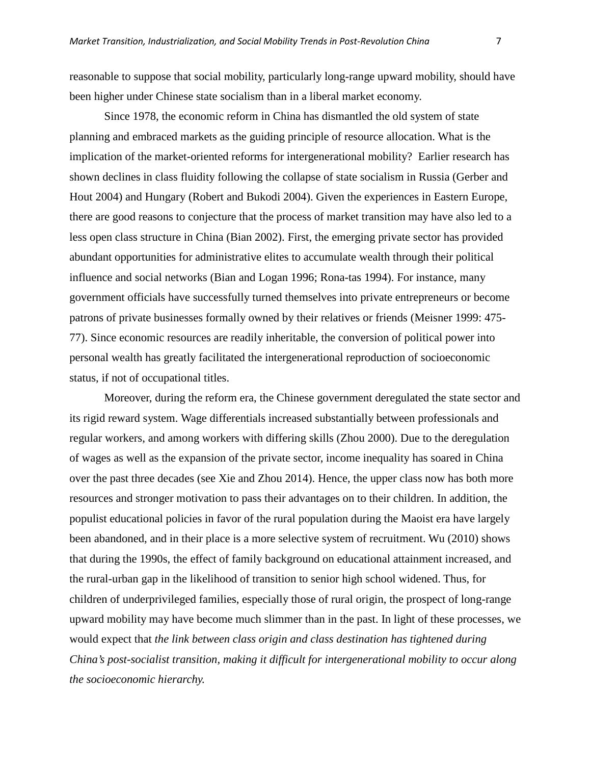reasonable to suppose that social mobility, particularly long-range upward mobility, should have been higher under Chinese state socialism than in a liberal market economy.

Since 1978, the economic reform in China has dismantled the old system of state planning and embraced markets as the guiding principle of resource allocation. What is the implication of the market-oriented reforms for intergenerational mobility? Earlier research has shown declines in class fluidity following the collapse of state socialism in Russia (Gerber and Hout 2004) and Hungary (Robert and Bukodi 2004). Given the experiences in Eastern Europe, there are good reasons to conjecture that the process of market transition may have also led to a less open class structure in China (Bian 2002). First, the emerging private sector has provided abundant opportunities for administrative elites to accumulate wealth through their political influence and social networks (Bian and Logan 1996; Rona-tas 1994). For instance, many government officials have successfully turned themselves into private entrepreneurs or become patrons of private businesses formally owned by their relatives or friends (Meisner 1999: 475-77). Since economic resources are readily inheritable, the conversion of political power into personal wealth has greatly facilitated the intergenerational reproduction of socioeconomic status, if not of occupational titles.

Moreover, during the reform era, the Chinese government deregulated the state sector and its rigid reward system. Wage differentials increased substantially between professionals and regular workers, and among workers with differing skills (Zhou 2000). Due to the deregulation of wages as well as the expansion of the private sector, income inequality has soared in China over the past three decades (see Xie and Zhou 2014). Hence, the upper class now has both more resources and stronger motivation to pass their advantages on to their children. In addition, the populist educational policies in favor of the rural population during the Maoist era have largely been abandoned, and in their place is a more selective system of recruitment. Wu (2010) shows that during the 1990s, the effect of family background on educational attainment increased, and the rural-urban gap in the likelihood of transition to senior high school widened. Thus, for children of underprivileged families, especially those of rural origin, the prospect of long-range upward mobility may have become much slimmer than in the past. In light of these processes, we would expect that *the link between class origin and class destination has tightened during China's post-socialist transition, making it difficult for intergenerational mobility to occur along the socioeconomic hierarchy.*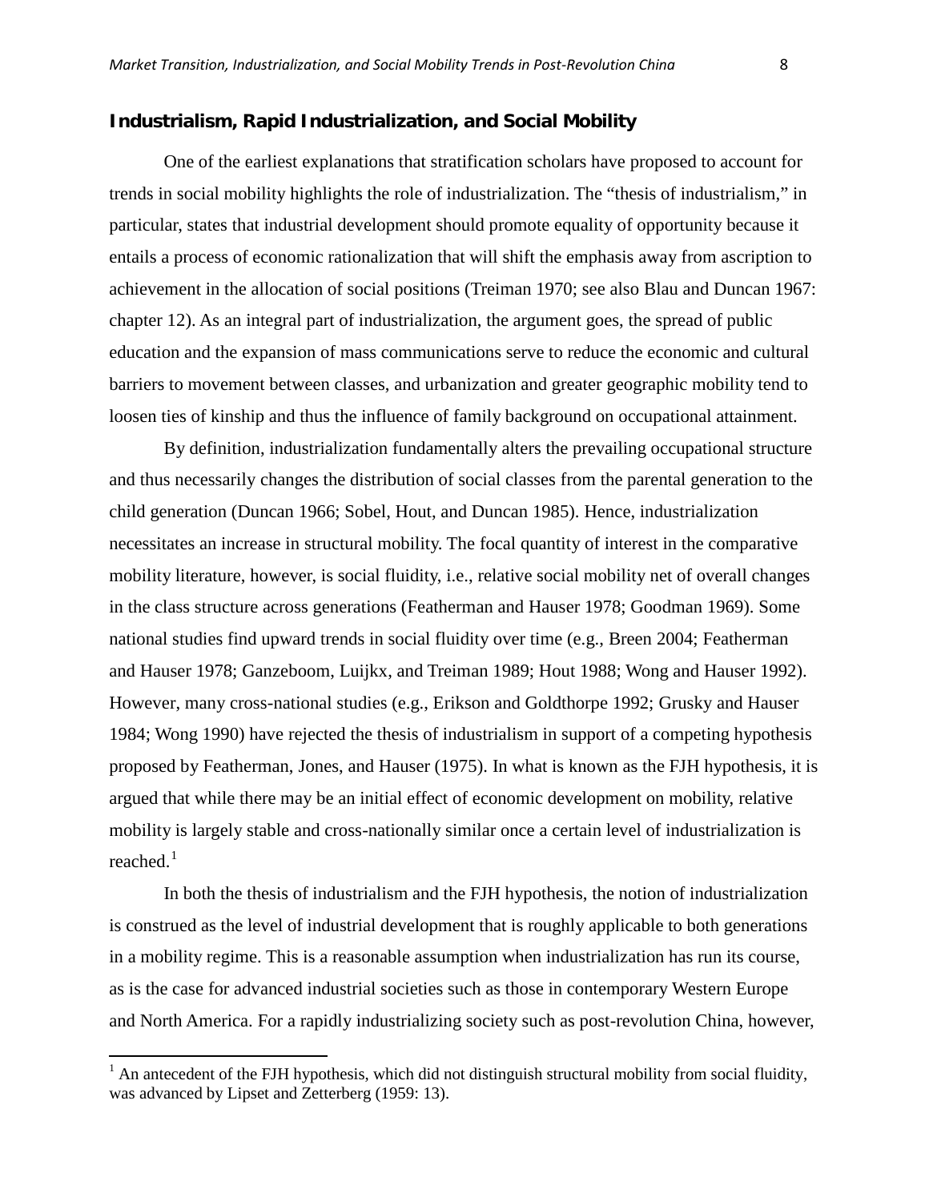## Industrialism, Rapid Industrialization, and Social Mobility

One of the earliest explanations that stratification scholars have proposed to account for trends in social mobility highlights the role of industrialization. The "thesis of industrialism," in particular, states that industrial development should promote equality of opportunity because it entails a process of economic rationalization that will shift the emphasis away from ascription to achievement in the allocation of social positions (Treiman 1970; see also Blau and Duncan 1967: chapter 12). As an integral part of industrialization, the argument goes, the spread of public education and the expansion of mass communications serve to reduce the economic and cultural barriers to movement between classes, and urbanization and greater geographic mobility tend to loosen ties of kinship and thus the influence of family background on occupational attainment.

By definition, industrialization fundamentally alters the prevailing occupational structure and thus necessarily changes the distribution of social classes from the parental generation to the child generation (Duncan 1966; Sobel, Hout, and Duncan 1985). Hence, industrialization necessitates an increase in structural mobility. The focal quantity of interest in the comparative mobility literature, however, is social fluidity, i.e., relative social mobility net of overall changes in the class structure across generations (Featherman and Hauser 1978; Goodman 1969). Some national studies find upward trends in social fluidity over time (e.g., Breen 2004; Featherman and Hauser 1978; Ganzeboom, Luijkx, and Treiman 1989; Hout 1988; Wong and Hauser 1992). However, many cross-national studies (e.g., Erikson and Goldthorpe 1992; Grusky and Hauser 1984; Wong 1990) have rejected the thesis of industrialism in support of a competing hypothesis proposed by Featherman, Jones, and Hauser (1975). In what is known as the FJH hypothesis, it is argued that while there may be an initial effect of economic development on mobility, relative mobility is largely stable and cross-nationally similar once a certain level of industrialization is reached.[1]

In both the thesis of industrialism and the FJH hypothesis, the notion of industrialization is construed as the level of industrial development that is roughly applicable to both generations in a mobility regime. This is a reasonable assumption when industrialization has run its course, as is the case for advanced industrial societies such as those in contemporary Western Europe and North America. For a rapidly industrializing society such as post-revolution China, however,

[1] An antecedent of the FJH hypothesis, which did not distinguish structural mobility from social fluidity, was advanced by Lipset and Zetterberg (1959: 13).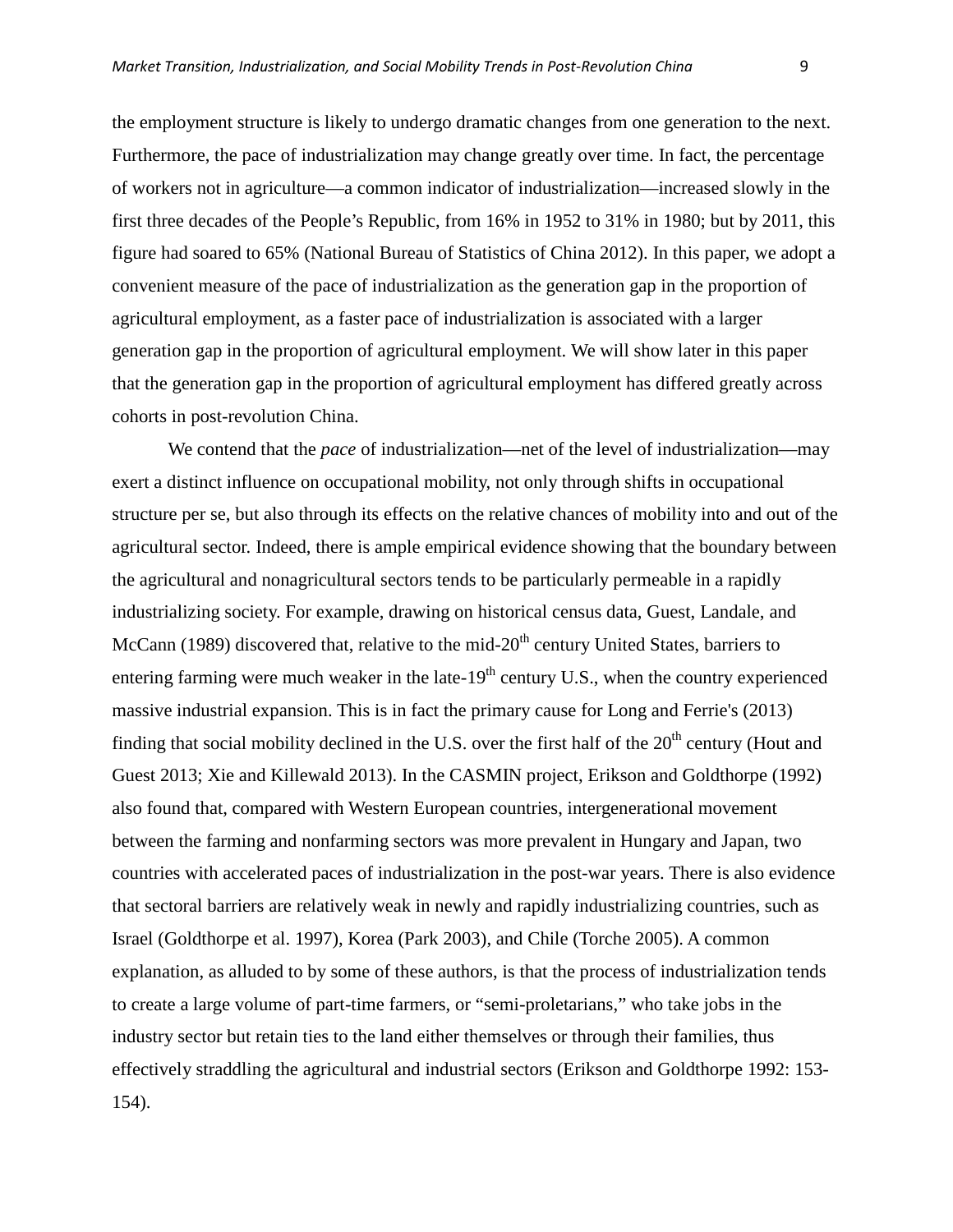the employment structure is likely to undergo dramatic changes from one generation to the next. Furthermore, the pace of industrialization may change greatly over time. In fact, the percentage of workers not in agriculture—a common indicator of industrialization—increased slowly in the first three decades of the People's Republic, from 16% in 1952 to 31% in 1980; but by 2011, this figure had soared to 65% (National Bureau of Statistics of China 2012). In this paper, we adopt a convenient measure of the pace of industrialization as the generation gap in the proportion of agricultural employment, as a faster pace of industrialization is associated with a larger generation gap in the proportion of agricultural employment. We will show later in this paper that the generation gap in the proportion of agricultural employment has differed greatly across cohorts in post-revolution China.

We contend that the *pace* of industrialization—net of the level of industrialization—may exert a distinct influence on occupational mobility, not only through shifts in occupational structure per se, but also through its effects on the relative chances of mobility into and out of the agricultural sector. Indeed, there is ample empirical evidence showing that the boundary between the agricultural and nonagricultural sectors tends to be particularly permeable in a rapidly industrializing society. For example, drawing on historical census data, Guest, Landale, and McCann (1989) discovered that, relative to the mid-20th century United States, barriers to entering farming were much weaker in the late-19th century U.S., when the country experienced massive industrial expansion. This is in fact the primary cause for Long and Ferrie's (2013) finding that social mobility declined in the U.S. over the first half of the 20th century (Hout and Guest 2013; Xie and Killewald 2013). In the CASMIN project, Erikson and Goldthorpe (1992) also found that, compared with Western European countries, intergenerational movement between the farming and nonfarming sectors was more prevalent in Hungary and Japan, two countries with accelerated paces of industrialization in the post-war years. There is also evidence that sectoral barriers are relatively weak in newly and rapidly industrializing countries, such as Israel (Goldthorpe et al. 1997), Korea (Park 2003), and Chile (Torche 2005). A common explanation, as alluded to by some of these authors, is that the process of industrialization tends to create a large volume of part-time farmers, or "semi-proletarians," who take jobs in the industry sector but retain ties to the land either themselves or through their families, thus effectively straddling the agricultural and industrial sectors (Erikson and Goldthorpe 1992: 153-154).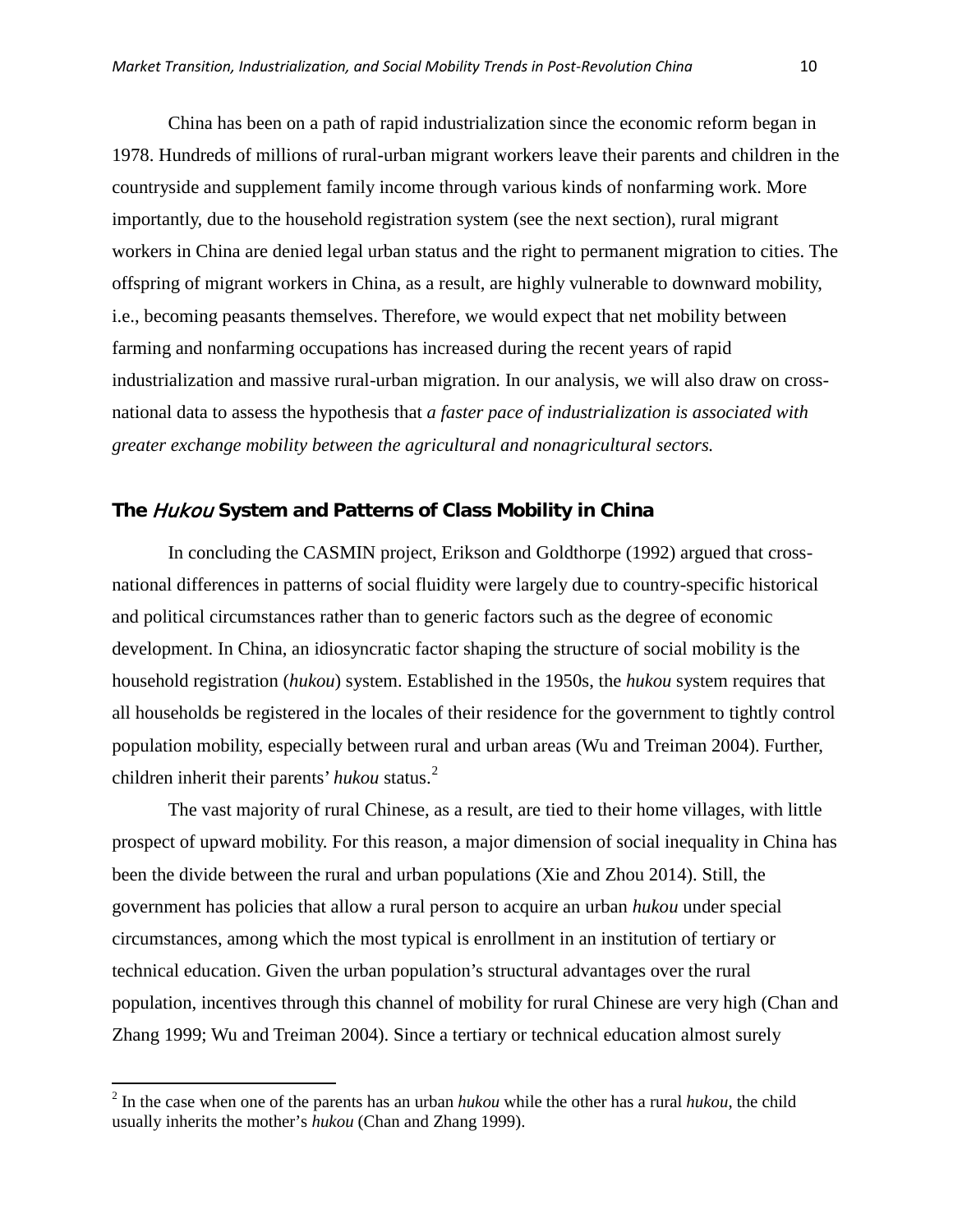China has been on a path of rapid industrialization since the economic reform began in 1978. Hundreds of millions of rural-urban migrant workers leave their parents and children in the countryside and supplement family income through various kinds of nonfarming work. More importantly, due to the household registration system (see the next section), rural migrant workers in China are denied legal urban status and the right to permanent migration to cities. The offspring of migrant workers in China, as a result, are highly vulnerable to downward mobility, i.e., becoming peasants themselves. Therefore, we would expect that net mobility between farming and nonfarming occupations has increased during the recent years of rapid industrialization and massive rural-urban migration. In our analysis, we will also draw on cross-national data to assess the hypothesis that *a faster pace of industrialization is associated with greater exchange mobility between the agricultural and nonagricultural sectors.*

## The *Hukou* System and Patterns of Class Mobility in China

In concluding the CASMIN project, Erikson and Goldthorpe (1992) argued that cross-national differences in patterns of social fluidity were largely due to country-specific historical and political circumstances rather than to generic factors such as the degree of economic development. In China, an idiosyncratic factor shaping the structure of social mobility is the household registration (*hukou*) system. Established in the 1950s, the *hukou* system requires that all households be registered in the locales of their residence for the government to tightly control population mobility, especially between rural and urban areas (Wu and Treiman 2004). Further, children inherit their parents' *hukou* status.[2]

The vast majority of rural Chinese, as a result, are tied to their home villages, with little prospect of upward mobility. For this reason, a major dimension of social inequality in China has been the divide between the rural and urban populations (Xie and Zhou 2014). Still, the government has policies that allow a rural person to acquire an urban *hukou* under special circumstances, among which the most typical is enrollment in an institution of tertiary or technical education. Given the urban population's structural advantages over the rural population, incentives through this channel of mobility for rural Chinese are very high (Chan and Zhang 1999; Wu and Treiman 2004). Since a tertiary or technical education almost surely

[2] In the case when one of the parents has an urban *hukou* while the other has a rural *hukou*, the child usually inherits the mother's *hukou* (Chan and Zhang 1999).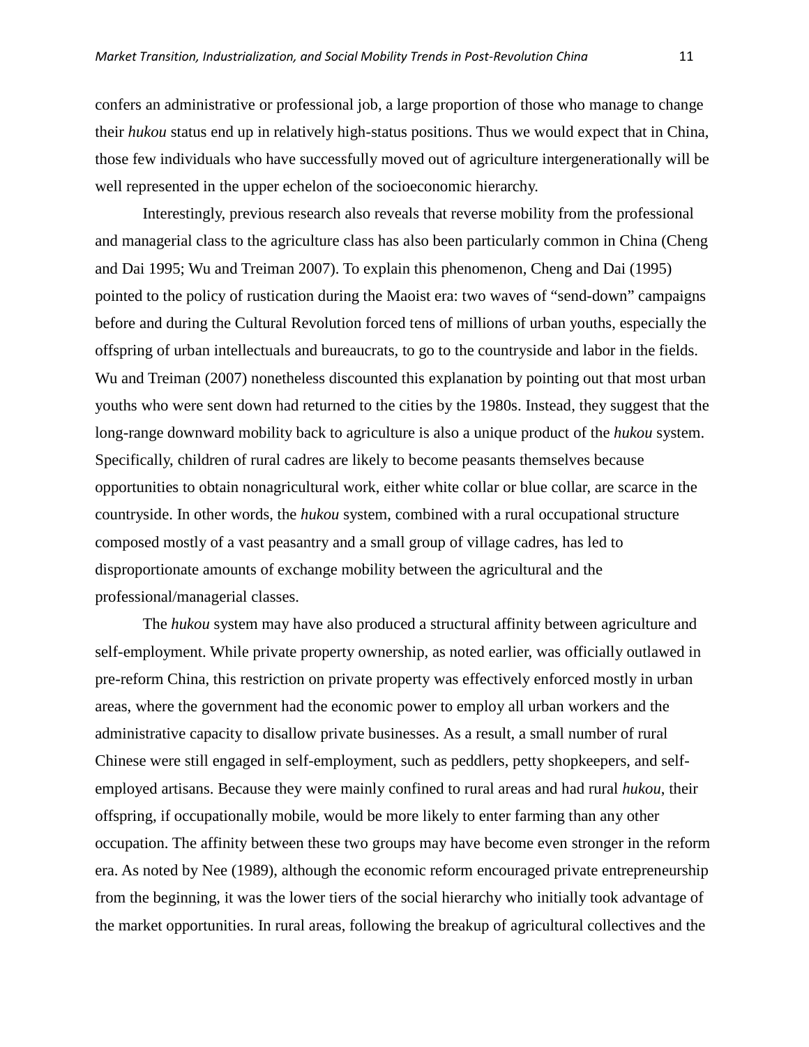confers an administrative or professional job, a large proportion of those who manage to change their *hukou* status end up in relatively high-status positions. Thus we would expect that in China, those few individuals who have successfully moved out of agriculture intergenerationally will be well represented in the upper echelon of the socioeconomic hierarchy.

Interestingly, previous research also reveals that reverse mobility from the professional and managerial class to the agriculture class has also been particularly common in China (Cheng and Dai 1995; Wu and Treiman 2007). To explain this phenomenon, Cheng and Dai (1995) pointed to the policy of rustication during the Maoist era: two waves of "send-down" campaigns before and during the Cultural Revolution forced tens of millions of urban youths, especially the offspring of urban intellectuals and bureaucrats, to go to the countryside and labor in the fields. Wu and Treiman (2007) nonetheless discounted this explanation by pointing out that most urban youths who were sent down had returned to the cities by the 1980s. Instead, they suggest that the long-range downward mobility back to agriculture is also a unique product of the *hukou* system. Specifically, children of rural cadres are likely to become peasants themselves because opportunities to obtain nonagricultural work, either white collar or blue collar, are scarce in the countryside. In other words, the *hukou* system, combined with a rural occupational structure composed mostly of a vast peasantry and a small group of village cadres, has led to disproportionate amounts of exchange mobility between the agricultural and the professional/managerial classes.

The *hukou* system may have also produced a structural affinity between agriculture and self-employment. While private property ownership, as noted earlier, was officially outlawed in pre-reform China, this restriction on private property was effectively enforced mostly in urban areas, where the government had the economic power to employ all urban workers and the administrative capacity to disallow private businesses. As a result, a small number of rural Chinese were still engaged in self-employment, such as peddlers, petty shopkeepers, and self-employed artisans. Because they were mainly confined to rural areas and had rural *hukou*, their offspring, if occupationally mobile, would be more likely to enter farming than any other occupation. The affinity between these two groups may have become even stronger in the reform era. As noted by Nee (1989), although the economic reform encouraged private entrepreneurship from the beginning, it was the lower tiers of the social hierarchy who initially took advantage of the market opportunities. In rural areas, following the breakup of agricultural collectives and the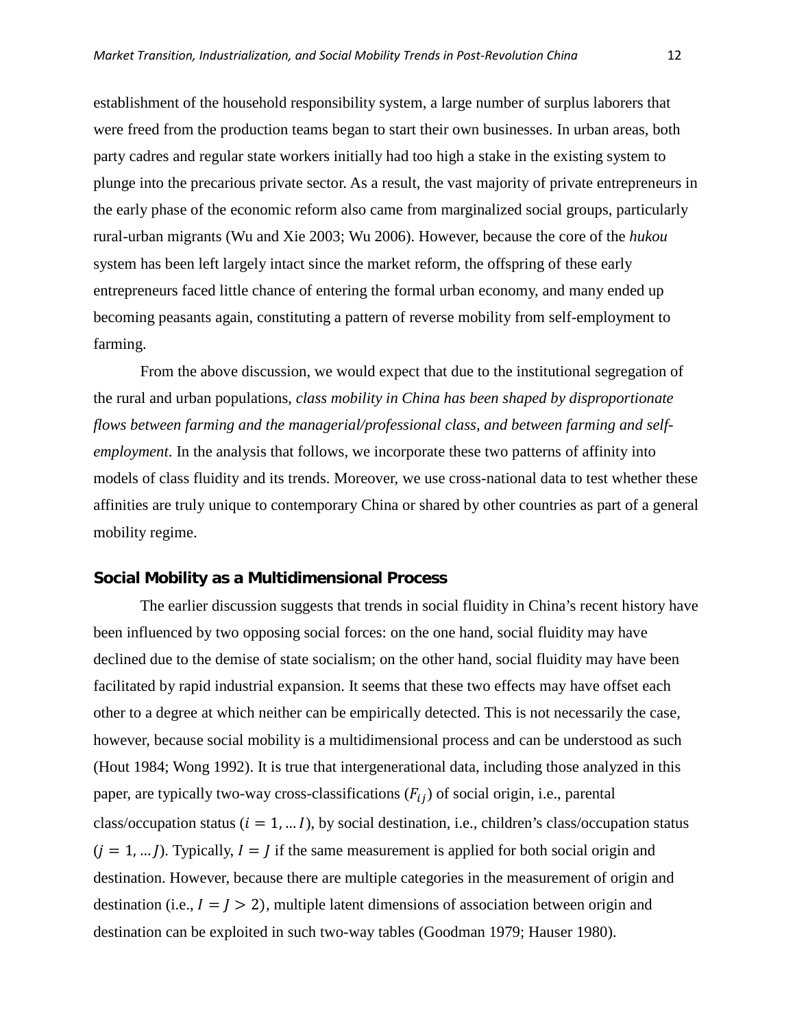establishment of the household responsibility system, a large number of surplus laborers that were freed from the production teams began to start their own businesses. In urban areas, both party cadres and regular state workers initially had too high a stake in the existing system to plunge into the precarious private sector. As a result, the vast majority of private entrepreneurs in the early phase of the economic reform also came from marginalized social groups, particularly rural-urban migrants (Wu and Xie 2003; Wu 2006). However, because the core of the *hukou* system has been left largely intact since the market reform, the offspring of these early entrepreneurs faced little chance of entering the formal urban economy, and many ended up becoming peasants again, constituting a pattern of reverse mobility from self-employment to farming.

From the above discussion, we would expect that due to the institutional segregation of the rural and urban populations, *class mobility in China has been shaped by disproportionate flows between farming and the managerial/professional class, and between farming and self-employment*. In the analysis that follows, we incorporate these two patterns of affinity into models of class fluidity and its trends. Moreover, we use cross-national data to test whether these affinities are truly unique to contemporary China or shared by other countries as part of a general mobility regime.

## Social Mobility as a Multidimensional Process

The earlier discussion suggests that trends in social fluidity in China's recent history have been influenced by two opposing social forces: on the one hand, social fluidity may have declined due to the demise of state socialism; on the other hand, social fluidity may have been facilitated by rapid industrial expansion. It seems that these two effects may have offset each other to a degree at which neither can be empirically detected. This is not necessarily the case, however, because social mobility is a multidimensional process and can be understood as such (Hout 1984; Wong 1992). It is true that intergenerational data, including those analyzed in this paper, are typically two-way cross-classifications ($F_{ij}$) of social origin, i.e., parental class/occupation status ($i = 1, \ldots I$), by social destination, i.e., children's class/occupation status ($j = 1, \ldots J$). Typically, $I = J$ if the same measurement is applied for both social origin and destination. However, because there are multiple categories in the measurement of origin and destination (i.e., $I = J > 2$), multiple latent dimensions of association between origin and destination can be exploited in such two-way tables (Goodman 1979; Hauser 1980).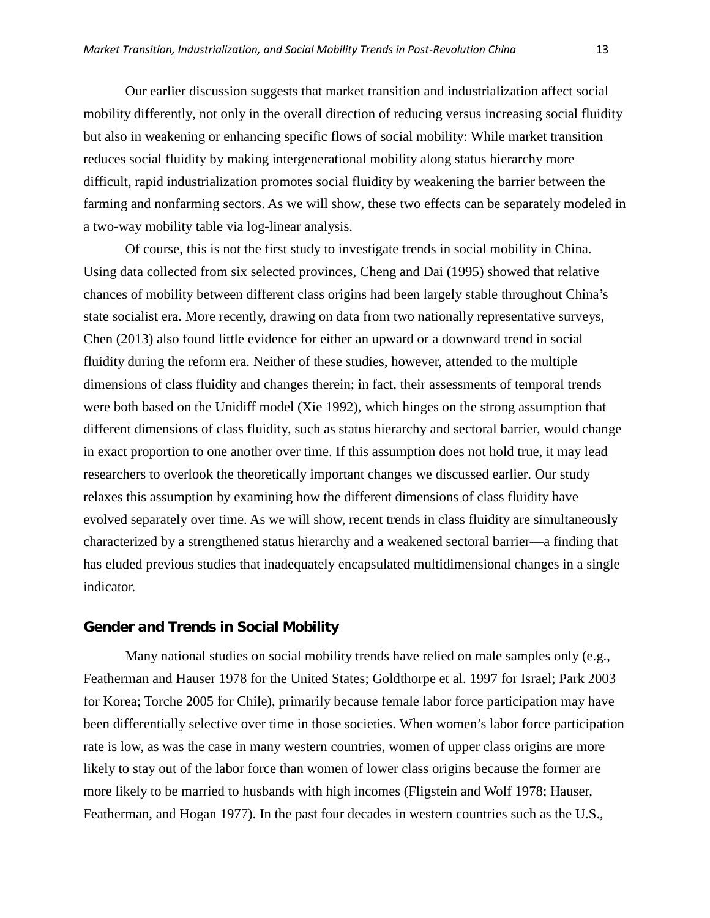Our earlier discussion suggests that market transition and industrialization affect social mobility differently, not only in the overall direction of reducing versus increasing social fluidity but also in weakening or enhancing specific flows of social mobility: While market transition reduces social fluidity by making intergenerational mobility along status hierarchy more difficult, rapid industrialization promotes social fluidity by weakening the barrier between the farming and nonfarming sectors. As we will show, these two effects can be separately modeled in a two-way mobility table via log-linear analysis.

Of course, this is not the first study to investigate trends in social mobility in China. Using data collected from six selected provinces, Cheng and Dai (1995) showed that relative chances of mobility between different class origins had been largely stable throughout China's state socialist era. More recently, drawing on data from two nationally representative surveys, Chen (2013) also found little evidence for either an upward or a downward trend in social fluidity during the reform era. Neither of these studies, however, attended to the multiple dimensions of class fluidity and changes therein; in fact, their assessments of temporal trends were both based on the Unidiff model (Xie 1992), which hinges on the strong assumption that different dimensions of class fluidity, such as status hierarchy and sectoral barrier, would change in exact proportion to one another over time. If this assumption does not hold true, it may lead researchers to overlook the theoretically important changes we discussed earlier. Our study relaxes this assumption by examining how the different dimensions of class fluidity have evolved separately over time. As we will show, recent trends in class fluidity are simultaneously characterized by a strengthened status hierarchy and a weakened sectoral barrier—a finding that has eluded previous studies that inadequately encapsulated multidimensional changes in a single indicator.

## Gender and Trends in Social Mobility

Many national studies on social mobility trends have relied on male samples only (e.g., Featherman and Hauser 1978 for the United States; Goldthorpe et al. 1997 for Israel; Park 2003 for Korea; Torche 2005 for Chile), primarily because female labor force participation may have been differentially selective over time in those societies. When women's labor force participation rate is low, as was the case in many western countries, women of upper class origins are more likely to stay out of the labor force than women of lower class origins because the former are more likely to be married to husbands with high incomes (Fligstein and Wolf 1978; Hauser, Featherman, and Hogan 1977). In the past four decades in western countries such as the U.S.,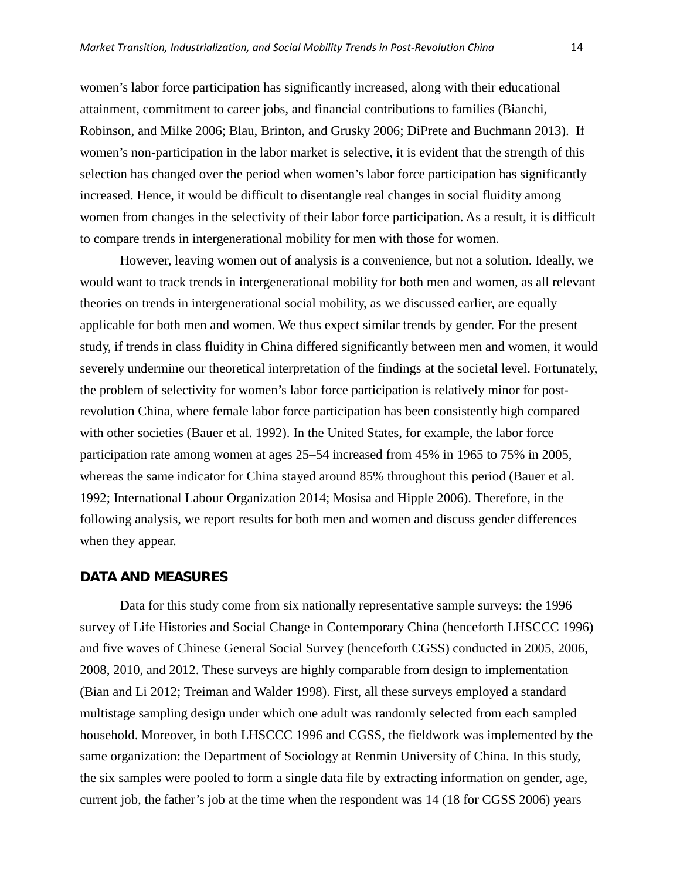women's labor force participation has significantly increased, along with their educational attainment, commitment to career jobs, and financial contributions to families (Bianchi, Robinson, and Milke 2006; Blau, Brinton, and Grusky 2006; DiPrete and Buchmann 2013). If women's non-participation in the labor market is selective, it is evident that the strength of this selection has changed over the period when women's labor force participation has significantly increased. Hence, it would be difficult to disentangle real changes in social fluidity among women from changes in the selectivity of their labor force participation. As a result, it is difficult to compare trends in intergenerational mobility for men with those for women.

However, leaving women out of analysis is a convenience, but not a solution. Ideally, we would want to track trends in intergenerational mobility for both men and women, as all relevant theories on trends in intergenerational social mobility, as we discussed earlier, are equally applicable for both men and women. We thus expect similar trends by gender. For the present study, if trends in class fluidity in China differed significantly between men and women, it would severely undermine our theoretical interpretation of the findings at the societal level. Fortunately, the problem of selectivity for women's labor force participation is relatively minor for post-revolution China, where female labor force participation has been consistently high compared with other societies (Bauer et al. 1992). In the United States, for example, the labor force participation rate among women at ages 25–54 increased from 45% in 1965 to 75% in 2005, whereas the same indicator for China stayed around 85% throughout this period (Bauer et al. 1992; International Labour Organization 2014; Mosisa and Hipple 2006). Therefore, in the following analysis, we report results for both men and women and discuss gender differences when they appear.

## DATA AND MEASURES

Data for this study come from six nationally representative sample surveys: the 1996 survey of Life Histories and Social Change in Contemporary China (henceforth LHSCCC 1996) and five waves of Chinese General Social Survey (henceforth CGSS) conducted in 2005, 2006, 2008, 2010, and 2012. These surveys are highly comparable from design to implementation (Bian and Li 2012; Treiman and Walder 1998). First, all these surveys employed a standard multistage sampling design under which one adult was randomly selected from each sampled household. Moreover, in both LHSCCC 1996 and CGSS, the fieldwork was implemented by the same organization: the Department of Sociology at Renmin University of China. In this study, the six samples were pooled to form a single data file by extracting information on gender, age, current job, the father's job at the time when the respondent was 14 (18 for CGSS 2006) years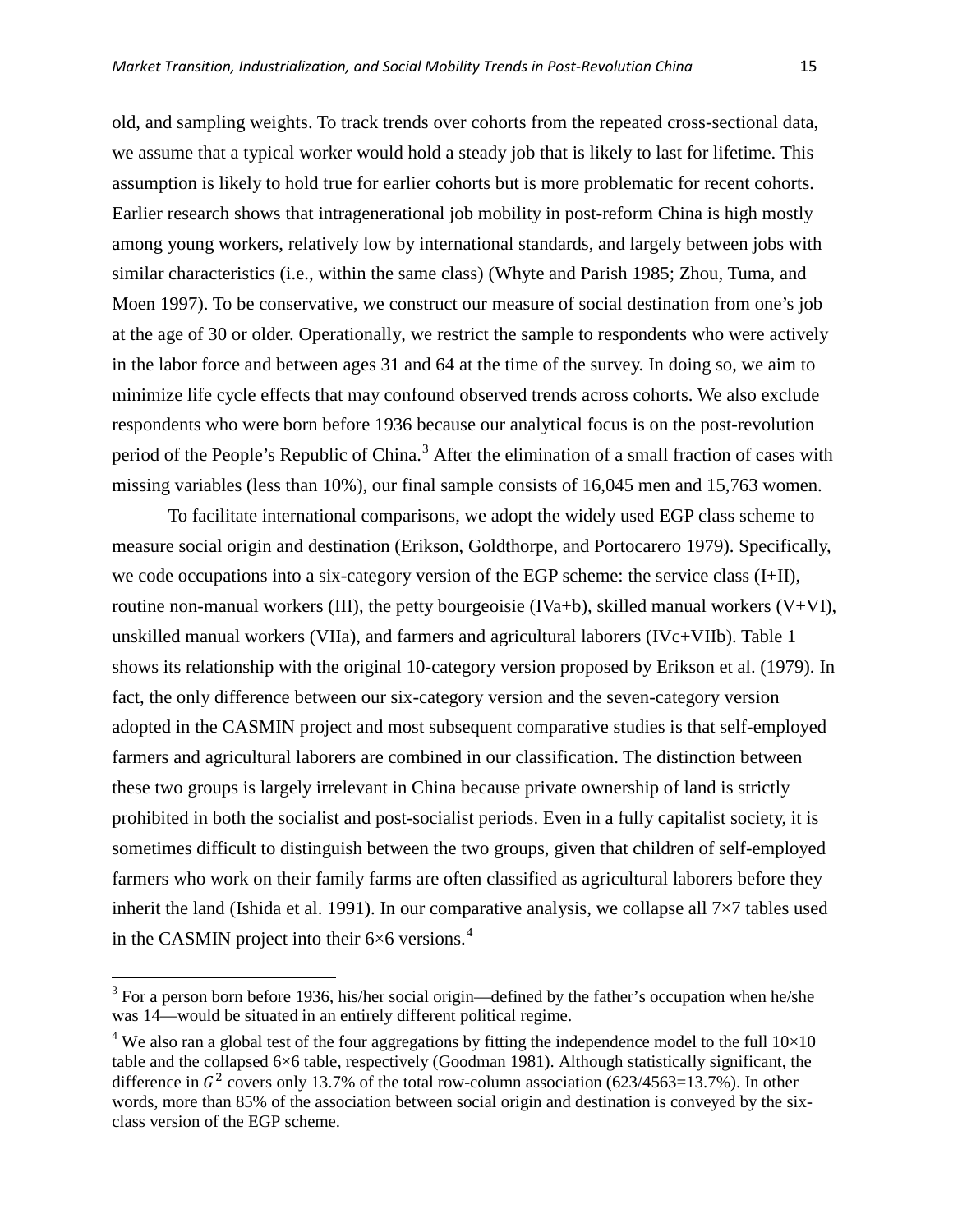old, and sampling weights. To track trends over cohorts from the repeated cross-sectional data, we assume that a typical worker would hold a steady job that is likely to last for lifetime. This assumption is likely to hold true for earlier cohorts but is more problematic for recent cohorts. Earlier research shows that intragenerational job mobility in post-reform China is high mostly among young workers, relatively low by international standards, and largely between jobs with similar characteristics (i.e., within the same class) (Whyte and Parish 1985; Zhou, Tuma, and Moen 1997). To be conservative, we construct our measure of social destination from one's job at the age of 30 or older. Operationally, we restrict the sample to respondents who were actively in the labor force and between ages 31 and 64 at the time of the survey. In doing so, we aim to minimize life cycle effects that may confound observed trends across cohorts. We also exclude respondents who were born before 1936 because our analytical focus is on the post-revolution period of the People's Republic of China.[3] After the elimination of a small fraction of cases with missing variables (less than 10%), our final sample consists of 16,045 men and 15,763 women.

To facilitate international comparisons, we adopt the widely used EGP class scheme to measure social origin and destination (Erikson, Goldthorpe, and Portocarero 1979). Specifically, we code occupations into a six-category version of the EGP scheme: the service class (I+II), routine non-manual workers (III), the petty bourgeoisie (IVa+b), skilled manual workers (V+VI), unskilled manual workers (VIIa), and farmers and agricultural laborers (IVc+VIIb). Table 1 shows its relationship with the original 10-category version proposed by Erikson et al. (1979). In fact, the only difference between our six-category version and the seven-category version adopted in the CASMIN project and most subsequent comparative studies is that self-employed farmers and agricultural laborers are combined in our classification. The distinction between these two groups is largely irrelevant in China because private ownership of land is strictly prohibited in both the socialist and post-socialist periods. Even in a fully capitalist society, it is sometimes difficult to distinguish between the two groups, given that children of self-employed farmers who work on their family farms are often classified as agricultural laborers before they inherit the land (Ishida et al. 1991). In our comparative analysis, we collapse all 7×7 tables used in the CASMIN project into their 6×6 versions.[4]

[3] For a person born before 1936, his/her social origin—defined by the father's occupation when he/she was 14—would be situated in an entirely different political regime.

[4] We also ran a global test of the four aggregations by fitting the independence model to the full 10×10 table and the collapsed 6×6 table, respectively (Goodman 1981). Although statistically significant, the difference in $G^2$ covers only 13.7% of the total row-column association (623/4563=13.7%). In other words, more than 85% of the association between social origin and destination is conveyed by the six-class version of the EGP scheme.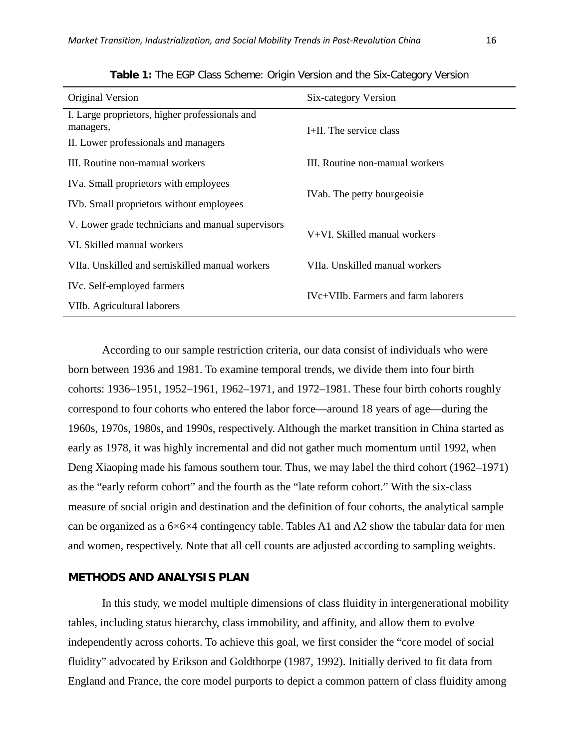**Table 1:** The EGP Class Scheme: Origin Version and the Six-Category Version

| Original Version | Six-category Version |
|---|---|
| I. Large proprietors, higher professionals and managers, | I+II. The service class |
| II. Lower professionals and managers | |
| III. Routine non-manual workers | III. Routine non-manual workers |
| IVa. Small proprietors with employees | IVab. The petty bourgeoisie |
| IVb. Small proprietors without employees | |
| V. Lower grade technicians and manual supervisors | V+VI. Skilled manual workers |
| VI. Skilled manual workers | |
| VIIa. Unskilled and semiskilled manual workers | VIIa. Unskilled manual workers |
| IVc. Self-employed farmers | IVc+VIIb. Farmers and farm laborers |
| VIIb. Agricultural laborers | |

According to our sample restriction criteria, our data consist of individuals who were born between 1936 and 1981. To examine temporal trends, we divide them into four birth cohorts: 1936–1951, 1952–1961, 1962–1971, and 1972–1981. These four birth cohorts roughly correspond to four cohorts who entered the labor force—around 18 years of age—during the 1960s, 1970s, 1980s, and 1990s, respectively. Although the market transition in China started as early as 1978, it was highly incremental and did not gather much momentum until 1992, when Deng Xiaoping made his famous southern tour. Thus, we may label the third cohort (1962–1971) as the "early reform cohort" and the fourth as the "late reform cohort." With the six-class measure of social origin and destination and the definition of four cohorts, the analytical sample can be organized as a 6×6×4 contingency table. Tables A1 and A2 show the tabular data for men and women, respectively. Note that all cell counts are adjusted according to sampling weights.

## METHODS AND ANALYSIS PLAN

In this study, we model multiple dimensions of class fluidity in intergenerational mobility tables, including status hierarchy, class immobility, and affinity, and allow them to evolve independently across cohorts. To achieve this goal, we first consider the "core model of social fluidity" advocated by Erikson and Goldthorpe (1987, 1992). Initially derived to fit data from England and France, the core model purports to depict a common pattern of class fluidity among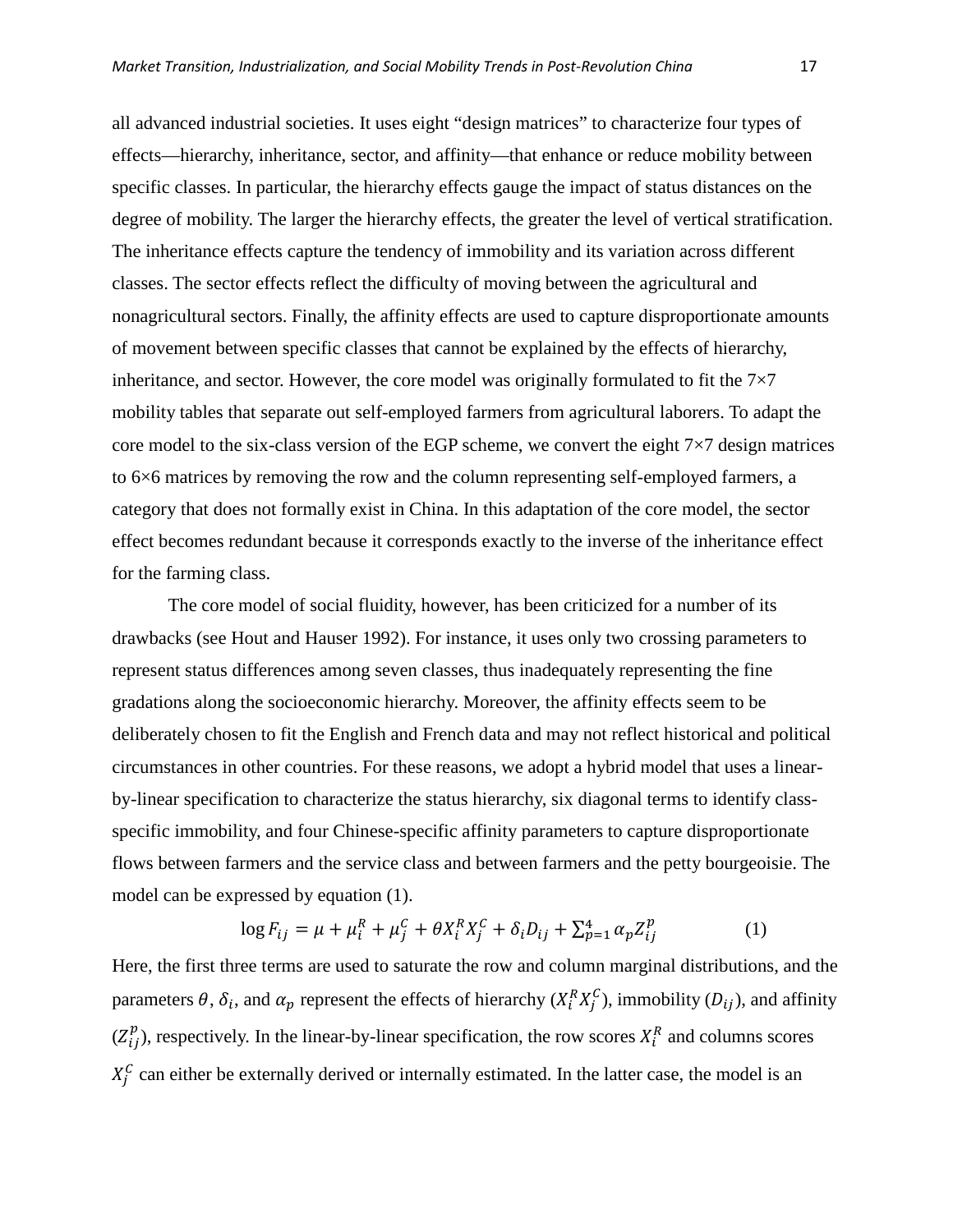all advanced industrial societies. It uses eight "design matrices" to characterize four types of effects—hierarchy, inheritance, sector, and affinity—that enhance or reduce mobility between specific classes. In particular, the hierarchy effects gauge the impact of status distances on the degree of mobility. The larger the hierarchy effects, the greater the level of vertical stratification. The inheritance effects capture the tendency of immobility and its variation across different classes. The sector effects reflect the difficulty of moving between the agricultural and nonagricultural sectors. Finally, the affinity effects are used to capture disproportionate amounts of movement between specific classes that cannot be explained by the effects of hierarchy, inheritance, and sector. However, the core model was originally formulated to fit the 7×7 mobility tables that separate out self-employed farmers from agricultural laborers. To adapt the core model to the six-class version of the EGP scheme, we convert the eight 7×7 design matrices to 6×6 matrices by removing the row and the column representing self-employed farmers, a category that does not formally exist in China. In this adaptation of the core model, the sector effect becomes redundant because it corresponds exactly to the inverse of the inheritance effect for the farming class.

The core model of social fluidity, however, has been criticized for a number of its drawbacks (see Hout and Hauser 1992). For instance, it uses only two crossing parameters to represent status differences among seven classes, thus inadequately representing the fine gradations along the socioeconomic hierarchy. Moreover, the affinity effects seem to be deliberately chosen to fit the English and French data and may not reflect historical and political circumstances in other countries. For these reasons, we adopt a hybrid model that uses a linear-by-linear specification to characterize the status hierarchy, six diagonal terms to identify class-specific immobility, and four Chinese-specific affinity parameters to capture disproportionate flows between farmers and the service class and between farmers and the petty bourgeoisie. The model can be expressed by equation (1).

$$\log F_{ij} = \mu + \mu_i^R + \mu_j^C + \theta X_i^R X_j^C + \delta_i D_{ij} + \sum_{p=1}^{4} \alpha_p Z_{ij}^p \qquad (1)$$

Here, the first three terms are used to saturate the row and column marginal distributions, and the parameters $\theta$, $\delta_i$, and $\alpha_p$ represent the effects of hierarchy ($X_i^R X_j^C$), immobility ($D_{ij}$), and affinity ($Z_{ij}^p$), respectively. In the linear-by-linear specification, the row scores $X_i^R$ and columns scores $X_j^C$ can either be externally derived or internally estimated. In the latter case, the model is an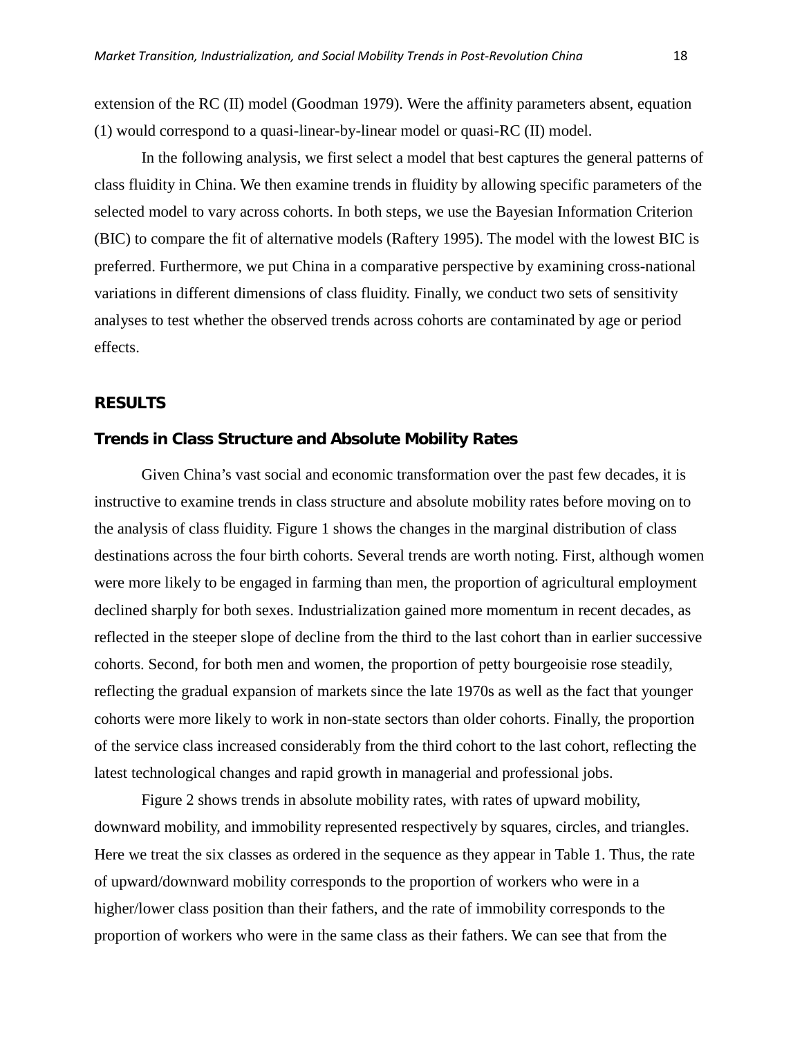extension of the RC (II) model (Goodman 1979). Were the affinity parameters absent, equation (1) would correspond to a quasi-linear-by-linear model or quasi-RC (II) model.

In the following analysis, we first select a model that best captures the general patterns of class fluidity in China. We then examine trends in fluidity by allowing specific parameters of the selected model to vary across cohorts. In both steps, we use the Bayesian Information Criterion (BIC) to compare the fit of alternative models (Raftery 1995). The model with the lowest BIC is preferred. Furthermore, we put China in a comparative perspective by examining cross-national variations in different dimensions of class fluidity. Finally, we conduct two sets of sensitivity analyses to test whether the observed trends across cohorts are contaminated by age or period effects.

## RESULTS

### Trends in Class Structure and Absolute Mobility Rates

Given China's vast social and economic transformation over the past few decades, it is instructive to examine trends in class structure and absolute mobility rates before moving on to the analysis of class fluidity. Figure 1 shows the changes in the marginal distribution of class destinations across the four birth cohorts. Several trends are worth noting. First, although women were more likely to be engaged in farming than men, the proportion of agricultural employment declined sharply for both sexes. Industrialization gained more momentum in recent decades, as reflected in the steeper slope of decline from the third to the last cohort than in earlier successive cohorts. Second, for both men and women, the proportion of petty bourgeoisie rose steadily, reflecting the gradual expansion of markets since the late 1970s as well as the fact that younger cohorts were more likely to work in non-state sectors than older cohorts. Finally, the proportion of the service class increased considerably from the third cohort to the last cohort, reflecting the latest technological changes and rapid growth in managerial and professional jobs.

Figure 2 shows trends in absolute mobility rates, with rates of upward mobility, downward mobility, and immobility represented respectively by squares, circles, and triangles. Here we treat the six classes as ordered in the sequence as they appear in Table 1. Thus, the rate of upward/downward mobility corresponds to the proportion of workers who were in a higher/lower class position than their fathers, and the rate of immobility corresponds to the proportion of workers who were in the same class as their fathers. We can see that from the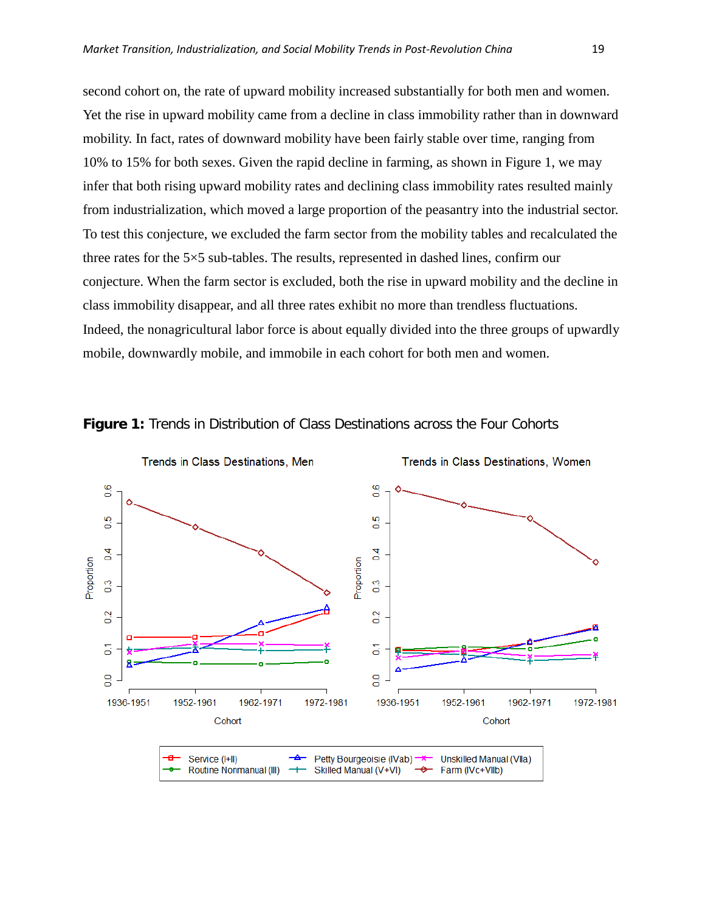second cohort on, the rate of upward mobility increased substantially for both men and women. Yet the rise in upward mobility came from a decline in class immobility rather than in downward mobility. In fact, rates of downward mobility have been fairly stable over time, ranging from 10% to 15% for both sexes. Given the rapid decline in farming, as shown in Figure 1, we may infer that both rising upward mobility rates and declining class immobility rates resulted mainly from industrialization, which moved a large proportion of the peasantry into the industrial sector. To test this conjecture, we excluded the farm sector from the mobility tables and recalculated the three rates for the 5×5 sub-tables. The results, represented in dashed lines, confirm our conjecture. When the farm sector is excluded, both the rise in upward mobility and the decline in class immobility disappear, and all three rates exhibit no more than trendless fluctuations. Indeed, the nonagricultural labor force is about equally divided into the three groups of upwardly mobile, downwardly mobile, and immobile in each cohort for both men and women.

**Figure 1:** Trends in Distribution of Class Destinations across the Four Cohorts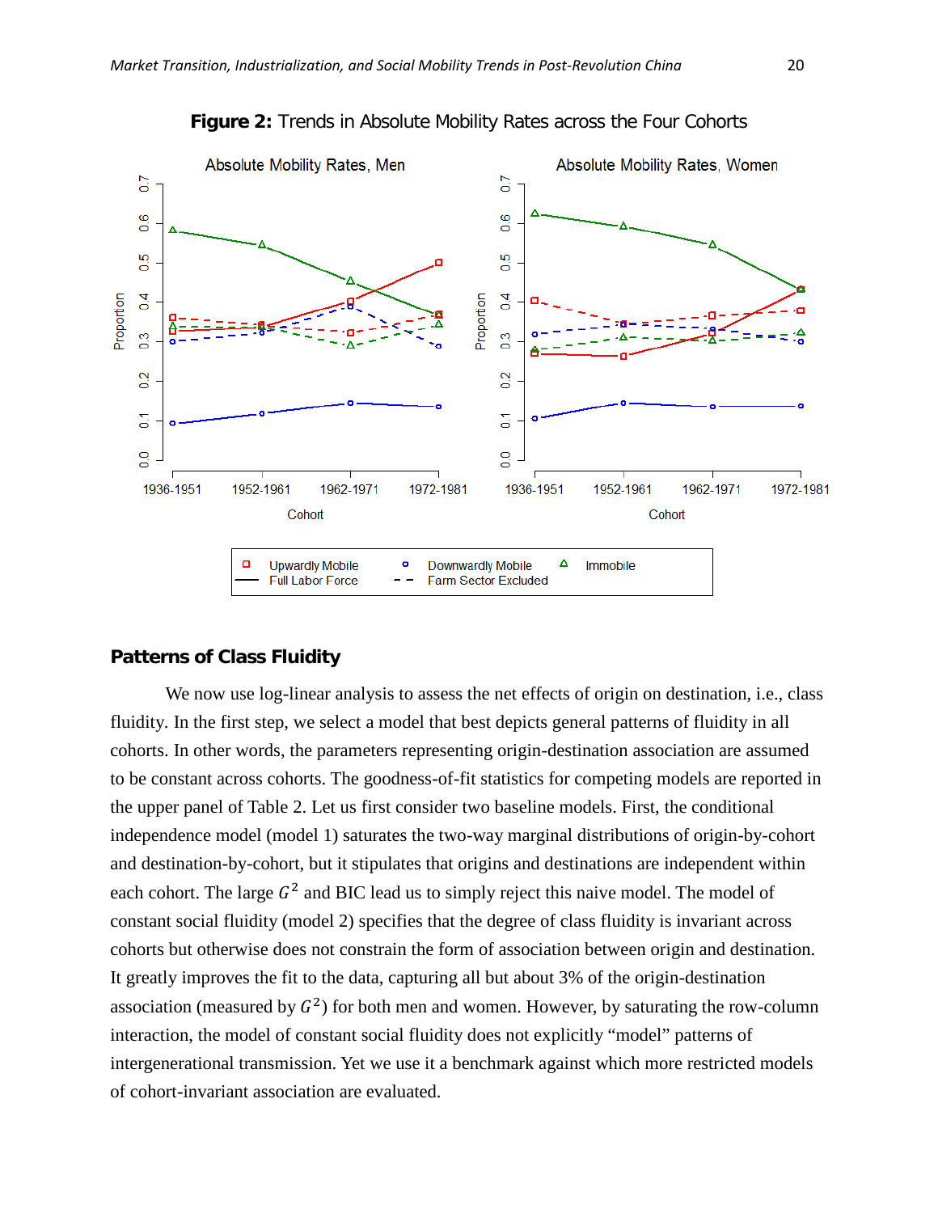**Figure 2:** Trends in Absolute Mobility Rates across the Four Cohorts

## Patterns of Class Fluidity

We now use log-linear analysis to assess the net effects of origin on destination, i.e., class fluidity. In the first step, we select a model that best depicts general patterns of fluidity in all cohorts. In other words, the parameters representing origin-destination association are assumed to be constant across cohorts. The goodness-of-fit statistics for competing models are reported in the upper panel of Table 2. Let us first consider two baseline models. First, the conditional independence model (model 1) saturates the two-way marginal distributions of origin-by-cohort and destination-by-cohort, but it stipulates that origins and destinations are independent within each cohort. The large $G^2$ and BIC lead us to simply reject this naive model. The model of constant social fluidity (model 2) specifies that the degree of class fluidity is invariant across cohorts but otherwise does not constrain the form of association between origin and destination. It greatly improves the fit to the data, capturing all but about 3% of the origin-destination association (measured by $G^2$) for both men and women. However, by saturating the row-column interaction, the model of constant social fluidity does not explicitly "model" patterns of intergenerational transmission. Yet we use it a benchmark against which more restricted models of cohort-invariant association are evaluated.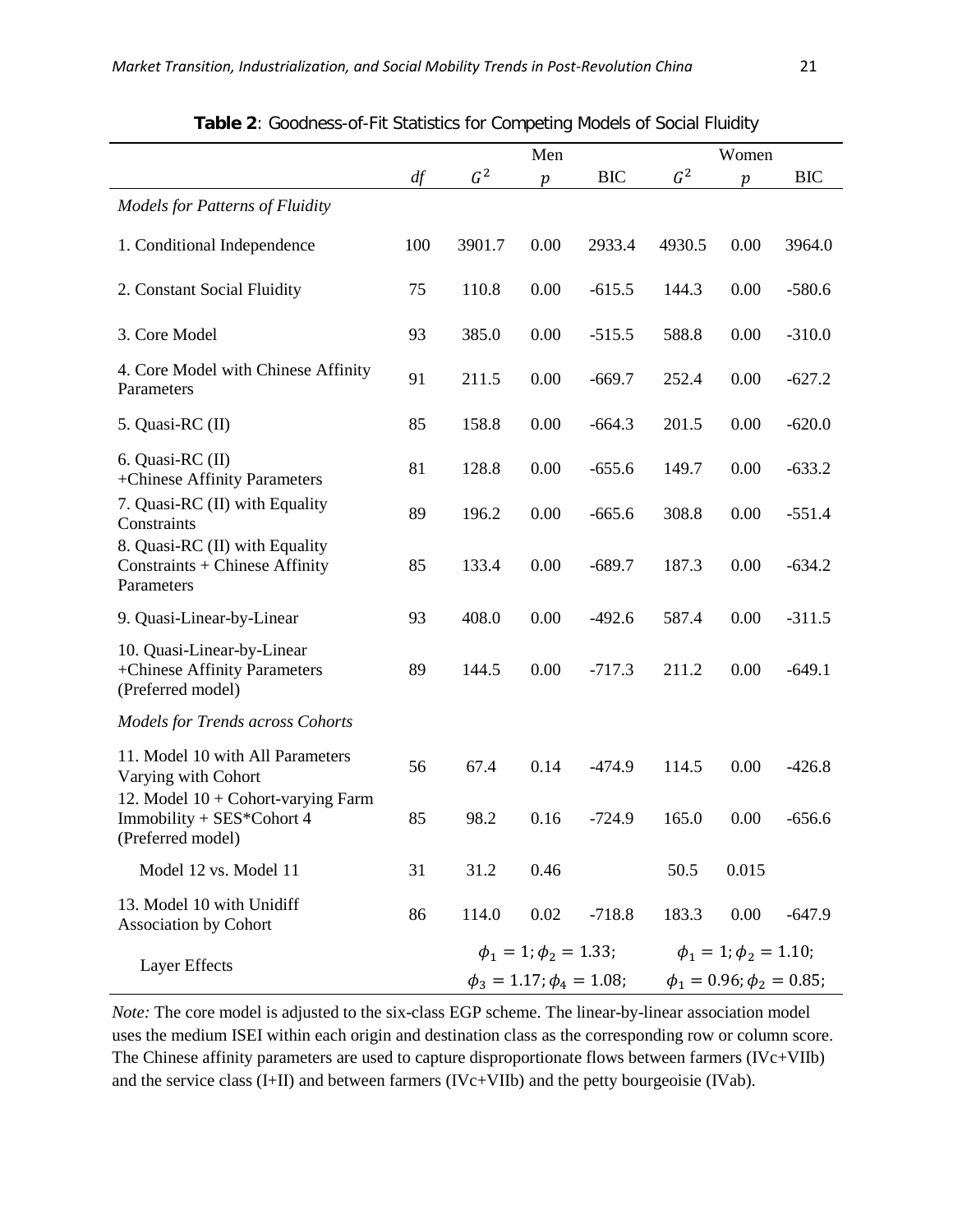**Table 2**: Goodness-of-Fit Statistics for Competing Models of Social Fluidity

| | | Men | | | Women | | |
|---|---|---|---|---|---|---|---|
| | *df* | $G^2$ | *p* | BIC | $G^2$ | *p* | BIC |
| *Models for Patterns of Fluidity* | | | | | | | |
| 1. Conditional Independence | 100 | 3901.7 | 0.00 | 2933.4 | 4930.5 | 0.00 | 3964.0 |
| 2. Constant Social Fluidity | 75 | 110.8 | 0.00 | -615.5 | 144.3 | 0.00 | -580.6 |
| 3. Core Model | 93 | 385.0 | 0.00 | -515.5 | 588.8 | 0.00 | -310.0 |
| 4. Core Model with Chinese Affinity Parameters | 91 | 211.5 | 0.00 | -669.7 | 252.4 | 0.00 | -627.2 |
| 5. Quasi-RC (II) | 85 | 158.8 | 0.00 | -664.3 | 201.5 | 0.00 | -620.0 |
| 6. Quasi-RC (II) +Chinese Affinity Parameters | 81 | 128.8 | 0.00 | -655.6 | 149.7 | 0.00 | -633.2 |
| 7. Quasi-RC (II) with Equality Constraints | 89 | 196.2 | 0.00 | -665.6 | 308.8 | 0.00 | -551.4 |
| 8. Quasi-RC (II) with Equality Constraints + Chinese Affinity Parameters | 85 | 133.4 | 0.00 | -689.7 | 187.3 | 0.00 | -634.2 |
| 9. Quasi-Linear-by-Linear | 93 | 408.0 | 0.00 | -492.6 | 587.4 | 0.00 | -311.5 |
| 10. Quasi-Linear-by-Linear +Chinese Affinity Parameters (Preferred model) | 89 | 144.5 | 0.00 | -717.3 | 211.2 | 0.00 | -649.1 |
| *Models for Trends across Cohorts* | | | | | | | |
| 11. Model 10 with All Parameters Varying with Cohort | 56 | 67.4 | 0.14 | -474.9 | 114.5 | 0.00 | -426.8 |
| 12. Model 10 + Cohort-varying Farm Immobility + SES*Cohort 4 (Preferred model) | 85 | 98.2 | 0.16 | -724.9 | 165.0 | 0.00 | -656.6 |
| Model 12 vs. Model 11 | 31 | 31.2 | 0.46 | | 50.5 | 0.015 | |
| 13. Model 10 with Unidiff Association by Cohort | 86 | 114.0 | 0.02 | -718.8 | 183.3 | 0.00 | -647.9 |
| Layer Effects | | $\phi_1 = 1; \phi_2 = 1.33;$ $\phi_3 = 1.17; \phi_4 = 1.08;$ | | | $\phi_1 = 1; \phi_2 = 1.10;$ $\phi_1 = 0.96; \phi_2 = 0.85;$ | | |

*Note:* The core model is adjusted to the six-class EGP scheme. The linear-by-linear association model uses the medium ISEI within each origin and destination class as the corresponding row or column score. The Chinese affinity parameters are used to capture disproportionate flows between farmers (IVc+VIIb) and the service class (I+II) and between farmers (IVc+VIIb) and the petty bourgeoisie (IVab).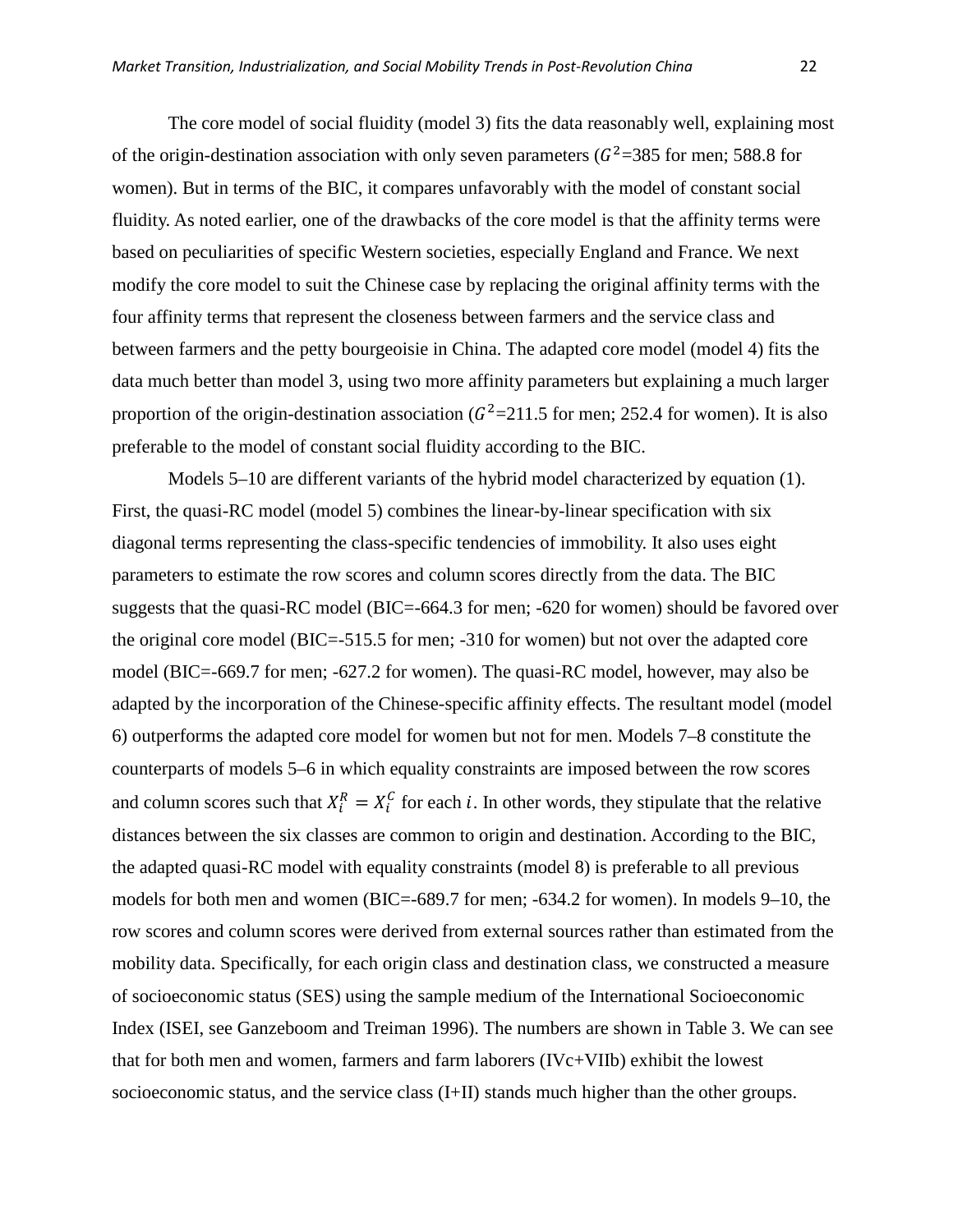The core model of social fluidity (model 3) fits the data reasonably well, explaining most of the origin-destination association with only seven parameters ($G^2$=385 for men; 588.8 for women). But in terms of the BIC, it compares unfavorably with the model of constant social fluidity. As noted earlier, one of the drawbacks of the core model is that the affinity terms were based on peculiarities of specific Western societies, especially England and France. We next modify the core model to suit the Chinese case by replacing the original affinity terms with the four affinity terms that represent the closeness between farmers and the service class and between farmers and the petty bourgeoisie in China. The adapted core model (model 4) fits the data much better than model 3, using two more affinity parameters but explaining a much larger proportion of the origin-destination association ($G^2$=211.5 for men; 252.4 for women). It is also preferable to the model of constant social fluidity according to the BIC.

Models 5–10 are different variants of the hybrid model characterized by equation (1). First, the quasi-RC model (model 5) combines the linear-by-linear specification with six diagonal terms representing the class-specific tendencies of immobility. It also uses eight parameters to estimate the row scores and column scores directly from the data. The BIC suggests that the quasi-RC model (BIC=-664.3 for men; -620 for women) should be favored over the original core model (BIC=-515.5 for men; -310 for women) but not over the adapted core model (BIC=-669.7 for men; -627.2 for women). The quasi-RC model, however, may also be adapted by the incorporation of the Chinese-specific affinity effects. The resultant model (model 6) outperforms the adapted core model for women but not for men. Models 7–8 constitute the counterparts of models 5–6 in which equality constraints are imposed between the row scores and column scores such that $X_i^R = X_i^C$ for each $i$. In other words, they stipulate that the relative distances between the six classes are common to origin and destination. According to the BIC, the adapted quasi-RC model with equality constraints (model 8) is preferable to all previous models for both men and women (BIC=-689.7 for men; -634.2 for women). In models 9–10, the row scores and column scores were derived from external sources rather than estimated from the mobility data. Specifically, for each origin class and destination class, we constructed a measure of socioeconomic status (SES) using the sample medium of the International Socioeconomic Index (ISEI, see Ganzeboom and Treiman 1996). The numbers are shown in Table 3. We can see that for both men and women, farmers and farm laborers (IVc+VIIb) exhibit the lowest socioeconomic status, and the service class (I+II) stands much higher than the other groups.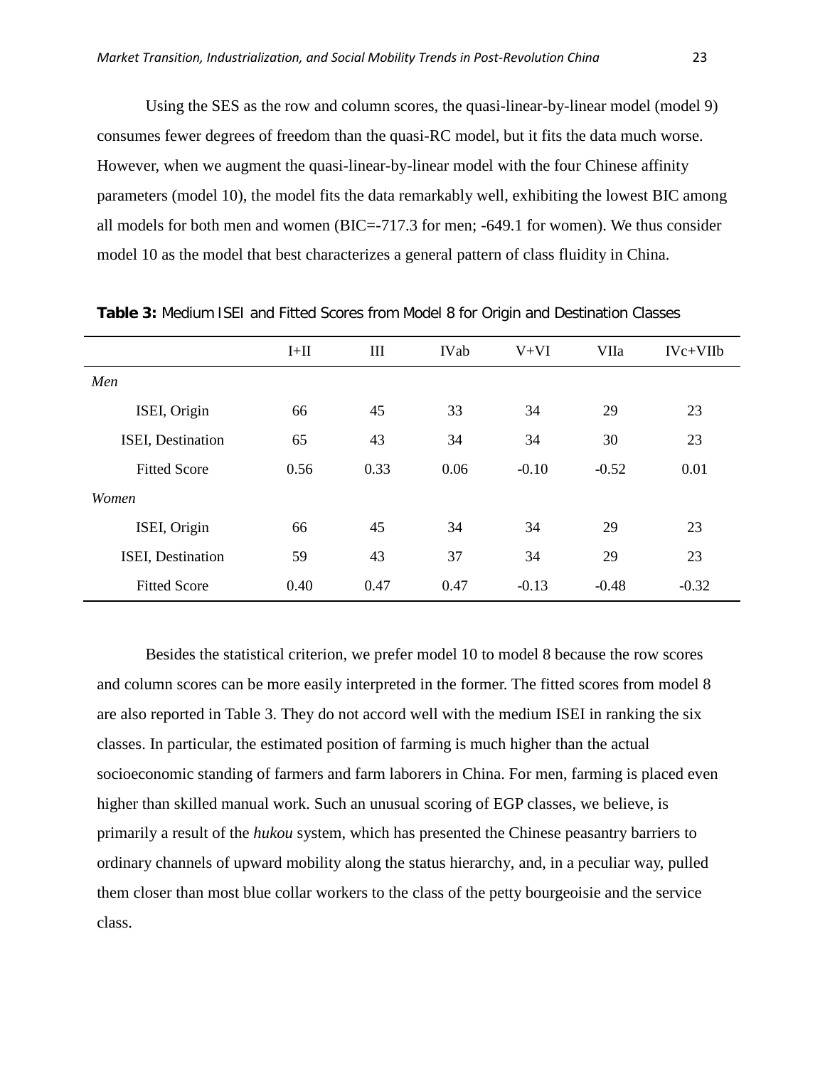Using the SES as the row and column scores, the quasi-linear-by-linear model (model 9) consumes fewer degrees of freedom than the quasi-RC model, but it fits the data much worse. However, when we augment the quasi-linear-by-linear model with the four Chinese affinity parameters (model 10), the model fits the data remarkably well, exhibiting the lowest BIC among all models for both men and women (BIC=-717.3 for men; -649.1 for women). We thus consider model 10 as the model that best characterizes a general pattern of class fluidity in China.

**Table 3:** Medium ISEI and Fitted Scores from Model 8 for Origin and Destination Classes

| | I+II | III | IVab | V+VI | VIIa | IVc+VIIb |
|---|---|---|---|---|---|---|
| *Men* | | | | | | |
| ISEI, Origin | 66 | 45 | 33 | 34 | 29 | 23 |
| ISEI, Destination | 65 | 43 | 34 | 34 | 30 | 23 |
| Fitted Score | 0.56 | 0.33 | 0.06 | -0.10 | -0.52 | 0.01 |
| *Women* | | | | | | |
| ISEI, Origin | 66 | 45 | 34 | 34 | 29 | 23 |
| ISEI, Destination | 59 | 43 | 37 | 34 | 29 | 23 |
| Fitted Score | 0.40 | 0.47 | 0.47 | -0.13 | -0.48 | -0.32 |

Besides the statistical criterion, we prefer model 10 to model 8 because the row scores and column scores can be more easily interpreted in the former. The fitted scores from model 8 are also reported in Table 3. They do not accord well with the medium ISEI in ranking the six classes. In particular, the estimated position of farming is much higher than the actual socioeconomic standing of farmers and farm laborers in China. For men, farming is placed even higher than skilled manual work. Such an unusual scoring of EGP classes, we believe, is primarily a result of the *hukou* system, which has presented the Chinese peasantry barriers to ordinary channels of upward mobility along the status hierarchy, and, in a peculiar way, pulled them closer than most blue collar workers to the class of the petty bourgeoisie and the service class.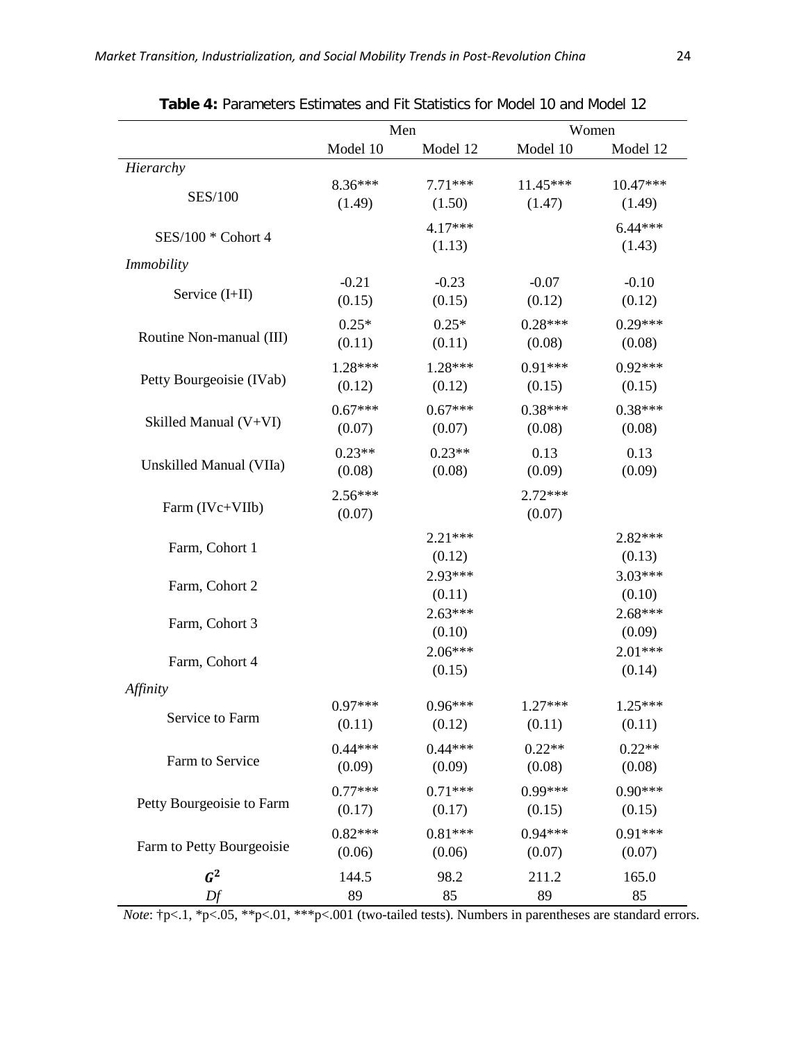**Table 4:** Parameters Estimates and Fit Statistics for Model 10 and Model 12

| | Men | | Women | |
|---|---|---|---|---|
| | Model 10 | Model 12 | Model 10 | Model 12 |
| *Hierarchy* | | | | |
| SES/100 | 8.36*** (1.49) | 7.71*** (1.50) | 11.45*** (1.47) | 10.47*** (1.49) |
| SES/100 * Cohort 4 | | 4.17*** (1.13) | | 6.44*** (1.43) |
| *Immobility* | | | | |
| Service (I+II) | -0.21 (0.15) | -0.23 (0.15) | -0.07 (0.12) | -0.10 (0.12) |
| Routine Non-manual (III) | 0.25* (0.11) | 0.25* (0.11) | 0.28*** (0.08) | 0.29*** (0.08) |
| Petty Bourgeoisie (IVab) | 1.28*** (0.12) | 1.28*** (0.12) | 0.91*** (0.15) | 0.92*** (0.15) |
| Skilled Manual (V+VI) | 0.67*** (0.07) | 0.67*** (0.07) | 0.38*** (0.08) | 0.38*** (0.08) |
| Unskilled Manual (VIIa) | 0.23** (0.08) | 0.23** (0.08) | 0.13 (0.09) | 0.13 (0.09) |
| Farm (IVc+VIIb) | 2.56*** (0.07) | | 2.72*** (0.07) | |
| Farm, Cohort 1 | | 2.21*** (0.12) | | 2.82*** (0.13) |
| Farm, Cohort 2 | | 2.93*** (0.11) | | 3.03*** (0.10) |
| Farm, Cohort 3 | | 2.63*** (0.10) | | 2.68*** (0.09) |
| Farm, Cohort 4 | | 2.06*** (0.15) | | 2.01*** (0.14) |
| *Affinity* | | | | |
| Service to Farm | 0.97*** (0.11) | 0.96*** (0.12) | 1.27*** (0.11) | 1.25*** (0.11) |
| Farm to Service | 0.44*** (0.09) | 0.44*** (0.09) | 0.22** (0.08) | 0.22** (0.08) |
| Petty Bourgeoisie to Farm | 0.77*** (0.17) | 0.71*** (0.17) | 0.99*** (0.15) | 0.90*** (0.15) |
| Farm to Petty Bourgeoisie | 0.82*** (0.06) | 0.81*** (0.06) | 0.94*** (0.07) | 0.91*** (0.07) |
| $G^2$ | 144.5 | 98.2 | 211.2 | 165.0 |
| *Df* | 89 | 85 | 89 | 85 |

*Note*: †p<.1, *p<.05, **p<.01, ***p<.001 (two-tailed tests). Numbers in parentheses are standard errors.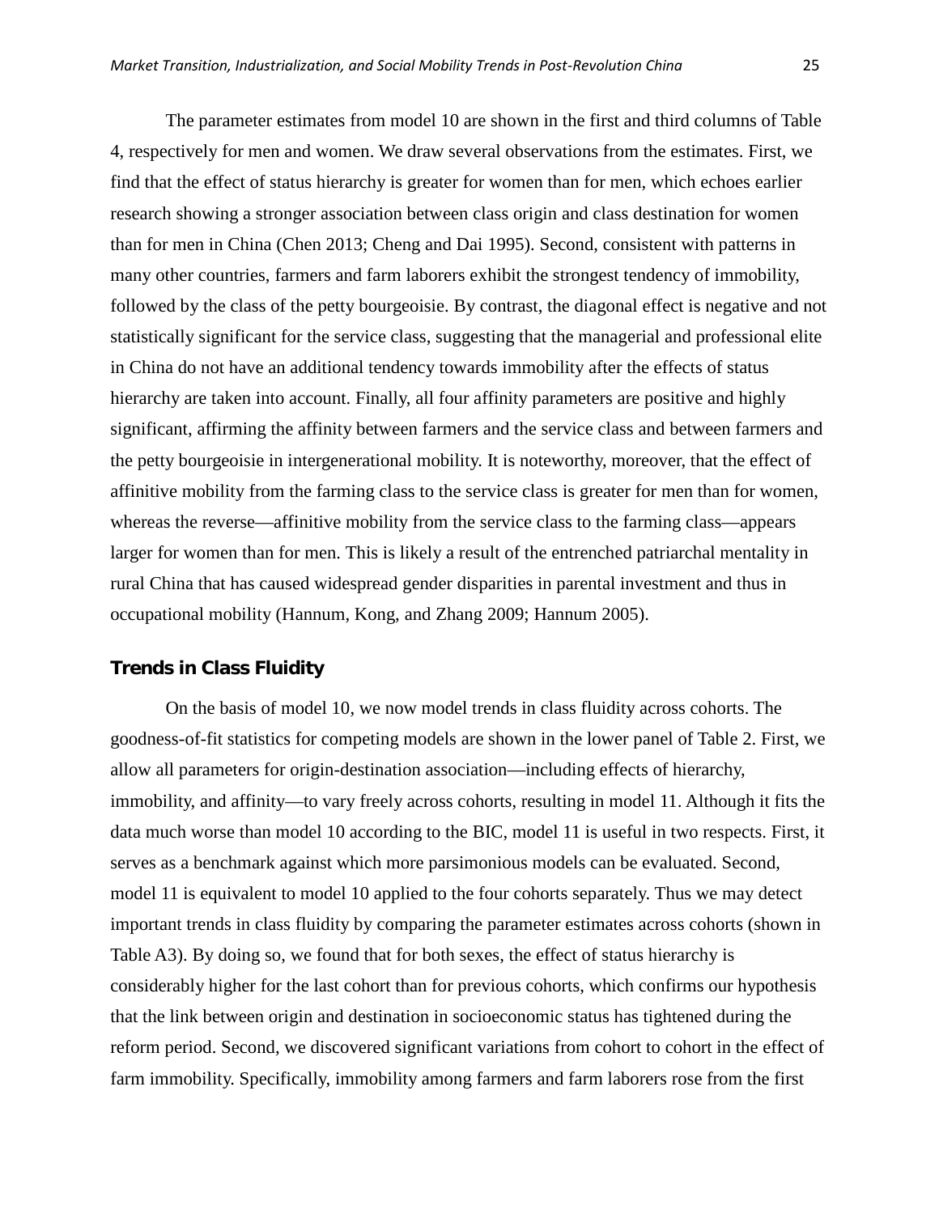The parameter estimates from model 10 are shown in the first and third columns of Table 4, respectively for men and women. We draw several observations from the estimates. First, we find that the effect of status hierarchy is greater for women than for men, which echoes earlier research showing a stronger association between class origin and class destination for women than for men in China (Chen 2013; Cheng and Dai 1995). Second, consistent with patterns in many other countries, farmers and farm laborers exhibit the strongest tendency of immobility, followed by the class of the petty bourgeoisie. By contrast, the diagonal effect is negative and not statistically significant for the service class, suggesting that the managerial and professional elite in China do not have an additional tendency towards immobility after the effects of status hierarchy are taken into account. Finally, all four affinity parameters are positive and highly significant, affirming the affinity between farmers and the service class and between farmers and the petty bourgeoisie in intergenerational mobility. It is noteworthy, moreover, that the effect of affinitive mobility from the farming class to the service class is greater for men than for women, whereas the reverse—affinitive mobility from the service class to the farming class—appears larger for women than for men. This is likely a result of the entrenched patriarchal mentality in rural China that has caused widespread gender disparities in parental investment and thus in occupational mobility (Hannum, Kong, and Zhang 2009; Hannum 2005).

## Trends in Class Fluidity

On the basis of model 10, we now model trends in class fluidity across cohorts. The goodness-of-fit statistics for competing models are shown in the lower panel of Table 2. First, we allow all parameters for origin-destination association—including effects of hierarchy, immobility, and affinity—to vary freely across cohorts, resulting in model 11. Although it fits the data much worse than model 10 according to the BIC, model 11 is useful in two respects. First, it serves as a benchmark against which more parsimonious models can be evaluated. Second, model 11 is equivalent to model 10 applied to the four cohorts separately. Thus we may detect important trends in class fluidity by comparing the parameter estimates across cohorts (shown in Table A3). By doing so, we found that for both sexes, the effect of status hierarchy is considerably higher for the last cohort than for previous cohorts, which confirms our hypothesis that the link between origin and destination in socioeconomic status has tightened during the reform period. Second, we discovered significant variations from cohort to cohort in the effect of farm immobility. Specifically, immobility among farmers and farm laborers rose from the first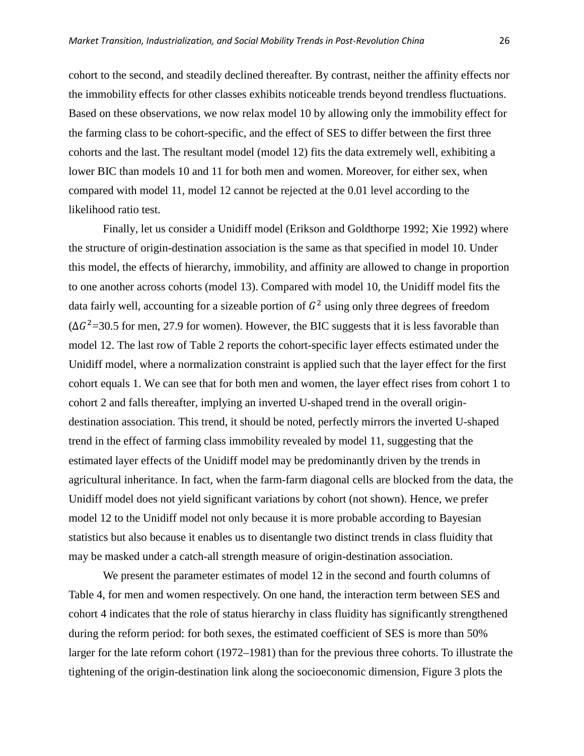cohort to the second, and steadily declined thereafter. By contrast, neither the affinity effects nor the immobility effects for other classes exhibits noticeable trends beyond trendless fluctuations. Based on these observations, we now relax model 10 by allowing only the immobility effect for the farming class to be cohort-specific, and the effect of SES to differ between the first three cohorts and the last. The resultant model (model 12) fits the data extremely well, exhibiting a lower BIC than models 10 and 11 for both men and women. Moreover, for either sex, when compared with model 11, model 12 cannot be rejected at the 0.01 level according to the likelihood ratio test.

Finally, let us consider a Unidiff model (Erikson and Goldthorpe 1992; Xie 1992) where the structure of origin-destination association is the same as that specified in model 10. Under this model, the effects of hierarchy, immobility, and affinity are allowed to change in proportion to one another across cohorts (model 13). Compared with model 10, the Unidiff model fits the data fairly well, accounting for a sizeable portion of $G^2$ using only three degrees of freedom ($\Delta G^2$=30.5 for men, 27.9 for women). However, the BIC suggests that it is less favorable than model 12. The last row of Table 2 reports the cohort-specific layer effects estimated under the Unidiff model, where a normalization constraint is applied such that the layer effect for the first cohort equals 1. We can see that for both men and women, the layer effect rises from cohort 1 to cohort 2 and falls thereafter, implying an inverted U-shaped trend in the overall origin-destination association. This trend, it should be noted, perfectly mirrors the inverted U-shaped trend in the effect of farming class immobility revealed by model 11, suggesting that the estimated layer effects of the Unidiff model may be predominantly driven by the trends in agricultural inheritance. In fact, when the farm-farm diagonal cells are blocked from the data, the Unidiff model does not yield significant variations by cohort (not shown). Hence, we prefer model 12 to the Unidiff model not only because it is more probable according to Bayesian statistics but also because it enables us to disentangle two distinct trends in class fluidity that may be masked under a catch-all strength measure of origin-destination association.

We present the parameter estimates of model 12 in the second and fourth columns of Table 4, for men and women respectively. On one hand, the interaction term between SES and cohort 4 indicates that the role of status hierarchy in class fluidity has significantly strengthened during the reform period: for both sexes, the estimated coefficient of SES is more than 50% larger for the late reform cohort (1972–1981) than for the previous three cohorts. To illustrate the tightening of the origin-destination link along the socioeconomic dimension, Figure 3 plots the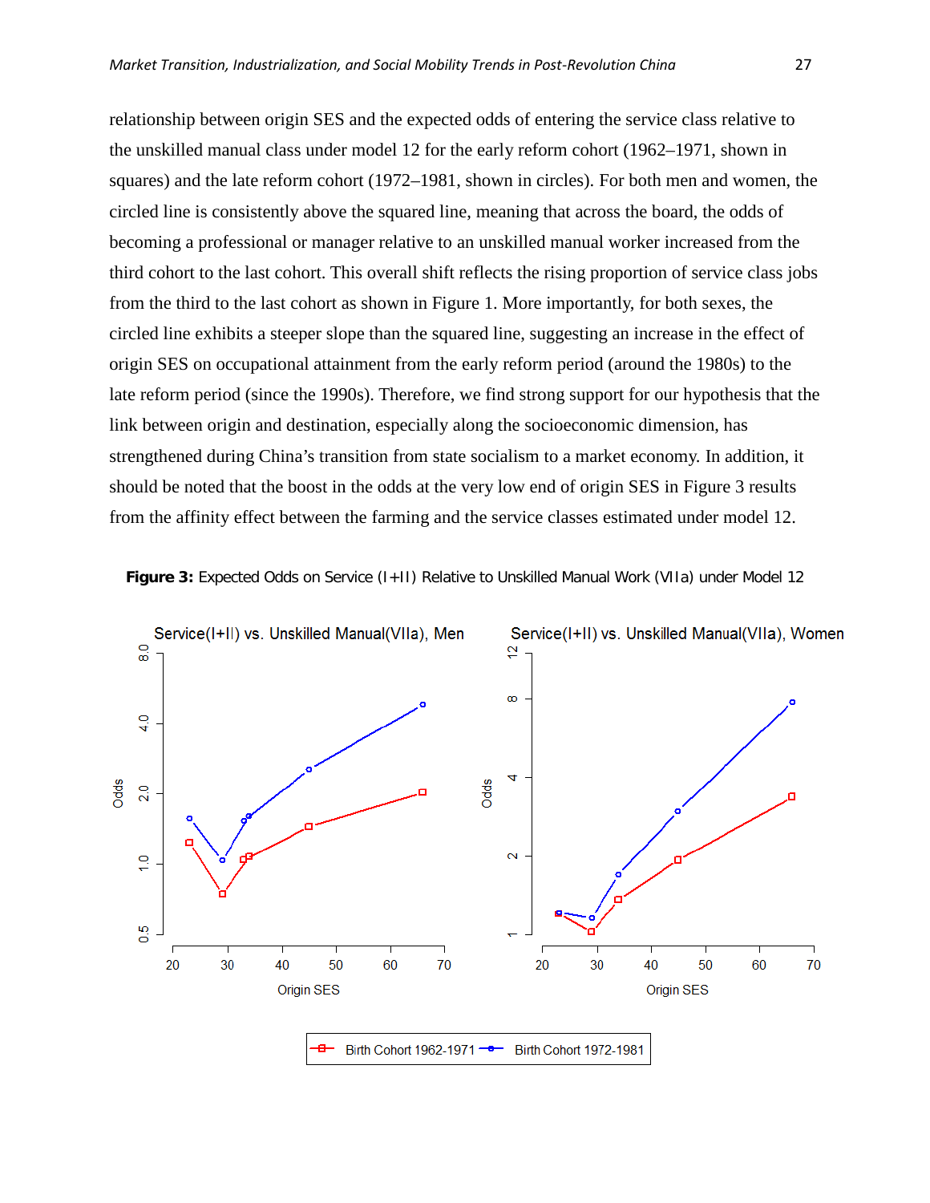relationship between origin SES and the expected odds of entering the service class relative to the unskilled manual class under model 12 for the early reform cohort (1962–1971, shown in squares) and the late reform cohort (1972–1981, shown in circles). For both men and women, the circled line is consistently above the squared line, meaning that across the board, the odds of becoming a professional or manager relative to an unskilled manual worker increased from the third cohort to the last cohort. This overall shift reflects the rising proportion of service class jobs from the third to the last cohort as shown in Figure 1. More importantly, for both sexes, the circled line exhibits a steeper slope than the squared line, suggesting an increase in the effect of origin SES on occupational attainment from the early reform period (around the 1980s) to the late reform period (since the 1990s). Therefore, we find strong support for our hypothesis that the link between origin and destination, especially along the socioeconomic dimension, has strengthened during China's transition from state socialism to a market economy. In addition, it should be noted that the boost in the odds at the very low end of origin SES in Figure 3 results from the affinity effect between the farming and the service classes estimated under model 12.

**Figure 3:** Expected Odds on Service (I+II) Relative to Unskilled Manual Work (VIIa) under Model 12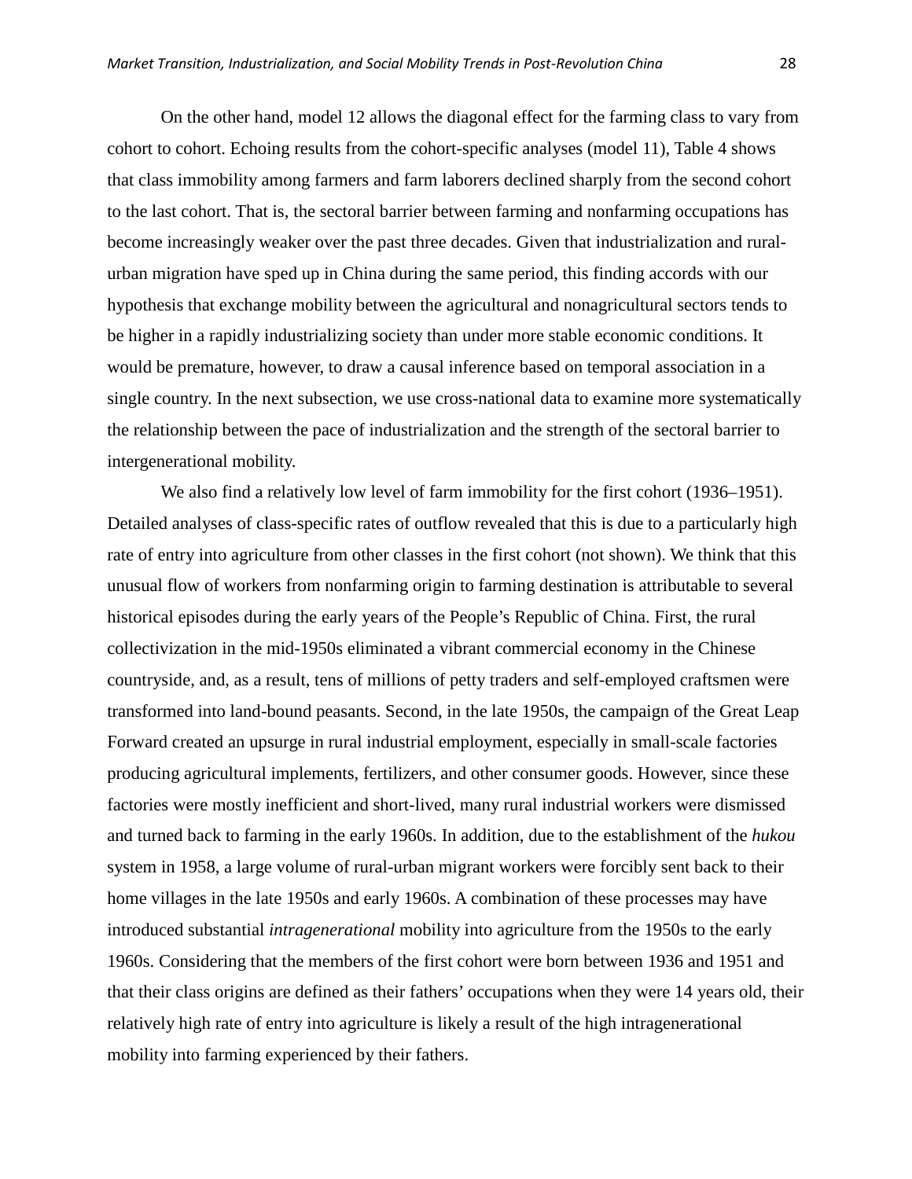On the other hand, model 12 allows the diagonal effect for the farming class to vary from cohort to cohort. Echoing results from the cohort-specific analyses (model 11), Table 4 shows that class immobility among farmers and farm laborers declined sharply from the second cohort to the last cohort. That is, the sectoral barrier between farming and nonfarming occupations has become increasingly weaker over the past three decades. Given that industrialization and rural-urban migration have sped up in China during the same period, this finding accords with our hypothesis that exchange mobility between the agricultural and nonagricultural sectors tends to be higher in a rapidly industrializing society than under more stable economic conditions. It would be premature, however, to draw a causal inference based on temporal association in a single country. In the next subsection, we use cross-national data to examine more systematically the relationship between the pace of industrialization and the strength of the sectoral barrier to intergenerational mobility.

We also find a relatively low level of farm immobility for the first cohort (1936–1951). Detailed analyses of class-specific rates of outflow revealed that this is due to a particularly high rate of entry into agriculture from other classes in the first cohort (not shown). We think that this unusual flow of workers from nonfarming origin to farming destination is attributable to several historical episodes during the early years of the People's Republic of China. First, the rural collectivization in the mid-1950s eliminated a vibrant commercial economy in the Chinese countryside, and, as a result, tens of millions of petty traders and self-employed craftsmen were transformed into land-bound peasants. Second, in the late 1950s, the campaign of the Great Leap Forward created an upsurge in rural industrial employment, especially in small-scale factories producing agricultural implements, fertilizers, and other consumer goods. However, since these factories were mostly inefficient and short-lived, many rural industrial workers were dismissed and turned back to farming in the early 1960s. In addition, due to the establishment of the *hukou* system in 1958, a large volume of rural-urban migrant workers were forcibly sent back to their home villages in the late 1950s and early 1960s. A combination of these processes may have introduced substantial *intragenerational* mobility into agriculture from the 1950s to the early 1960s. Considering that the members of the first cohort were born between 1936 and 1951 and that their class origins are defined as their fathers' occupations when they were 14 years old, their relatively high rate of entry into agriculture is likely a result of the high intragenerational mobility into farming experienced by their fathers.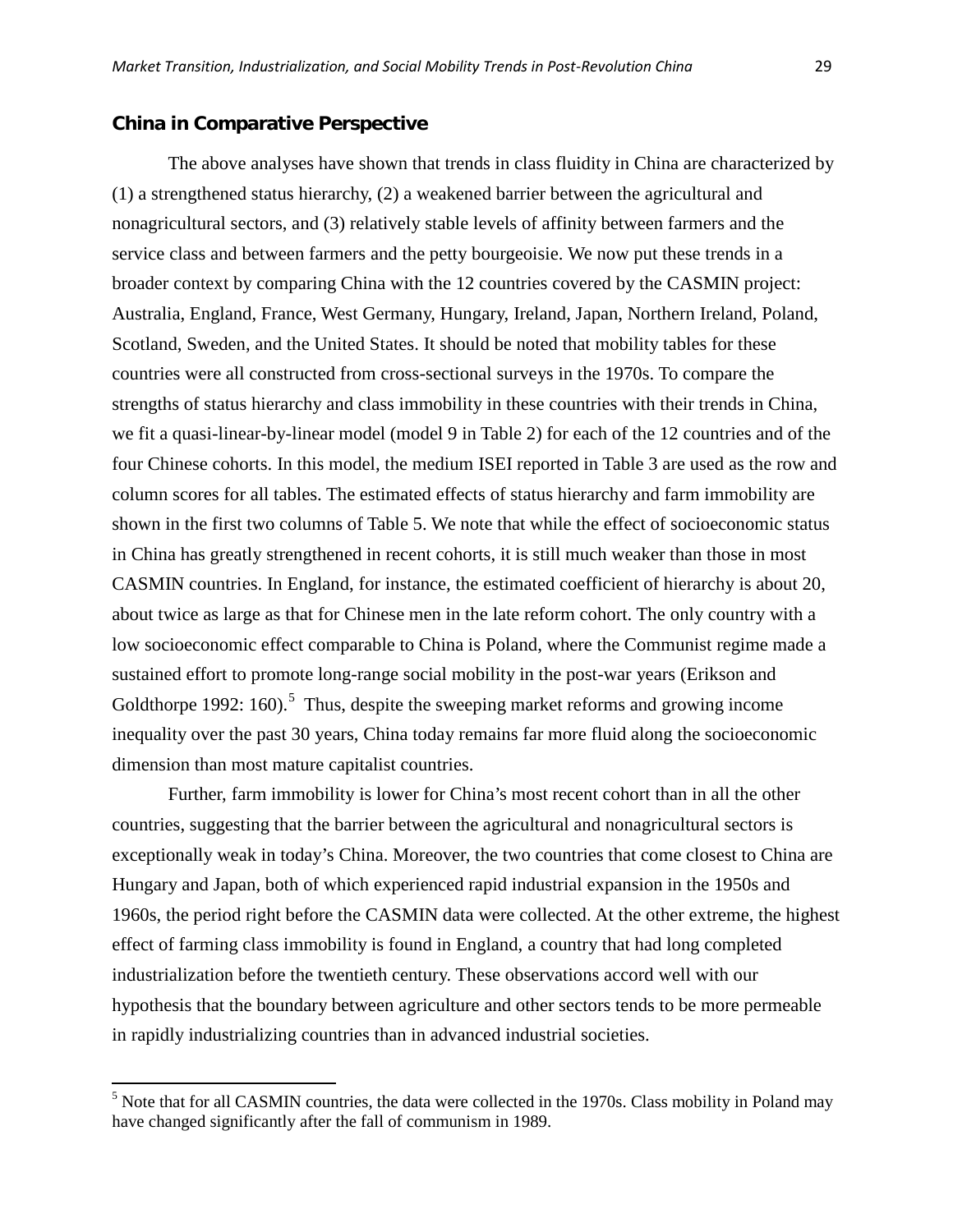## China in Comparative Perspective

The above analyses have shown that trends in class fluidity in China are characterized by (1) a strengthened status hierarchy, (2) a weakened barrier between the agricultural and nonagricultural sectors, and (3) relatively stable levels of affinity between farmers and the service class and between farmers and the petty bourgeoisie. We now put these trends in a broader context by comparing China with the 12 countries covered by the CASMIN project: Australia, England, France, West Germany, Hungary, Ireland, Japan, Northern Ireland, Poland, Scotland, Sweden, and the United States. It should be noted that mobility tables for these countries were all constructed from cross-sectional surveys in the 1970s. To compare the strengths of status hierarchy and class immobility in these countries with their trends in China, we fit a quasi-linear-by-linear model (model 9 in Table 2) for each of the 12 countries and of the four Chinese cohorts. In this model, the medium ISEI reported in Table 3 are used as the row and column scores for all tables. The estimated effects of status hierarchy and farm immobility are shown in the first two columns of Table 5. We note that while the effect of socioeconomic status in China has greatly strengthened in recent cohorts, it is still much weaker than those in most CASMIN countries. In England, for instance, the estimated coefficient of hierarchy is about 20, about twice as large as that for Chinese men in the late reform cohort. The only country with a low socioeconomic effect comparable to China is Poland, where the Communist regime made a sustained effort to promote long-range social mobility in the post-war years (Erikson and Goldthorpe 1992: 160).[5] Thus, despite the sweeping market reforms and growing income inequality over the past 30 years, China today remains far more fluid along the socioeconomic dimension than most mature capitalist countries.

Further, farm immobility is lower for China's most recent cohort than in all the other countries, suggesting that the barrier between the agricultural and nonagricultural sectors is exceptionally weak in today's China. Moreover, the two countries that come closest to China are Hungary and Japan, both of which experienced rapid industrial expansion in the 1950s and 1960s, the period right before the CASMIN data were collected. At the other extreme, the highest effect of farming class immobility is found in England, a country that had long completed industrialization before the twentieth century. These observations accord well with our hypothesis that the boundary between agriculture and other sectors tends to be more permeable in rapidly industrializing countries than in advanced industrial societies.

[5] Note that for all CASMIN countries, the data were collected in the 1970s. Class mobility in Poland may have changed significantly after the fall of communism in 1989.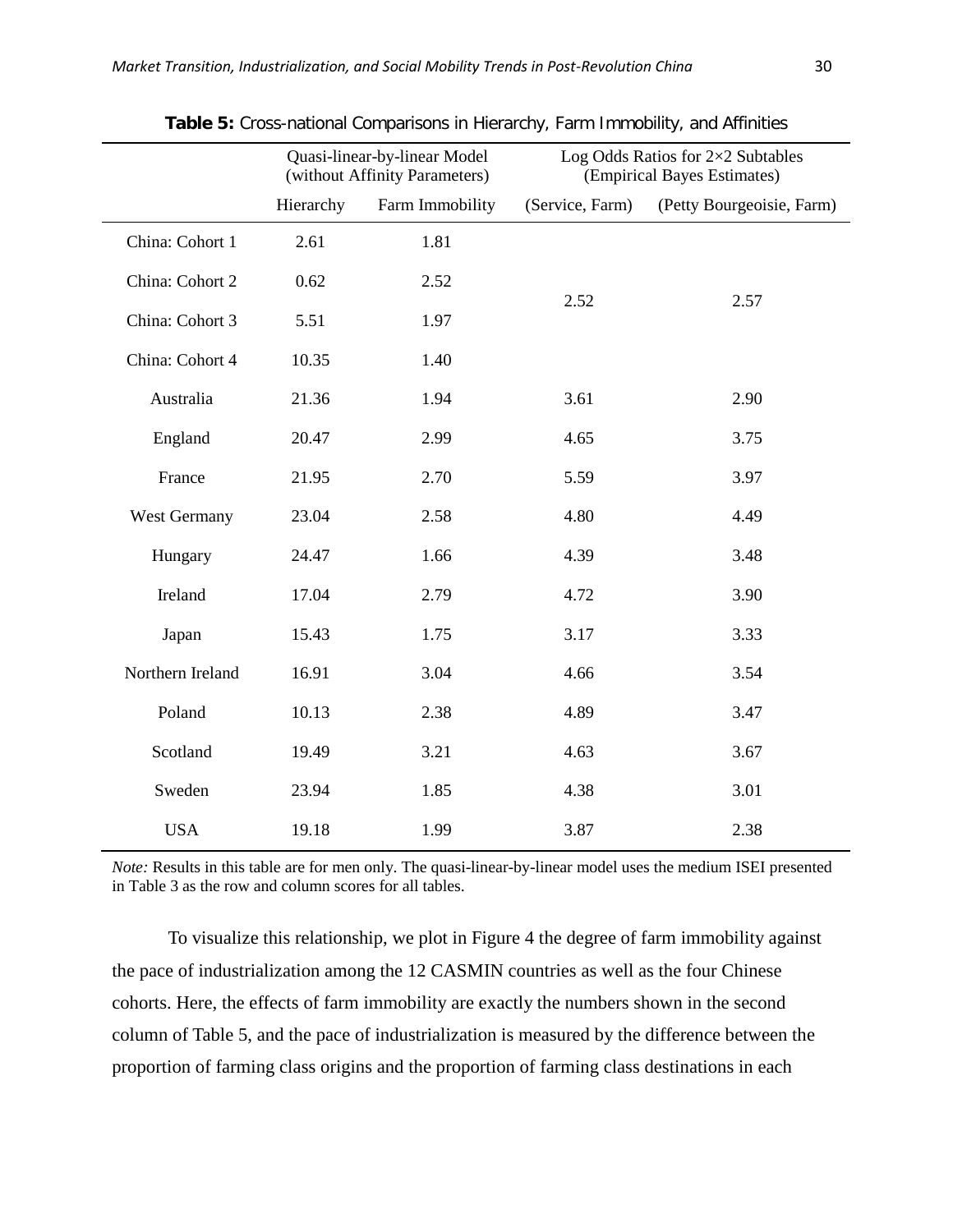**Table 5:** Cross-national Comparisons in Hierarchy, Farm Immobility, and Affinities

| | Quasi-linear-by-linear Model (without Affinity Parameters) | | Log Odds Ratios for 2×2 Subtables (Empirical Bayes Estimates) | |
|---|---|---|---|---|
| | Hierarchy | Farm Immobility | (Service, Farm) | (Petty Bourgeoisie, Farm) |
| China: Cohort 1 | 2.61 | 1.81 | 2.52 | 2.57 |
| China: Cohort 2 | 0.62 | 2.52 | | |
| China: Cohort 3 | 5.51 | 1.97 | | |
| China: Cohort 4 | 10.35 | 1.40 | | |
| Australia | 21.36 | 1.94 | 3.61 | 2.90 |
| England | 20.47 | 2.99 | 4.65 | 3.75 |
| France | 21.95 | 2.70 | 5.59 | 3.97 |
| West Germany | 23.04 | 2.58 | 4.80 | 4.49 |
| Hungary | 24.47 | 1.66 | 4.39 | 3.48 |
| Ireland | 17.04 | 2.79 | 4.72 | 3.90 |
| Japan | 15.43 | 1.75 | 3.17 | 3.33 |
| Northern Ireland | 16.91 | 3.04 | 4.66 | 3.54 |
| Poland | 10.13 | 2.38 | 4.89 | 3.47 |
| Scotland | 19.49 | 3.21 | 4.63 | 3.67 |
| Sweden | 23.94 | 1.85 | 4.38 | 3.01 |
| USA | 19.18 | 1.99 | 3.87 | 2.38 |

*Note:* Results in this table are for men only. The quasi-linear-by-linear model uses the medium ISEI presented in Table 3 as the row and column scores for all tables.

To visualize this relationship, we plot in Figure 4 the degree of farm immobility against the pace of industrialization among the 12 CASMIN countries as well as the four Chinese cohorts. Here, the effects of farm immobility are exactly the numbers shown in the second column of Table 5, and the pace of industrialization is measured by the difference between the proportion of farming class origins and the proportion of farming class destinations in each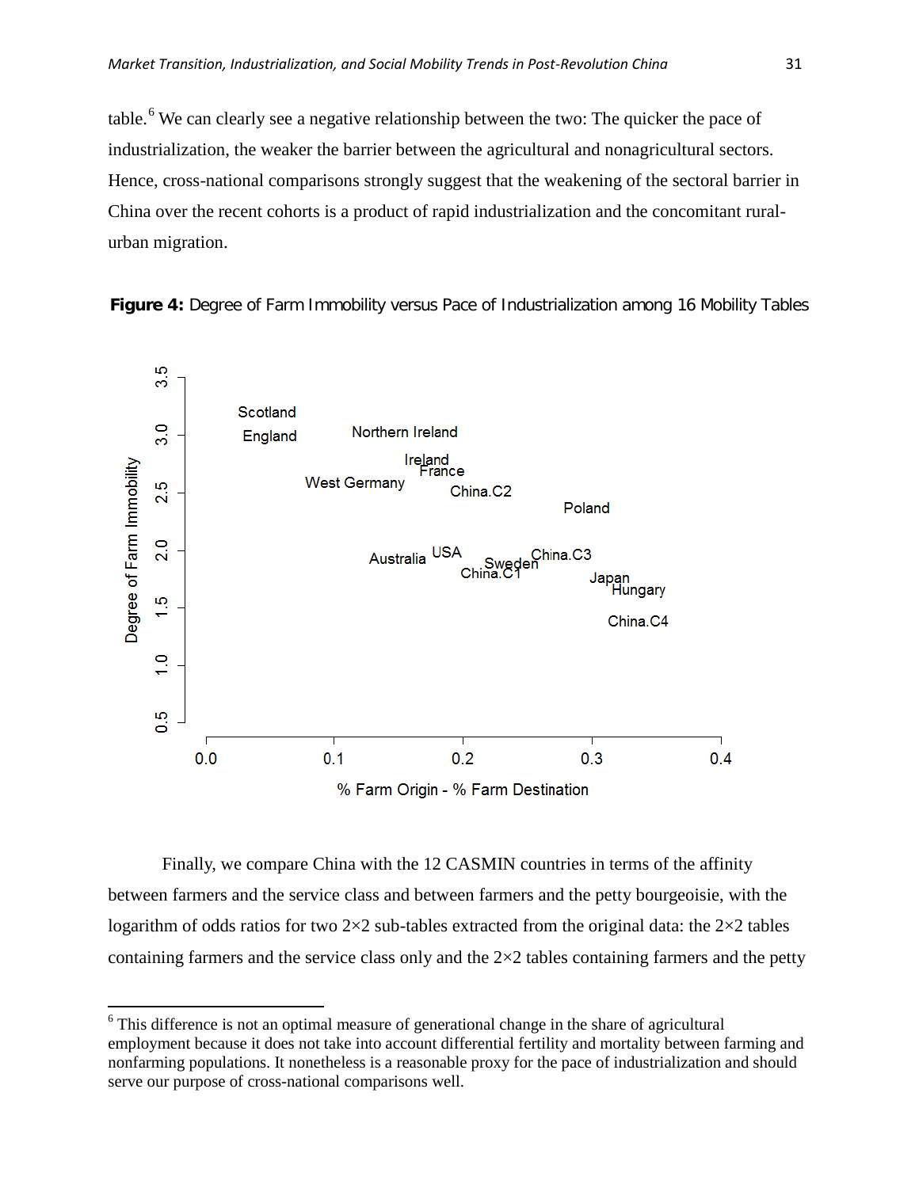table.[6] We can clearly see a negative relationship between the two: The quicker the pace of industrialization, the weaker the barrier between the agricultural and nonagricultural sectors. Hence, cross-national comparisons strongly suggest that the weakening of the sectoral barrier in China over the recent cohorts is a product of rapid industrialization and the concomitant rural-urban migration.

**Figure 4:** Degree of Farm Immobility versus Pace of Industrialization among 16 Mobility Tables

Finally, we compare China with the 12 CASMIN countries in terms of the affinity between farmers and the service class and between farmers and the petty bourgeoisie, with the logarithm of odds ratios for two 2×2 sub-tables extracted from the original data: the 2×2 tables containing farmers and the service class only and the 2×2 tables containing farmers and the petty

---

[6] This difference is not an optimal measure of generational change in the share of agricultural employment because it does not take into account differential fertility and mortality between farming and nonfarming populations. It nonetheless is a reasonable proxy for the pace of industrialization and should serve our purpose of cross-national comparisons well.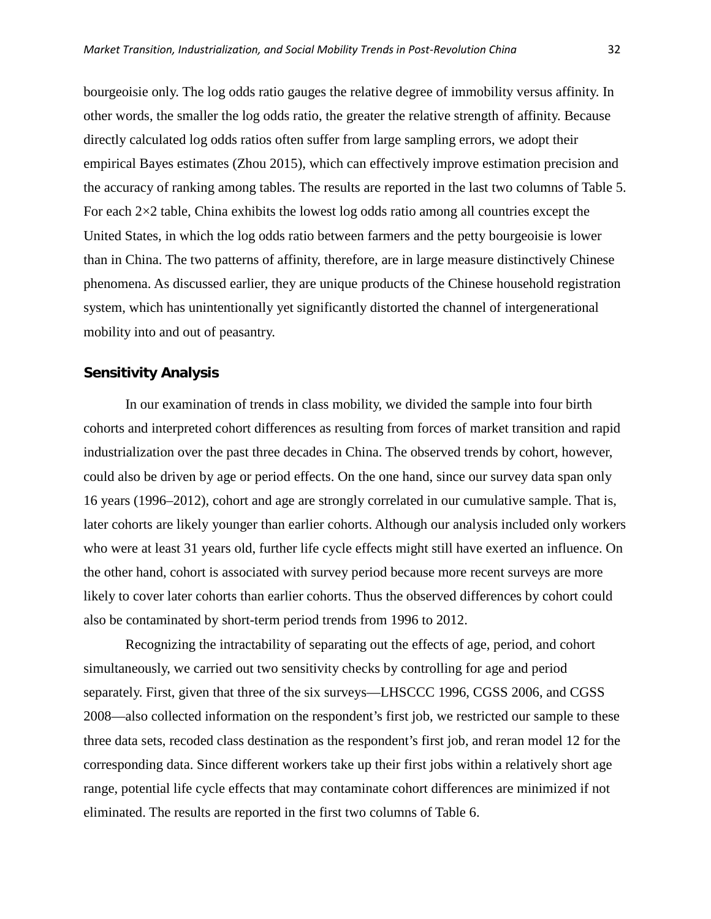bourgeoisie only. The log odds ratio gauges the relative degree of immobility versus affinity. In other words, the smaller the log odds ratio, the greater the relative strength of affinity. Because directly calculated log odds ratios often suffer from large sampling errors, we adopt their empirical Bayes estimates (Zhou 2015), which can effectively improve estimation precision and the accuracy of ranking among tables. The results are reported in the last two columns of Table 5. For each 2×2 table, China exhibits the lowest log odds ratio among all countries except the United States, in which the log odds ratio between farmers and the petty bourgeoisie is lower than in China. The two patterns of affinity, therefore, are in large measure distinctively Chinese phenomena. As discussed earlier, they are unique products of the Chinese household registration system, which has unintentionally yet significantly distorted the channel of intergenerational mobility into and out of peasantry.

## Sensitivity Analysis

In our examination of trends in class mobility, we divided the sample into four birth cohorts and interpreted cohort differences as resulting from forces of market transition and rapid industrialization over the past three decades in China. The observed trends by cohort, however, could also be driven by age or period effects. On the one hand, since our survey data span only 16 years (1996–2012), cohort and age are strongly correlated in our cumulative sample. That is, later cohorts are likely younger than earlier cohorts. Although our analysis included only workers who were at least 31 years old, further life cycle effects might still have exerted an influence. On the other hand, cohort is associated with survey period because more recent surveys are more likely to cover later cohorts than earlier cohorts. Thus the observed differences by cohort could also be contaminated by short-term period trends from 1996 to 2012.

Recognizing the intractability of separating out the effects of age, period, and cohort simultaneously, we carried out two sensitivity checks by controlling for age and period separately. First, given that three of the six surveys—LHSCCC 1996, CGSS 2006, and CGSS 2008—also collected information on the respondent's first job, we restricted our sample to these three data sets, recoded class destination as the respondent's first job, and reran model 12 for the corresponding data. Since different workers take up their first jobs within a relatively short age range, potential life cycle effects that may contaminate cohort differences are minimized if not eliminated. The results are reported in the first two columns of Table 6.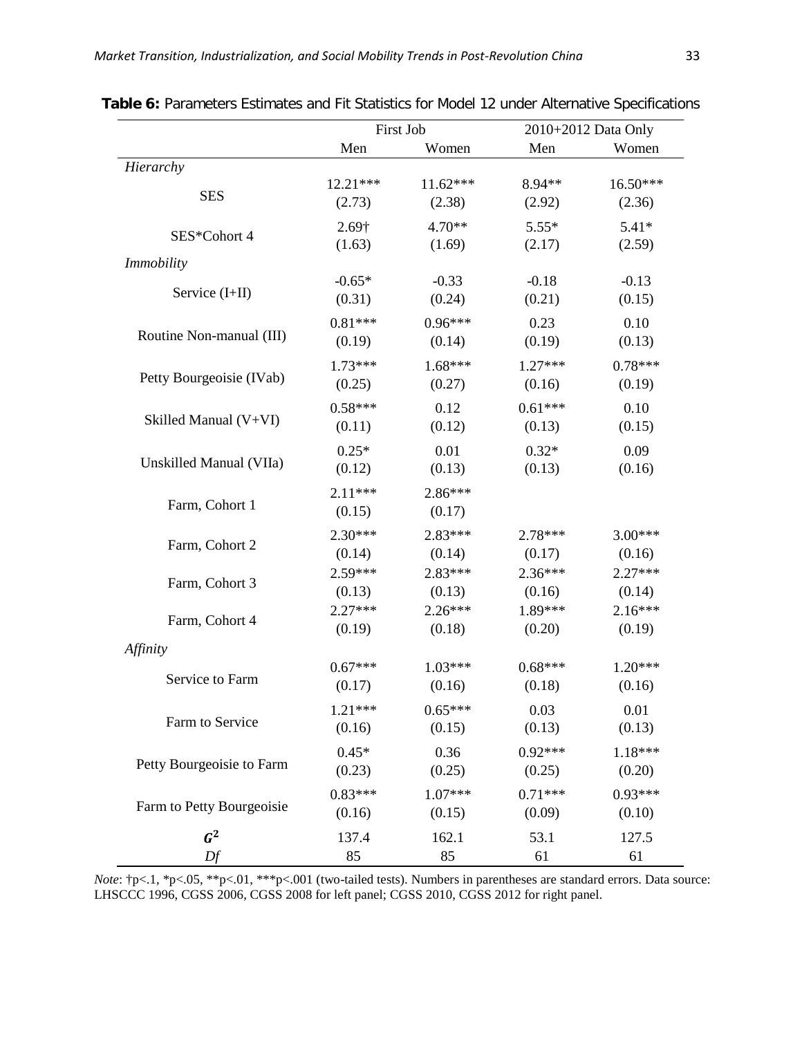**Table 6:** Parameters Estimates and Fit Statistics for Model 12 under Alternative Specifications

| | First Job | | 2010+2012 Data Only | |
|---|---|---|---|---|
| | Men | Women | Men | Women |
| *Hierarchy* | | | | |
| SES | 12.21*** | 11.62*** | 8.94** | 16.50*** |
| | (2.73) | (2.38) | (2.92) | (2.36) |
| SES*Cohort 4 | 2.69† | 4.70** | 5.55* | 5.41* |
| | (1.63) | (1.69) | (2.17) | (2.59) |
| *Immobility* | | | | |
| Service (I+II) | -0.65* | -0.33 | -0.18 | -0.13 |
| | (0.31) | (0.24) | (0.21) | (0.15) |
| Routine Non-manual (III) | 0.81*** | 0.96*** | 0.23 | 0.10 |
| | (0.19) | (0.14) | (0.19) | (0.13) |
| Petty Bourgeoisie (IVab) | 1.73*** | 1.68*** | 1.27*** | 0.78*** |
| | (0.25) | (0.27) | (0.16) | (0.19) |
| Skilled Manual (V+VI) | 0.58*** | 0.12 | 0.61*** | 0.10 |
| | (0.11) | (0.12) | (0.13) | (0.15) |
| Unskilled Manual (VIIa) | 0.25* | 0.01 | 0.32* | 0.09 |
| | (0.12) | (0.13) | (0.13) | (0.16) |
| Farm, Cohort 1 | 2.11*** | 2.86*** | | |
| | (0.15) | (0.17) | | |
| Farm, Cohort 2 | 2.30*** | 2.83*** | 2.78*** | 3.00*** |
| | (0.14) | (0.14) | (0.17) | (0.16) |
| Farm, Cohort 3 | 2.59*** | 2.83*** | 2.36*** | 2.27*** |
| | (0.13) | (0.13) | (0.16) | (0.14) |
| Farm, Cohort 4 | 2.27*** | 2.26*** | 1.89*** | 2.16*** |
| | (0.19) | (0.18) | (0.20) | (0.19) |
| *Affinity* | | | | |
| Service to Farm | 0.67*** | 1.03*** | 0.68*** | 1.20*** |
| | (0.17) | (0.16) | (0.18) | (0.16) |
| Farm to Service | 1.21*** | 0.65*** | 0.03 | 0.01 |
| | (0.16) | (0.15) | (0.13) | (0.13) |
| Petty Bourgeoisie to Farm | 0.45* | 0.36 | 0.92*** | 1.18*** |
| | (0.23) | (0.25) | (0.25) | (0.20) |
| Farm to Petty Bourgeoisie | 0.83*** | 1.07*** | 0.71*** | 0.93*** |
| | (0.16) | (0.15) | (0.09) | (0.10) |
| $G^2$ | 137.4 | 162.1 | 53.1 | 127.5 |
| *Df* | 85 | 85 | 61 | 61 |

*Note*: †p<.1, *p<.05, **p<.01, ***p<.001 (two-tailed tests). Numbers in parentheses are standard errors. Data source: LHSCCC 1996, CGSS 2006, CGSS 2008 for left panel; CGSS 2010, CGSS 2012 for right panel.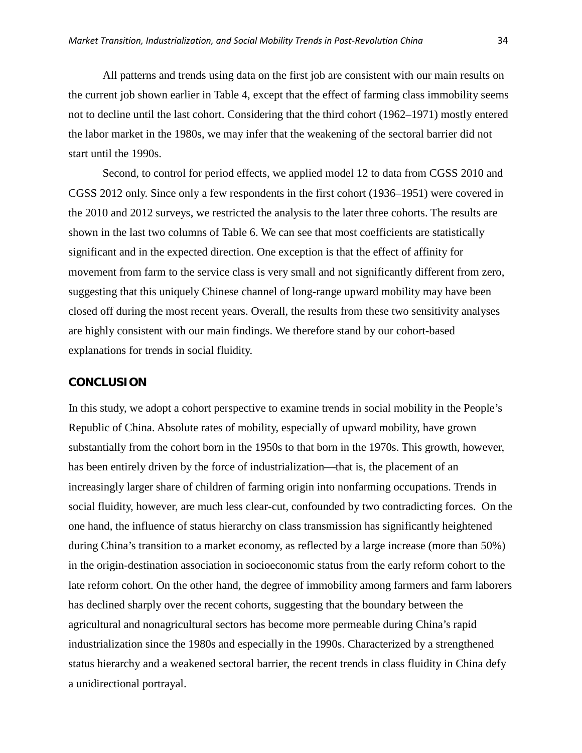All patterns and trends using data on the first job are consistent with our main results on the current job shown earlier in Table 4, except that the effect of farming class immobility seems not to decline until the last cohort. Considering that the third cohort (1962–1971) mostly entered the labor market in the 1980s, we may infer that the weakening of the sectoral barrier did not start until the 1990s.

Second, to control for period effects, we applied model 12 to data from CGSS 2010 and CGSS 2012 only. Since only a few respondents in the first cohort (1936–1951) were covered in the 2010 and 2012 surveys, we restricted the analysis to the later three cohorts. The results are shown in the last two columns of Table 6. We can see that most coefficients are statistically significant and in the expected direction. One exception is that the effect of affinity for movement from farm to the service class is very small and not significantly different from zero, suggesting that this uniquely Chinese channel of long-range upward mobility may have been closed off during the most recent years. Overall, the results from these two sensitivity analyses are highly consistent with our main findings. We therefore stand by our cohort-based explanations for trends in social fluidity.

## CONCLUSION

In this study, we adopt a cohort perspective to examine trends in social mobility in the People's Republic of China. Absolute rates of mobility, especially of upward mobility, have grown substantially from the cohort born in the 1950s to that born in the 1970s. This growth, however, has been entirely driven by the force of industrialization—that is, the placement of an increasingly larger share of children of farming origin into nonfarming occupations. Trends in social fluidity, however, are much less clear-cut, confounded by two contradicting forces. On the one hand, the influence of status hierarchy on class transmission has significantly heightened during China's transition to a market economy, as reflected by a large increase (more than 50%) in the origin-destination association in socioeconomic status from the early reform cohort to the late reform cohort. On the other hand, the degree of immobility among farmers and farm laborers has declined sharply over the recent cohorts, suggesting that the boundary between the agricultural and nonagricultural sectors has become more permeable during China's rapid industrialization since the 1980s and especially in the 1990s. Characterized by a strengthened status hierarchy and a weakened sectoral barrier, the recent trends in class fluidity in China defy a unidirectional portrayal.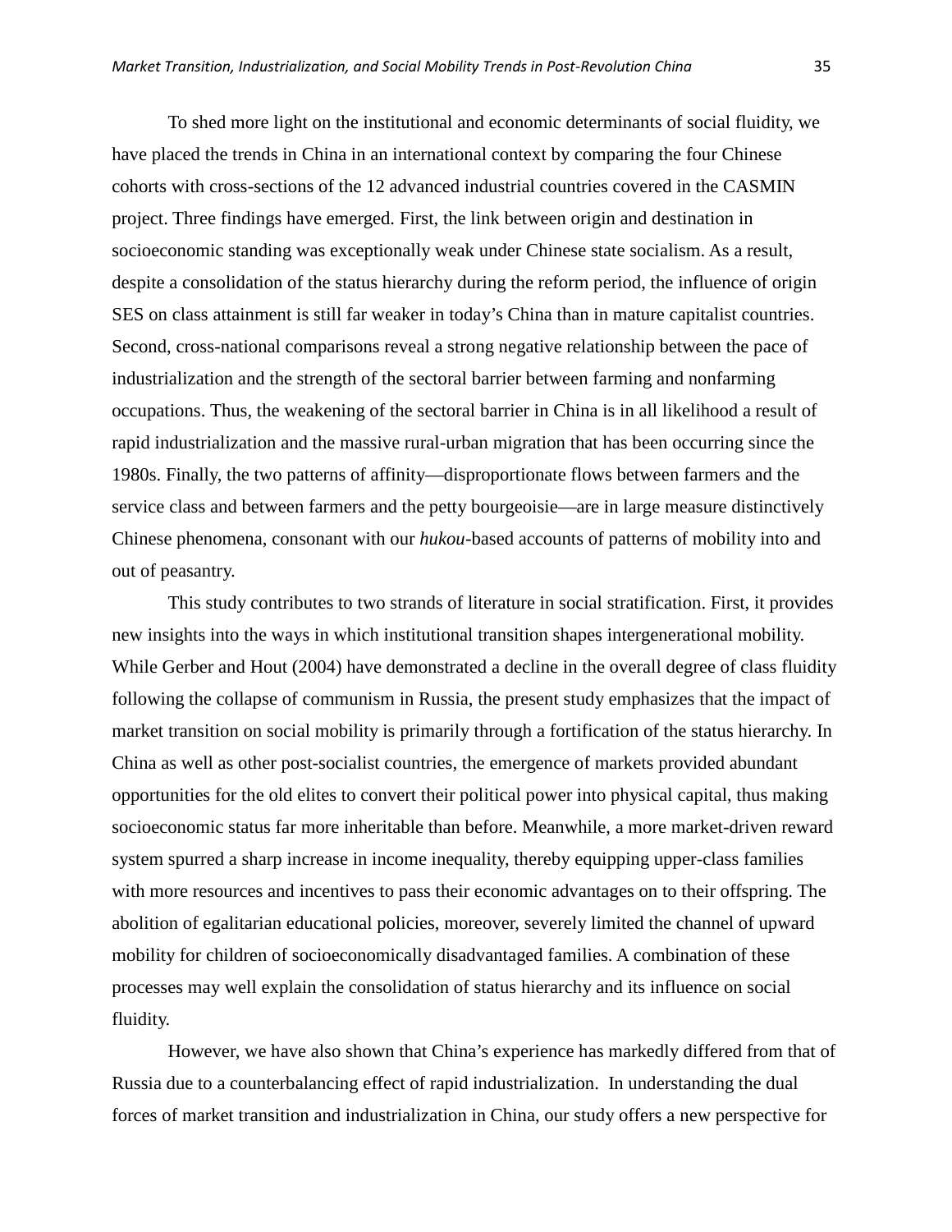To shed more light on the institutional and economic determinants of social fluidity, we have placed the trends in China in an international context by comparing the four Chinese cohorts with cross-sections of the 12 advanced industrial countries covered in the CASMIN project. Three findings have emerged. First, the link between origin and destination in socioeconomic standing was exceptionally weak under Chinese state socialism. As a result, despite a consolidation of the status hierarchy during the reform period, the influence of origin SES on class attainment is still far weaker in today's China than in mature capitalist countries. Second, cross-national comparisons reveal a strong negative relationship between the pace of industrialization and the strength of the sectoral barrier between farming and nonfarming occupations. Thus, the weakening of the sectoral barrier in China is in all likelihood a result of rapid industrialization and the massive rural-urban migration that has been occurring since the 1980s. Finally, the two patterns of affinity—disproportionate flows between farmers and the service class and between farmers and the petty bourgeoisie—are in large measure distinctively Chinese phenomena, consonant with our *hukou*-based accounts of patterns of mobility into and out of peasantry.

This study contributes to two strands of literature in social stratification. First, it provides new insights into the ways in which institutional transition shapes intergenerational mobility. While Gerber and Hout (2004) have demonstrated a decline in the overall degree of class fluidity following the collapse of communism in Russia, the present study emphasizes that the impact of market transition on social mobility is primarily through a fortification of the status hierarchy. In China as well as other post-socialist countries, the emergence of markets provided abundant opportunities for the old elites to convert their political power into physical capital, thus making socioeconomic status far more inheritable than before. Meanwhile, a more market-driven reward system spurred a sharp increase in income inequality, thereby equipping upper-class families with more resources and incentives to pass their economic advantages on to their offspring. The abolition of egalitarian educational policies, moreover, severely limited the channel of upward mobility for children of socioeconomically disadvantaged families. A combination of these processes may well explain the consolidation of status hierarchy and its influence on social fluidity.

However, we have also shown that China's experience has markedly differed from that of Russia due to a counterbalancing effect of rapid industrialization. In understanding the dual forces of market transition and industrialization in China, our study offers a new perspective for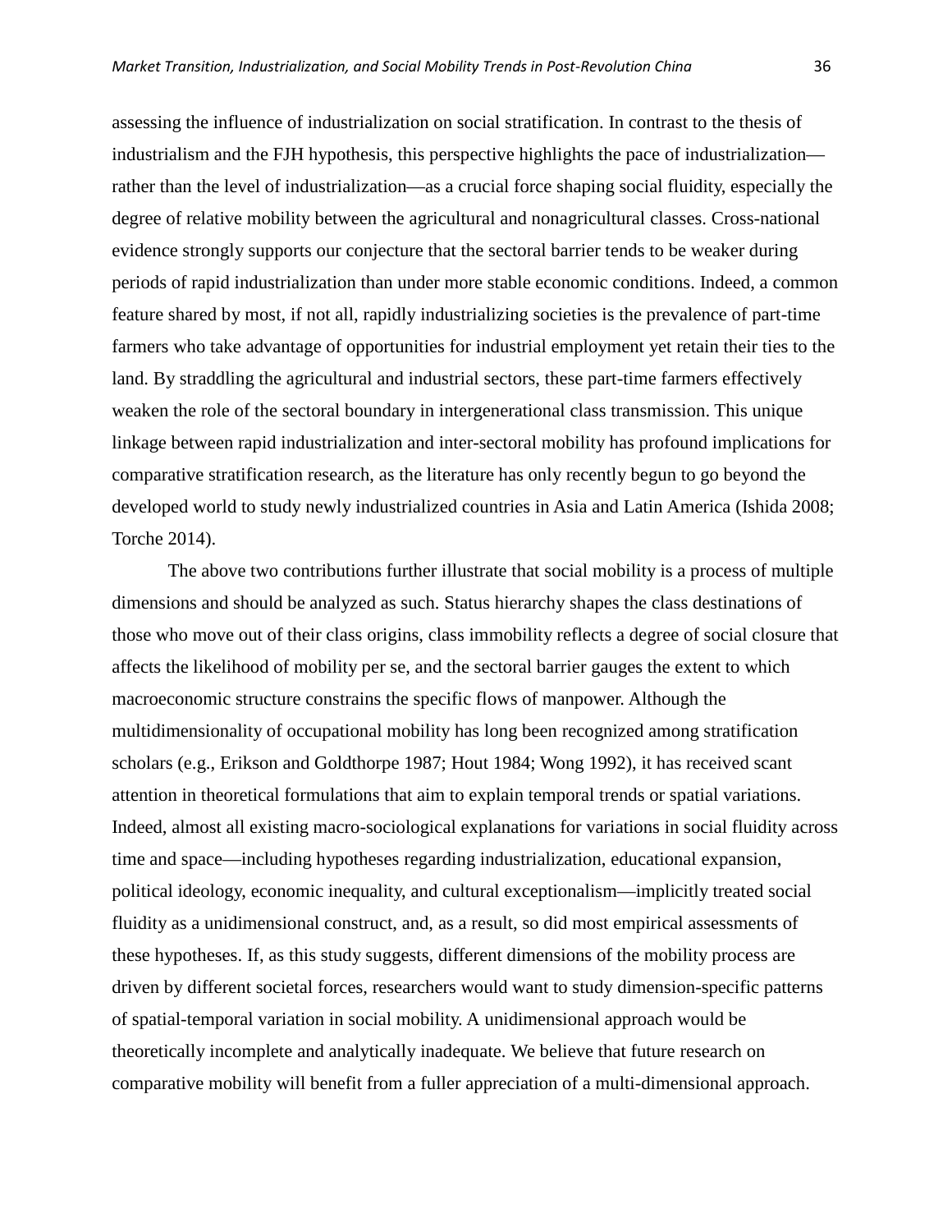assessing the influence of industrialization on social stratification. In contrast to the thesis of industrialism and the FJH hypothesis, this perspective highlights the pace of industrialization—rather than the level of industrialization—as a crucial force shaping social fluidity, especially the degree of relative mobility between the agricultural and nonagricultural classes. Cross-national evidence strongly supports our conjecture that the sectoral barrier tends to be weaker during periods of rapid industrialization than under more stable economic conditions. Indeed, a common feature shared by most, if not all, rapidly industrializing societies is the prevalence of part-time farmers who take advantage of opportunities for industrial employment yet retain their ties to the land. By straddling the agricultural and industrial sectors, these part-time farmers effectively weaken the role of the sectoral boundary in intergenerational class transmission. This unique linkage between rapid industrialization and inter-sectoral mobility has profound implications for comparative stratification research, as the literature has only recently begun to go beyond the developed world to study newly industrialized countries in Asia and Latin America (Ishida 2008; Torche 2014).

The above two contributions further illustrate that social mobility is a process of multiple dimensions and should be analyzed as such. Status hierarchy shapes the class destinations of those who move out of their class origins, class immobility reflects a degree of social closure that affects the likelihood of mobility per se, and the sectoral barrier gauges the extent to which macroeconomic structure constrains the specific flows of manpower. Although the multidimensionality of occupational mobility has long been recognized among stratification scholars (e.g., Erikson and Goldthorpe 1987; Hout 1984; Wong 1992), it has received scant attention in theoretical formulations that aim to explain temporal trends or spatial variations. Indeed, almost all existing macro-sociological explanations for variations in social fluidity across time and space—including hypotheses regarding industrialization, educational expansion, political ideology, economic inequality, and cultural exceptionalism—implicitly treated social fluidity as a unidimensional construct, and, as a result, so did most empirical assessments of these hypotheses. If, as this study suggests, different dimensions of the mobility process are driven by different societal forces, researchers would want to study dimension-specific patterns of spatial-temporal variation in social mobility. A unidimensional approach would be theoretically incomplete and analytically inadequate. We believe that future research on comparative mobility will benefit from a fuller appreciation of a multi-dimensional approach.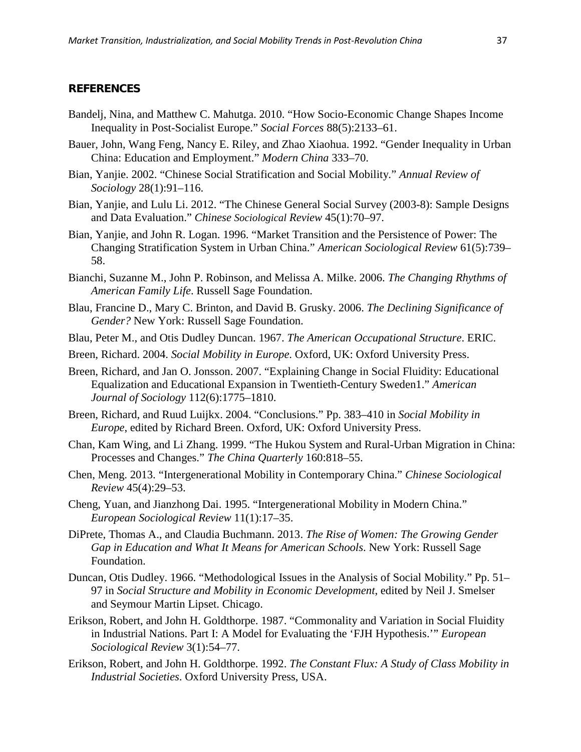## REFERENCES

Bandelj, Nina, and Matthew C. Mahutga. 2010. "How Socio-Economic Change Shapes Income Inequality in Post-Socialist Europe." *Social Forces* 88(5):2133–61.

Bauer, John, Wang Feng, Nancy E. Riley, and Zhao Xiaohua. 1992. "Gender Inequality in Urban China: Education and Employment." *Modern China* 333–70.

Bian, Yanjie. 2002. "Chinese Social Stratification and Social Mobility." *Annual Review of Sociology* 28(1):91–116.

Bian, Yanjie, and Lulu Li. 2012. "The Chinese General Social Survey (2003-8): Sample Designs and Data Evaluation." *Chinese Sociological Review* 45(1):70–97.

Bian, Yanjie, and John R. Logan. 1996. "Market Transition and the Persistence of Power: The Changing Stratification System in Urban China." *American Sociological Review* 61(5):739–58.

Bianchi, Suzanne M., John P. Robinson, and Melissa A. Milke. 2006. *The Changing Rhythms of American Family Life*. Russell Sage Foundation.

Blau, Francine D., Mary C. Brinton, and David B. Grusky. 2006. *The Declining Significance of Gender?* New York: Russell Sage Foundation.

Blau, Peter M., and Otis Dudley Duncan. 1967. *The American Occupational Structure*. ERIC.

Breen, Richard. 2004. *Social Mobility in Europe*. Oxford, UK: Oxford University Press.

Breen, Richard, and Jan O. Jonsson. 2007. "Explaining Change in Social Fluidity: Educational Equalization and Educational Expansion in Twentieth-Century Sweden1." *American Journal of Sociology* 112(6):1775–1810.

Breen, Richard, and Ruud Luijkx. 2004. "Conclusions." Pp. 383–410 in *Social Mobility in Europe*, edited by Richard Breen. Oxford, UK: Oxford University Press.

Chan, Kam Wing, and Li Zhang. 1999. "The Hukou System and Rural-Urban Migration in China: Processes and Changes." *The China Quarterly* 160:818–55.

Chen, Meng. 2013. "Intergenerational Mobility in Contemporary China." *Chinese Sociological Review* 45(4):29–53.

Cheng, Yuan, and Jianzhong Dai. 1995. "Intergenerational Mobility in Modern China." *European Sociological Review* 11(1):17–35.

DiPrete, Thomas A., and Claudia Buchmann. 2013. *The Rise of Women: The Growing Gender Gap in Education and What It Means for American Schools*. New York: Russell Sage Foundation.

Duncan, Otis Dudley. 1966. "Methodological Issues in the Analysis of Social Mobility." Pp. 51–97 in *Social Structure and Mobility in Economic Development*, edited by Neil J. Smelser and Seymour Martin Lipset. Chicago.

Erikson, Robert, and John H. Goldthorpe. 1987. "Commonality and Variation in Social Fluidity in Industrial Nations. Part I: A Model for Evaluating the 'FJH Hypothesis.'" *European Sociological Review* 3(1):54–77.

Erikson, Robert, and John H. Goldthorpe. 1992. *The Constant Flux: A Study of Class Mobility in Industrial Societies*. Oxford University Press, USA.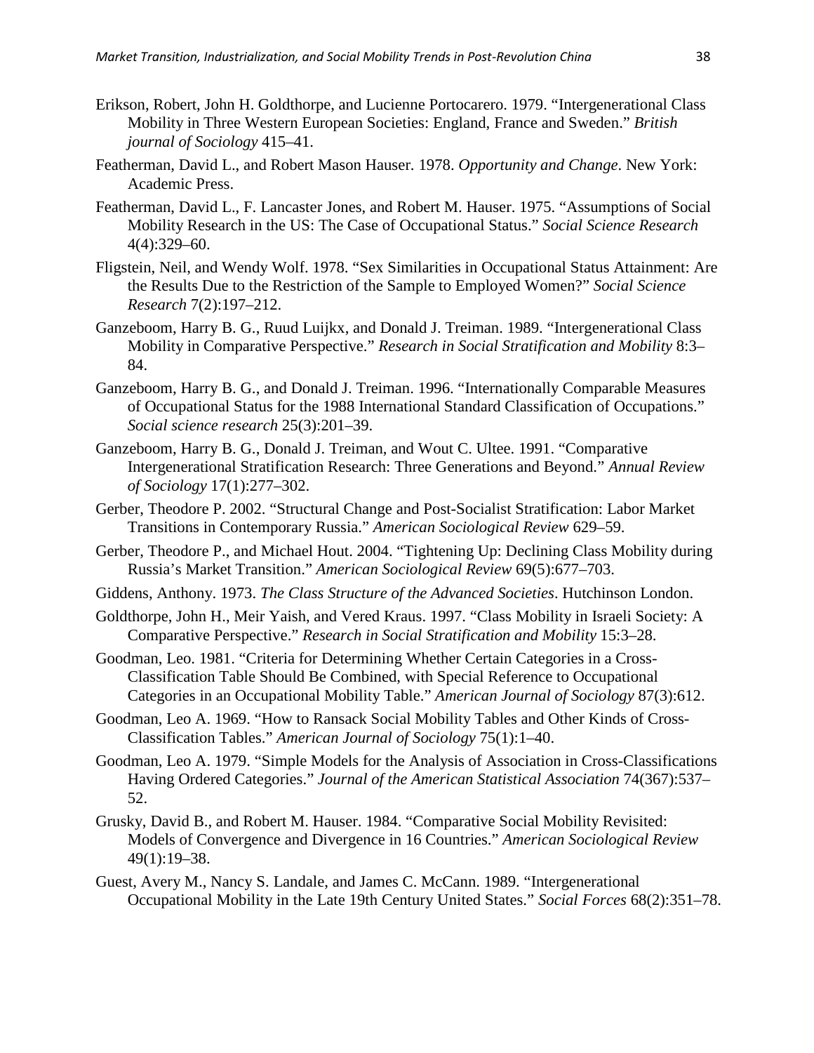Erikson, Robert, John H. Goldthorpe, and Lucienne Portocarero. 1979. "Intergenerational Class Mobility in Three Western European Societies: England, France and Sweden." *British journal of Sociology* 415–41.

Featherman, David L., and Robert Mason Hauser. 1978. *Opportunity and Change*. New York: Academic Press.

Featherman, David L., F. Lancaster Jones, and Robert M. Hauser. 1975. "Assumptions of Social Mobility Research in the US: The Case of Occupational Status." *Social Science Research* 4(4):329–60.

Fligstein, Neil, and Wendy Wolf. 1978. "Sex Similarities in Occupational Status Attainment: Are the Results Due to the Restriction of the Sample to Employed Women?" *Social Science Research* 7(2):197–212.

Ganzeboom, Harry B. G., Ruud Luijkx, and Donald J. Treiman. 1989. "Intergenerational Class Mobility in Comparative Perspective." *Research in Social Stratification and Mobility* 8:3–84.

Ganzeboom, Harry B. G., and Donald J. Treiman. 1996. "Internationally Comparable Measures of Occupational Status for the 1988 International Standard Classification of Occupations." *Social science research* 25(3):201–39.

Ganzeboom, Harry B. G., Donald J. Treiman, and Wout C. Ultee. 1991. "Comparative Intergenerational Stratification Research: Three Generations and Beyond." *Annual Review of Sociology* 17(1):277–302.

Gerber, Theodore P. 2002. "Structural Change and Post-Socialist Stratification: Labor Market Transitions in Contemporary Russia." *American Sociological Review* 629–59.

Gerber, Theodore P., and Michael Hout. 2004. "Tightening Up: Declining Class Mobility during Russia's Market Transition." *American Sociological Review* 69(5):677–703.

Giddens, Anthony. 1973. *The Class Structure of the Advanced Societies*. Hutchinson London.

Goldthorpe, John H., Meir Yaish, and Vered Kraus. 1997. "Class Mobility in Israeli Society: A Comparative Perspective." *Research in Social Stratification and Mobility* 15:3–28.

Goodman, Leo. 1981. "Criteria for Determining Whether Certain Categories in a Cross-Classification Table Should Be Combined, with Special Reference to Occupational Categories in an Occupational Mobility Table." *American Journal of Sociology* 87(3):612.

Goodman, Leo A. 1969. "How to Ransack Social Mobility Tables and Other Kinds of Cross-Classification Tables." *American Journal of Sociology* 75(1):1–40.

Goodman, Leo A. 1979. "Simple Models for the Analysis of Association in Cross-Classifications Having Ordered Categories." *Journal of the American Statistical Association* 74(367):537–52.

Grusky, David B., and Robert M. Hauser. 1984. "Comparative Social Mobility Revisited: Models of Convergence and Divergence in 16 Countries." *American Sociological Review* 49(1):19–38.

Guest, Avery M., Nancy S. Landale, and James C. McCann. 1989. "Intergenerational Occupational Mobility in the Late 19th Century United States." *Social Forces* 68(2):351–78.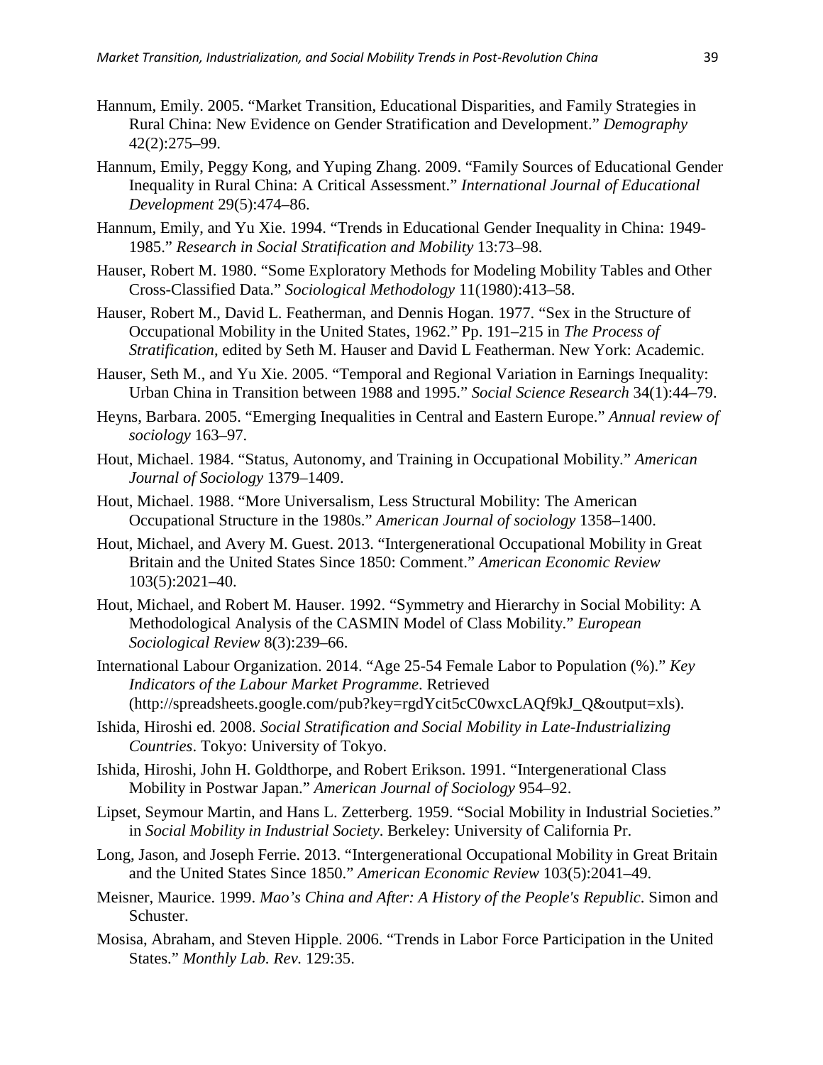Hannum, Emily. 2005. "Market Transition, Educational Disparities, and Family Strategies in Rural China: New Evidence on Gender Stratification and Development." *Demography* 42(2):275–99.

Hannum, Emily, Peggy Kong, and Yuping Zhang. 2009. "Family Sources of Educational Gender Inequality in Rural China: A Critical Assessment." *International Journal of Educational Development* 29(5):474–86.

Hannum, Emily, and Yu Xie. 1994. "Trends in Educational Gender Inequality in China: 1949-1985." *Research in Social Stratification and Mobility* 13:73–98.

Hauser, Robert M. 1980. "Some Exploratory Methods for Modeling Mobility Tables and Other Cross-Classified Data." *Sociological Methodology* 11(1980):413–58.

Hauser, Robert M., David L. Featherman, and Dennis Hogan. 1977. "Sex in the Structure of Occupational Mobility in the United States, 1962." Pp. 191–215 in *The Process of Stratification*, edited by Seth M. Hauser and David L Featherman. New York: Academic.

Hauser, Seth M., and Yu Xie. 2005. "Temporal and Regional Variation in Earnings Inequality: Urban China in Transition between 1988 and 1995." *Social Science Research* 34(1):44–79.

Heyns, Barbara. 2005. "Emerging Inequalities in Central and Eastern Europe." *Annual review of sociology* 163–97.

Hout, Michael. 1984. "Status, Autonomy, and Training in Occupational Mobility." *American Journal of Sociology* 1379–1409.

Hout, Michael. 1988. "More Universalism, Less Structural Mobility: The American Occupational Structure in the 1980s." *American Journal of sociology* 1358–1400.

Hout, Michael, and Avery M. Guest. 2013. "Intergenerational Occupational Mobility in Great Britain and the United States Since 1850: Comment." *American Economic Review* 103(5):2021–40.

Hout, Michael, and Robert M. Hauser. 1992. "Symmetry and Hierarchy in Social Mobility: A Methodological Analysis of the CASMIN Model of Class Mobility." *European Sociological Review* 8(3):239–66.

International Labour Organization. 2014. "Age 25-54 Female Labor to Population (%)." *Key Indicators of the Labour Market Programme*. Retrieved (http://spreadsheets.google.com/pub?key=rgdYcit5cC0wxcLAQf9kJ_Q&output=xls).

Ishida, Hiroshi ed. 2008. *Social Stratification and Social Mobility in Late-Industrializing Countries*. Tokyo: University of Tokyo.

Ishida, Hiroshi, John H. Goldthorpe, and Robert Erikson. 1991. "Intergenerational Class Mobility in Postwar Japan." *American Journal of Sociology* 954–92.

Lipset, Seymour Martin, and Hans L. Zetterberg. 1959. "Social Mobility in Industrial Societies." in *Social Mobility in Industrial Society*. Berkeley: University of California Pr.

Long, Jason, and Joseph Ferrie. 2013. "Intergenerational Occupational Mobility in Great Britain and the United States Since 1850." *American Economic Review* 103(5):2041–49.

Meisner, Maurice. 1999. *Mao's China and After: A History of the People's Republic*. Simon and Schuster.

Mosisa, Abraham, and Steven Hipple. 2006. "Trends in Labor Force Participation in the United States." *Monthly Lab. Rev.* 129:35.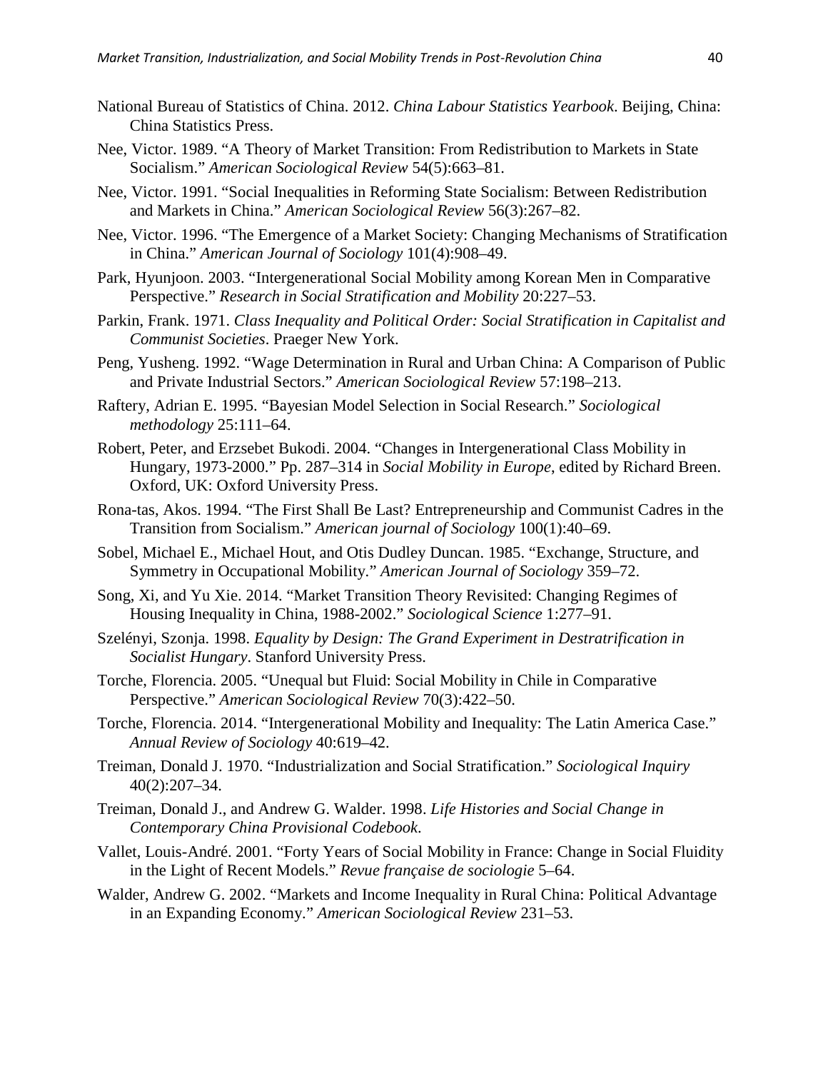National Bureau of Statistics of China. 2012. *China Labour Statistics Yearbook*. Beijing, China: China Statistics Press.

Nee, Victor. 1989. "A Theory of Market Transition: From Redistribution to Markets in State Socialism." *American Sociological Review* 54(5):663–81.

Nee, Victor. 1991. "Social Inequalities in Reforming State Socialism: Between Redistribution and Markets in China." *American Sociological Review* 56(3):267–82.

Nee, Victor. 1996. "The Emergence of a Market Society: Changing Mechanisms of Stratification in China." *American Journal of Sociology* 101(4):908–49.

Park, Hyunjoon. 2003. "Intergenerational Social Mobility among Korean Men in Comparative Perspective." *Research in Social Stratification and Mobility* 20:227–53.

Parkin, Frank. 1971. *Class Inequality and Political Order: Social Stratification in Capitalist and Communist Societies*. Praeger New York.

Peng, Yusheng. 1992. "Wage Determination in Rural and Urban China: A Comparison of Public and Private Industrial Sectors." *American Sociological Review* 57:198–213.

Raftery, Adrian E. 1995. "Bayesian Model Selection in Social Research." *Sociological methodology* 25:111–64.

Robert, Peter, and Erzsebet Bukodi. 2004. "Changes in Intergenerational Class Mobility in Hungary, 1973-2000." Pp. 287–314 in *Social Mobility in Europe*, edited by Richard Breen. Oxford, UK: Oxford University Press.

Rona-tas, Akos. 1994. "The First Shall Be Last? Entrepreneurship and Communist Cadres in the Transition from Socialism." *American journal of Sociology* 100(1):40–69.

Sobel, Michael E., Michael Hout, and Otis Dudley Duncan. 1985. "Exchange, Structure, and Symmetry in Occupational Mobility." *American Journal of Sociology* 359–72.

Song, Xi, and Yu Xie. 2014. "Market Transition Theory Revisited: Changing Regimes of Housing Inequality in China, 1988-2002." *Sociological Science* 1:277–91.

Szelényi, Szonja. 1998. *Equality by Design: The Grand Experiment in Destratrification in Socialist Hungary*. Stanford University Press.

Torche, Florencia. 2005. "Unequal but Fluid: Social Mobility in Chile in Comparative Perspective." *American Sociological Review* 70(3):422–50.

Torche, Florencia. 2014. "Intergenerational Mobility and Inequality: The Latin America Case." *Annual Review of Sociology* 40:619–42.

Treiman, Donald J. 1970. "Industrialization and Social Stratification." *Sociological Inquiry* 40(2):207–34.

Treiman, Donald J., and Andrew G. Walder. 1998. *Life Histories and Social Change in Contemporary China Provisional Codebook*.

Vallet, Louis-André. 2001. "Forty Years of Social Mobility in France: Change in Social Fluidity in the Light of Recent Models." *Revue française de sociologie* 5–64.

Walder, Andrew G. 2002. "Markets and Income Inequality in Rural China: Political Advantage in an Expanding Economy." *American Sociological Review* 231–53.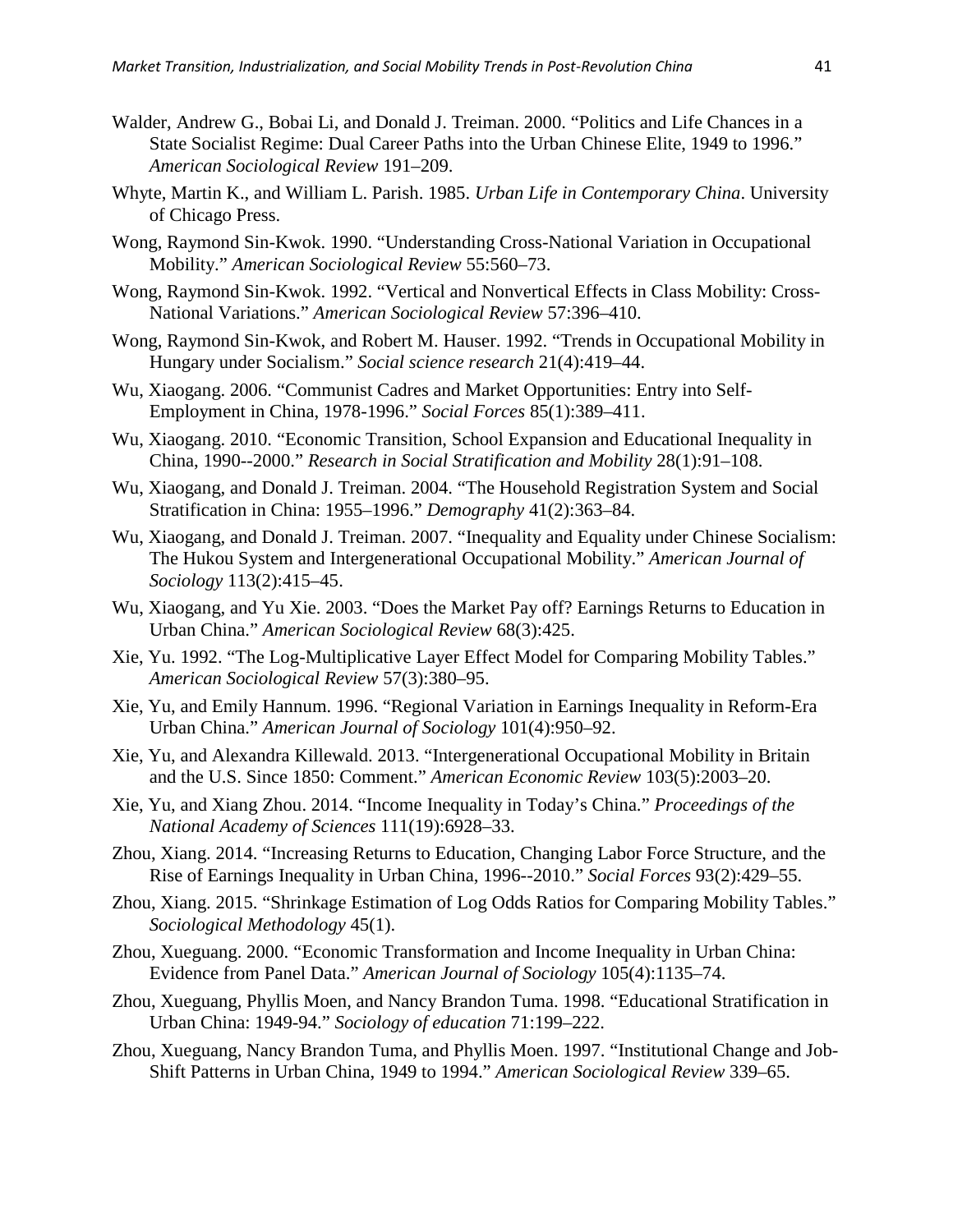Walder, Andrew G., Bobai Li, and Donald J. Treiman. 2000. "Politics and Life Chances in a State Socialist Regime: Dual Career Paths into the Urban Chinese Elite, 1949 to 1996." *American Sociological Review* 191–209.

Whyte, Martin K., and William L. Parish. 1985. *Urban Life in Contemporary China*. University of Chicago Press.

Wong, Raymond Sin-Kwok. 1990. "Understanding Cross-National Variation in Occupational Mobility." *American Sociological Review* 55:560–73.

Wong, Raymond Sin-Kwok. 1992. "Vertical and Nonvertical Effects in Class Mobility: Cross-National Variations." *American Sociological Review* 57:396–410.

Wong, Raymond Sin-Kwok, and Robert M. Hauser. 1992. "Trends in Occupational Mobility in Hungary under Socialism." *Social science research* 21(4):419–44.

Wu, Xiaogang. 2006. "Communist Cadres and Market Opportunities: Entry into Self-Employment in China, 1978-1996." *Social Forces* 85(1):389–411.

Wu, Xiaogang. 2010. "Economic Transition, School Expansion and Educational Inequality in China, 1990--2000." *Research in Social Stratification and Mobility* 28(1):91–108.

Wu, Xiaogang, and Donald J. Treiman. 2004. "The Household Registration System and Social Stratification in China: 1955–1996." *Demography* 41(2):363–84.

Wu, Xiaogang, and Donald J. Treiman. 2007. "Inequality and Equality under Chinese Socialism: The Hukou System and Intergenerational Occupational Mobility." *American Journal of Sociology* 113(2):415–45.

Wu, Xiaogang, and Yu Xie. 2003. "Does the Market Pay off? Earnings Returns to Education in Urban China." *American Sociological Review* 68(3):425.

Xie, Yu. 1992. "The Log-Multiplicative Layer Effect Model for Comparing Mobility Tables." *American Sociological Review* 57(3):380–95.

Xie, Yu, and Emily Hannum. 1996. "Regional Variation in Earnings Inequality in Reform-Era Urban China." *American Journal of Sociology* 101(4):950–92.

Xie, Yu, and Alexandra Killewald. 2013. "Intergenerational Occupational Mobility in Britain and the U.S. Since 1850: Comment." *American Economic Review* 103(5):2003–20.

Xie, Yu, and Xiang Zhou. 2014. "Income Inequality in Today's China." *Proceedings of the National Academy of Sciences* 111(19):6928–33.

Zhou, Xiang. 2014. "Increasing Returns to Education, Changing Labor Force Structure, and the Rise of Earnings Inequality in Urban China, 1996--2010." *Social Forces* 93(2):429–55.

Zhou, Xiang. 2015. "Shrinkage Estimation of Log Odds Ratios for Comparing Mobility Tables." *Sociological Methodology* 45(1).

Zhou, Xueguang. 2000. "Economic Transformation and Income Inequality in Urban China: Evidence from Panel Data." *American Journal of Sociology* 105(4):1135–74.

Zhou, Xueguang, Phyllis Moen, and Nancy Brandon Tuma. 1998. "Educational Stratification in Urban China: 1949-94." *Sociology of education* 71:199–222.

Zhou, Xueguang, Nancy Brandon Tuma, and Phyllis Moen. 1997. "Institutional Change and Job-Shift Patterns in Urban China, 1949 to 1994." *American Sociological Review* 339–65.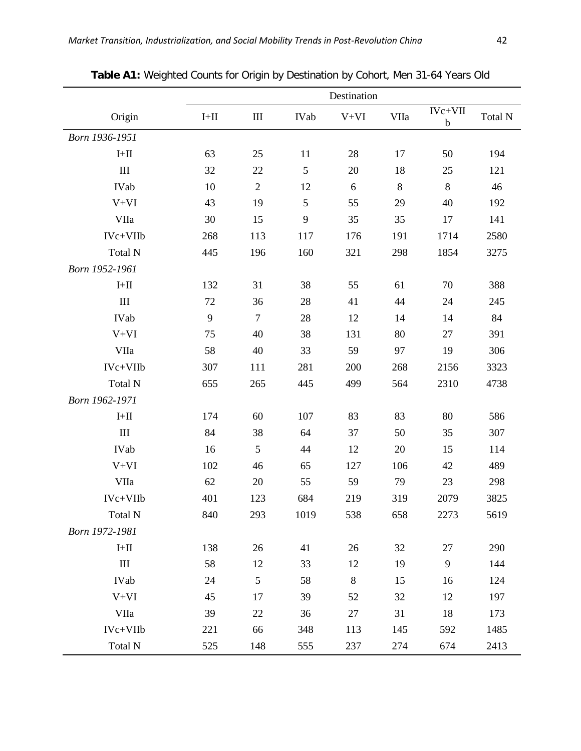**Table A1:** Weighted Counts for Origin by Destination by Cohort, Men 31-64 Years Old

| | Destination | | | | | | |
|---|---|---|---|---|---|---|---|
| Origin | I+II | III | IVab | V+VI | VIIa | IVc+VIIb | Total N |
| *Born 1936-1951* | | | | | | | |
| I+II | 63 | 25 | 11 | 28 | 17 | 50 | 194 |
| III | 32 | 22 | 5 | 20 | 18 | 25 | 121 |
| IVab | 10 | 2 | 12 | 6 | 8 | 8 | 46 |
| V+VI | 43 | 19 | 5 | 55 | 29 | 40 | 192 |
| VIIa | 30 | 15 | 9 | 35 | 35 | 17 | 141 |
| IVc+VIIb | 268 | 113 | 117 | 176 | 191 | 1714 | 2580 |
| Total N | 445 | 196 | 160 | 321 | 298 | 1854 | 3275 |
| *Born 1952-1961* | | | | | | | |
| I+II | 132 | 31 | 38 | 55 | 61 | 70 | 388 |
| III | 72 | 36 | 28 | 41 | 44 | 24 | 245 |
| IVab | 9 | 7 | 28 | 12 | 14 | 14 | 84 |
| V+VI | 75 | 40 | 38 | 131 | 80 | 27 | 391 |
| VIIa | 58 | 40 | 33 | 59 | 97 | 19 | 306 |
| IVc+VIIb | 307 | 111 | 281 | 200 | 268 | 2156 | 3323 |
| Total N | 655 | 265 | 445 | 499 | 564 | 2310 | 4738 |
| *Born 1962-1971* | | | | | | | |
| I+II | 174 | 60 | 107 | 83 | 83 | 80 | 586 |
| III | 84 | 38 | 64 | 37 | 50 | 35 | 307 |
| IVab | 16 | 5 | 44 | 12 | 20 | 15 | 114 |
| V+VI | 102 | 46 | 65 | 127 | 106 | 42 | 489 |
| VIIa | 62 | 20 | 55 | 59 | 79 | 23 | 298 |
| IVc+VIIb | 401 | 123 | 684 | 219 | 319 | 2079 | 3825 |
| Total N | 840 | 293 | 1019 | 538 | 658 | 2273 | 5619 |
| *Born 1972-1981* | | | | | | | |
| I+II | 138 | 26 | 41 | 26 | 32 | 27 | 290 |
| III | 58 | 12 | 33 | 12 | 19 | 9 | 144 |
| IVab | 24 | 5 | 58 | 8 | 15 | 16 | 124 |
| V+VI | 45 | 17 | 39 | 52 | 32 | 12 | 197 |
| VIIa | 39 | 22 | 36 | 27 | 31 | 18 | 173 |
| IVc+VIIb | 221 | 66 | 348 | 113 | 145 | 592 | 1485 |
| Total N | 525 | 148 | 555 | 237 | 274 | 674 | 2413 |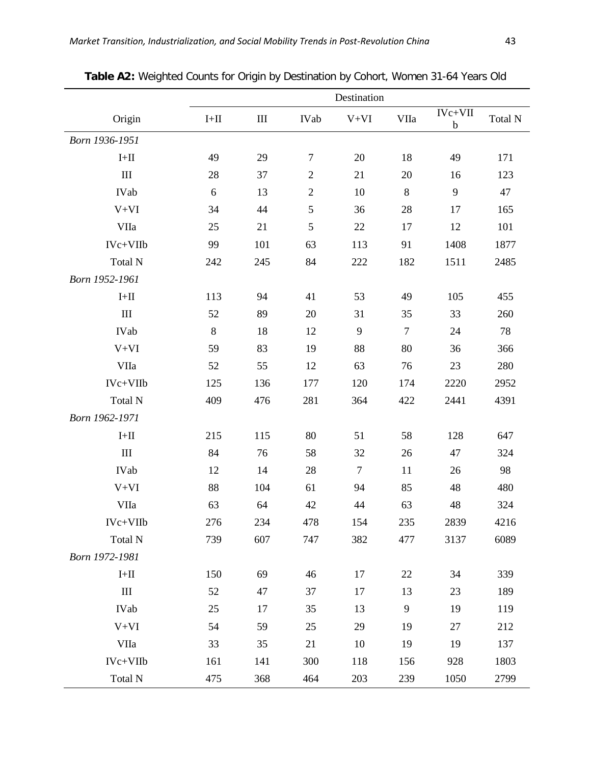**Table A2:** Weighted Counts for Origin by Destination by Cohort, Women 31-64 Years Old

| | Destination | | | | | | |
|---|---|---|---|---|---|---|---|
| Origin | I+II | III | IVab | V+VI | VIIa | IVc+VIIb | Total N |
| *Born 1936-1951* | | | | | | | |
| I+II | 49 | 29 | 7 | 20 | 18 | 49 | 171 |
| III | 28 | 37 | 2 | 21 | 20 | 16 | 123 |
| IVab | 6 | 13 | 2 | 10 | 8 | 9 | 47 |
| V+VI | 34 | 44 | 5 | 36 | 28 | 17 | 165 |
| VIIa | 25 | 21 | 5 | 22 | 17 | 12 | 101 |
| IVc+VIIb | 99 | 101 | 63 | 113 | 91 | 1408 | 1877 |
| Total N | 242 | 245 | 84 | 222 | 182 | 1511 | 2485 |
| *Born 1952-1961* | | | | | | | |
| I+II | 113 | 94 | 41 | 53 | 49 | 105 | 455 |
| III | 52 | 89 | 20 | 31 | 35 | 33 | 260 |
| IVab | 8 | 18 | 12 | 9 | 7 | 24 | 78 |
| V+VI | 59 | 83 | 19 | 88 | 80 | 36 | 366 |
| VIIa | 52 | 55 | 12 | 63 | 76 | 23 | 280 |
| IVc+VIIb | 125 | 136 | 177 | 120 | 174 | 2220 | 2952 |
| Total N | 409 | 476 | 281 | 364 | 422 | 2441 | 4391 |
| *Born 1962-1971* | | | | | | | |
| I+II | 215 | 115 | 80 | 51 | 58 | 128 | 647 |
| III | 84 | 76 | 58 | 32 | 26 | 47 | 324 |
| IVab | 12 | 14 | 28 | 7 | 11 | 26 | 98 |
| V+VI | 88 | 104 | 61 | 94 | 85 | 48 | 480 |
| VIIa | 63 | 64 | 42 | 44 | 63 | 48 | 324 |
| IVc+VIIb | 276 | 234 | 478 | 154 | 235 | 2839 | 4216 |
| Total N | 739 | 607 | 747 | 382 | 477 | 3137 | 6089 |
| *Born 1972-1981* | | | | | | | |
| I+II | 150 | 69 | 46 | 17 | 22 | 34 | 339 |
| III | 52 | 47 | 37 | 17 | 13 | 23 | 189 |
| IVab | 25 | 17 | 35 | 13 | 9 | 19 | 119 |
| V+VI | 54 | 59 | 25 | 29 | 19 | 27 | 212 |
| VIIa | 33 | 35 | 21 | 10 | 19 | 19 | 137 |
| IVc+VIIb | 161 | 141 | 300 | 118 | 156 | 928 | 1803 |
| Total N | 475 | 368 | 464 | 203 | 239 | 1050 | 2799 |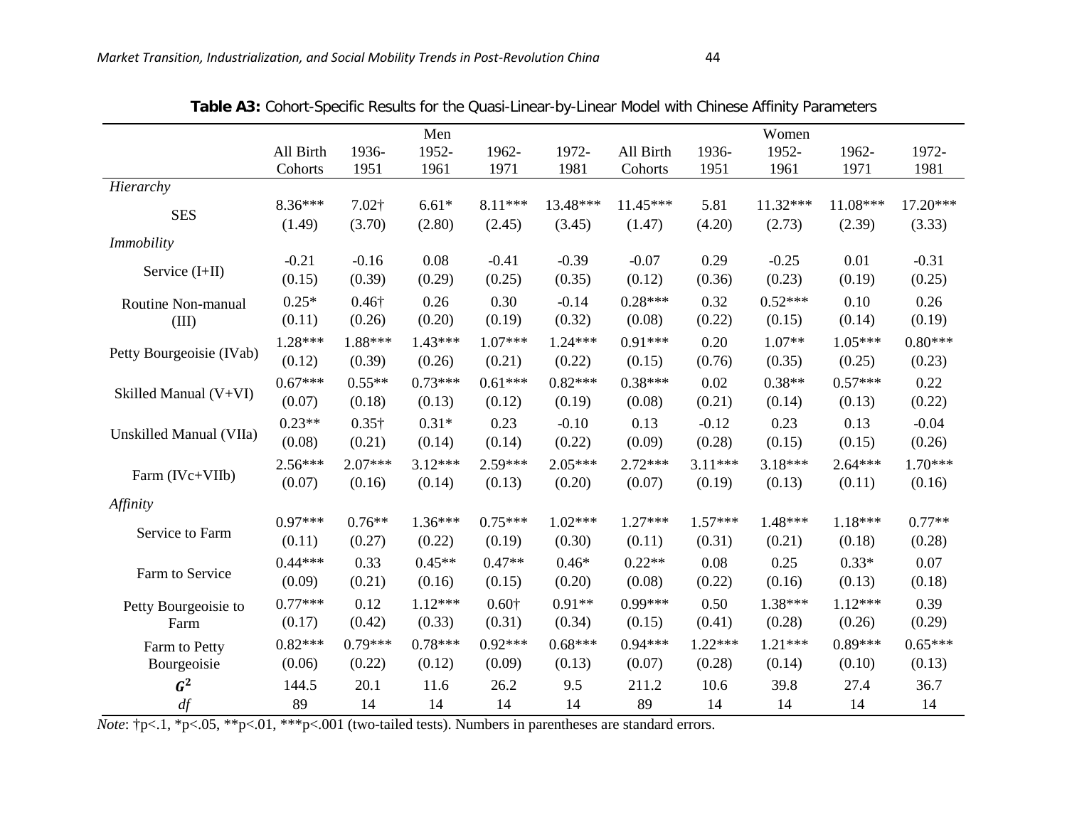**Table A3:** Cohort-Specific Results for the Quasi-Linear-by-Linear Model with Chinese Affinity Parameters

| | Men | | | | | Women | | | | |
|---|---|---|---|---|---|---|---|---|---|---|
| | All Birth Cohorts | 1936-1951 | 1952-1961 | 1962-1971 | 1972-1981 | All Birth Cohorts | 1936-1951 | 1952-1961 | 1962-1971 | 1972-1981 |
| *Hierarchy* | | | | | | | | | | |
| SES | 8.36*** (1.49) | 7.02† (3.70) | 6.61* (2.80) | 8.11*** (2.45) | 13.48*** (3.45) | 11.45*** (1.47) | 5.81 (4.20) | 11.32*** (2.73) | 11.08*** (2.39) | 17.20*** (3.33) |
| *Immobility* | | | | | | | | | | |
| Service (I+II) | -0.21 (0.15) | -0.16 (0.39) | 0.08 (0.29) | -0.41 (0.25) | -0.39 (0.35) | -0.07 (0.12) | 0.29 (0.36) | -0.25 (0.23) | 0.01 (0.19) | -0.31 (0.25) |
| Routine Non-manual (III) | 0.25* (0.11) | 0.46† (0.26) | 0.26 (0.20) | 0.30 (0.19) | -0.14 (0.32) | 0.28*** (0.08) | 0.32 (0.22) | 0.52*** (0.15) | 0.10 (0.14) | 0.26 (0.19) |
| Petty Bourgeoisie (IVab) | 1.28*** (0.12) | 1.88*** (0.39) | 1.43*** (0.26) | 1.07*** (0.21) | 1.24*** (0.22) | 0.91*** (0.15) | 0.20 (0.76) | 1.07** (0.35) | 1.05*** (0.25) | 0.80*** (0.23) |
| Skilled Manual (V+VI) | 0.67*** (0.07) | 0.55** (0.18) | 0.73*** (0.13) | 0.61*** (0.12) | 0.82*** (0.19) | 0.38*** (0.08) | 0.02 (0.21) | 0.38** (0.14) | 0.57*** (0.13) | 0.22 (0.22) |
| Unskilled Manual (VIIa) | 0.23** (0.08) | 0.35† (0.21) | 0.31* (0.14) | 0.23 (0.14) | -0.10 (0.22) | 0.13 (0.09) | -0.12 (0.28) | 0.23 (0.15) | 0.13 (0.15) | -0.04 (0.26) |
| Farm (IVc+VIIb) | 2.56*** (0.07) | 2.07*** (0.16) | 3.12*** (0.14) | 2.59*** (0.13) | 2.05*** (0.20) | 2.72*** (0.07) | 3.11*** (0.19) | 3.18*** (0.13) | 2.64*** (0.11) | 1.70*** (0.16) |
| *Affinity* | | | | | | | | | | |
| Service to Farm | 0.97*** (0.11) | 0.76** (0.27) | 1.36*** (0.22) | 0.75*** (0.19) | 1.02*** (0.30) | 1.27*** (0.11) | 1.57*** (0.31) | 1.48*** (0.21) | 1.18*** (0.18) | 0.77** (0.28) |
| Farm to Service | 0.44*** (0.09) | 0.33 (0.21) | 0.45** (0.16) | 0.47** (0.15) | 0.46* (0.20) | 0.22** (0.08) | 0.08 (0.22) | 0.25 (0.16) | 0.33* (0.13) | 0.07 (0.18) |
| Petty Bourgeoisie to Farm | 0.77*** (0.17) | 0.12 (0.42) | 1.12*** (0.33) | 0.60† (0.31) | 0.91** (0.34) | 0.99*** (0.15) | 0.50 (0.41) | 1.38*** (0.28) | 1.12*** (0.26) | 0.39 (0.29) |
| Farm to Petty Bourgeoisie | 0.82*** (0.06) | 0.79*** (0.22) | 0.78*** (0.12) | 0.92*** (0.09) | 0.68*** (0.13) | 0.94*** (0.07) | 1.22*** (0.28) | 1.21*** (0.14) | 0.89*** (0.10) | 0.65*** (0.13) |
| $G^2$ | 144.5 | 20.1 | 11.6 | 26.2 | 9.5 | 211.2 | 10.6 | 39.8 | 27.4 | 36.7 |
| *df* | 89 | 14 | 14 | 14 | 14 | 89 | 14 | 14 | 14 | 14 |

*Note*: †p<.1, *p<.05, **p<.01, ***p<.001 (two-tailed tests). Numbers in parentheses are standard errors.